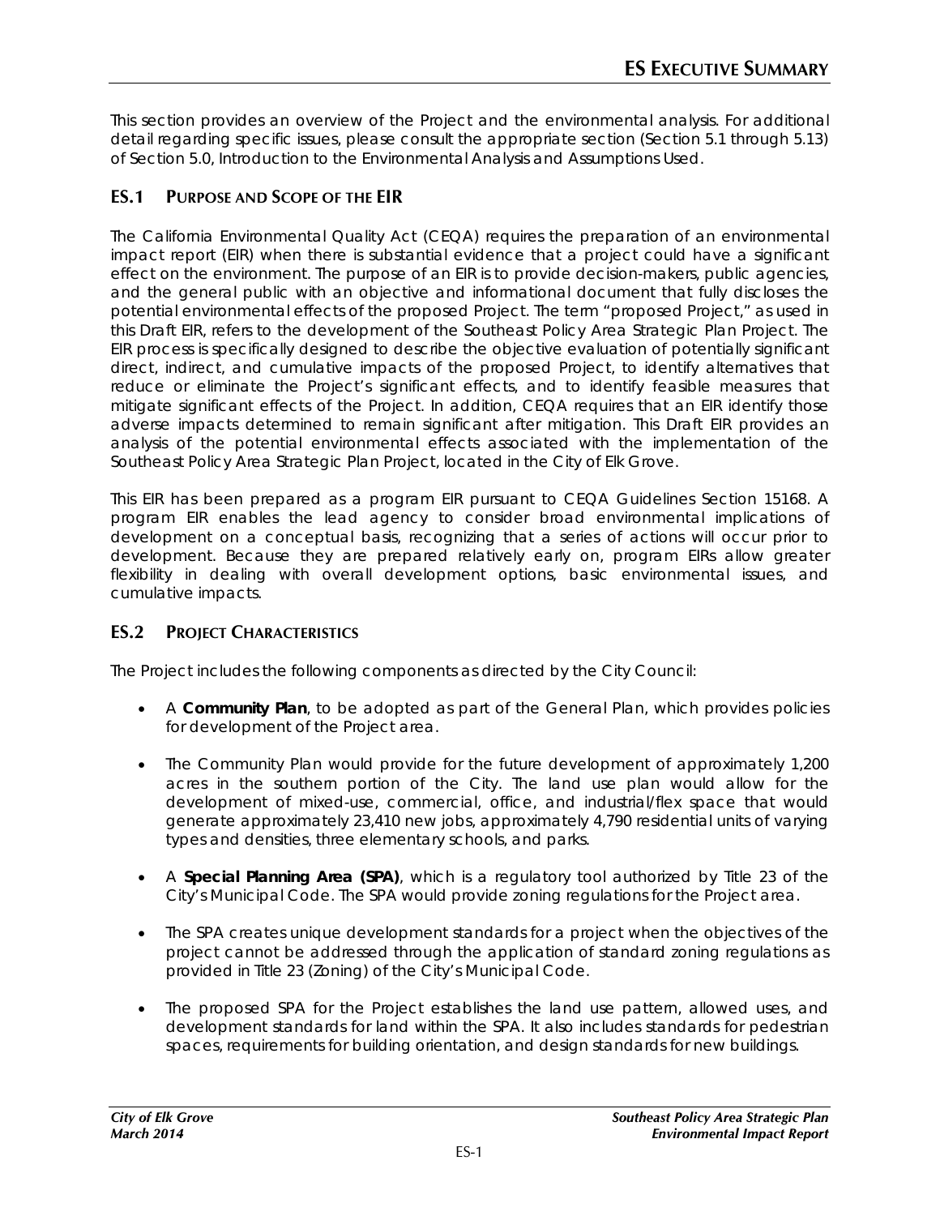# ES EXECUTIVE SUMMARY

This section provides an overview of the Project and the environmental analysis. For additional detail regarding specific issues, please consult the appropriate section (Section 5.1 through 5.13) of Section 5.0, Introduction to the Environmental Analysis and Assumptions Used.

## ES.1 PURPOSE AND SCOPE OF THE EIR

The California Environmental Quality Act (CEQA) requires the preparation of an environmental impact report (EIR) when there is substantial evidence that a project could have a significant effect on the environment. The purpose of an EIR is to provide decision-makers, public agencies, and the general public with an objective and informational document that fully discloses the potential environmental effects of the proposed Project. The term "proposed Project," as used in this Draft EIR, refers to the development of the Southeast Policy Area Strategic Plan Project. The EIR process is specifically designed to describe the objective evaluation of potentially significant direct, indirect, and cumulative impacts of the proposed Project, to identify alternatives that reduce or eliminate the Project's significant effects, and to identify feasible measures that mitigate significant effects of the Project. In addition, CEQA requires that an EIR identify those adverse impacts determined to remain significant after mitigation. This Draft EIR provides an analysis of the potential environmental effects associated with the implementation of the Southeast Policy Area Strategic Plan Project, located in the City of Elk Grove.

This EIR has been prepared as a program EIR pursuant to CEQA Guidelines Section 15168. A program EIR enables the lead agency to consider broad environmental implications of development on a conceptual basis, recognizing that a series of actions will occur prior to development. Because they are prepared relatively early on, program EIRs allow greater flexibility in dealing with overall development options, basic environmental issues, and cumulative impacts.

## ES.2 PROJECT CHARACTERISTICS

The Project includes the following components as directed by the City Council:

- A **Community Plan**, to be adopted as part of the General Plan, which provides policies for development of the Project area.
- The Community Plan would provide for the future development of approximately 1,200 acres in the southern portion of the City. The land use plan would allow for the development of mixed-use, commercial, office, and industrial/flex space that would generate approximately 23,410 new jobs, approximately 4,790 residential units of varying types and densities, three elementary schools, and parks.
- A **Special Planning Area (SPA)**, which is a regulatory tool authorized by Title 23 of the City's Municipal Code. The SPA would provide zoning regulations for the Project area.
- The SPA creates unique development standards for a project when the objectives of the project cannot be addressed through the application of standard zoning regulations as provided in Title 23 (Zoning) of the City's Municipal Code.
- The proposed SPA for the Project establishes the land use pattern, allowed uses, and development standards for land within the SPA. It also includes standards for pedestrian spaces, requirements for building orientation, and design standards for new buildings.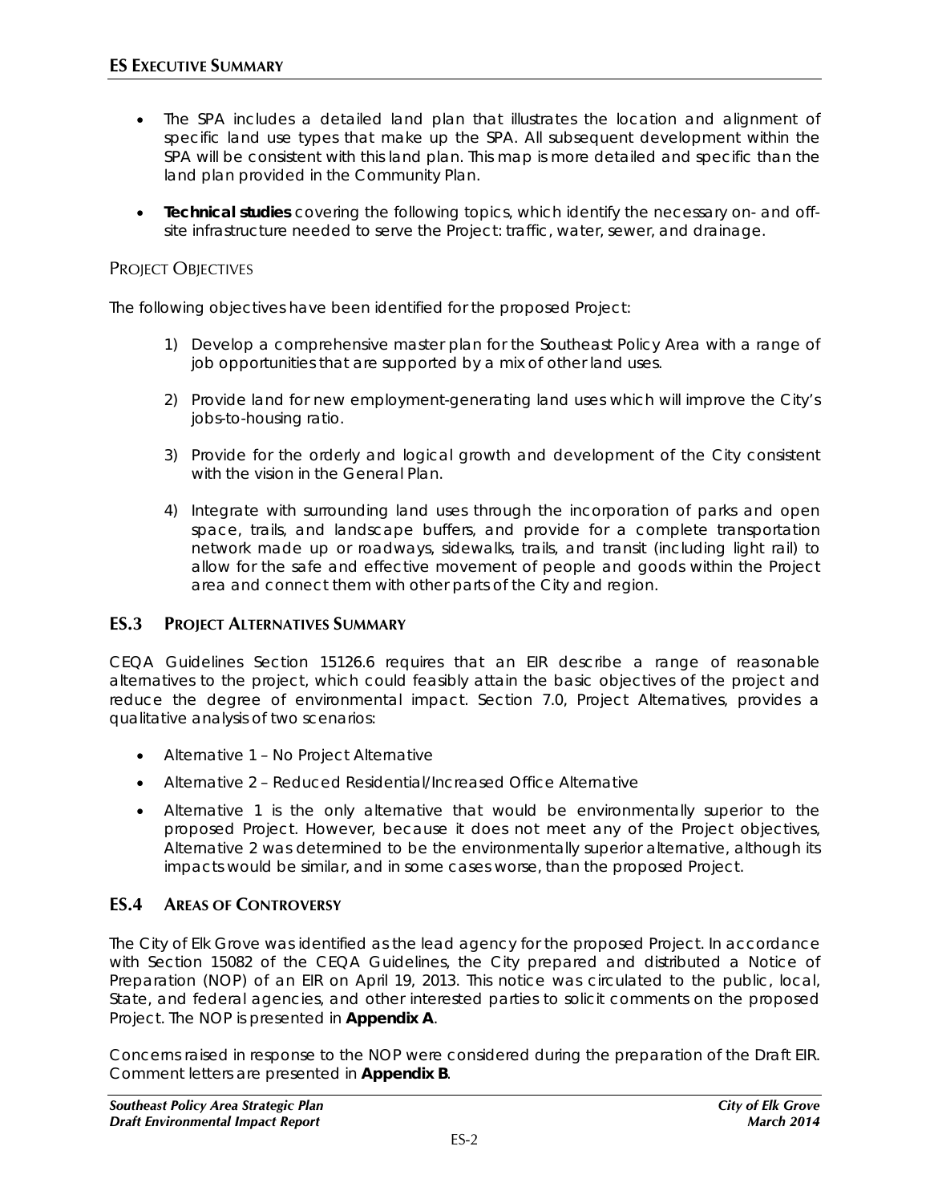- The SPA includes a detailed land plan that illustrates the location and alignment of specific land use types that make up the SPA. All subsequent development within the SPA will be consistent with this land plan. This map is more detailed and specific than the land plan provided in the Community Plan.
- **Technical studies** covering the following topics, which identify the necessary on- and off-site infrastructure needed to serve the Project: traffic, water, sewer, and drainage.

### PROJECT OBJECTIVES

The following objectives have been identified for the proposed Project:

1) Develop a comprehensive master plan for the Southeast Policy Area with a range of job opportunities that are supported by a mix of other land uses.
2) Provide land for new employment-generating land uses which will improve the City's jobs-to-housing ratio.
3) Provide for the orderly and logical growth and development of the City consistent with the vision in the General Plan.
4) Integrate with surrounding land uses through the incorporation of parks and open space, trails, and landscape buffers, and provide for a complete transportation network made up or roadways, sidewalks, trails, and transit (including light rail) to allow for the safe and effective movement of people and goods within the Project area and connect them with other parts of the City and region.

## ES.3 PROJECT ALTERNATIVES SUMMARY

CEQA Guidelines Section 15126.6 requires that an EIR describe a range of reasonable alternatives to the project, which could feasibly attain the basic objectives of the project and reduce the degree of environmental impact. Section 7.0, Project Alternatives, provides a qualitative analysis of two scenarios:

- Alternative 1 – No Project Alternative
- Alternative 2 – Reduced Residential/Increased Office Alternative
- Alternative 1 is the only alternative that would be environmentally superior to the proposed Project. However, because it does not meet any of the Project objectives, Alternative 2 was determined to be the environmentally superior alternative, although its impacts would be similar, and in some cases worse, than the proposed Project.

## ES.4 AREAS OF CONTROVERSY

The City of Elk Grove was identified as the lead agency for the proposed Project. In accordance with Section 15082 of the CEQA Guidelines, the City prepared and distributed a Notice of Preparation (NOP) of an EIR on April 19, 2013. This notice was circulated to the public, local, State, and federal agencies, and other interested parties to solicit comments on the proposed Project. The NOP is presented in **Appendix A**.

Concerns raised in response to the NOP were considered during the preparation of the Draft EIR. Comment letters are presented in **Appendix B**.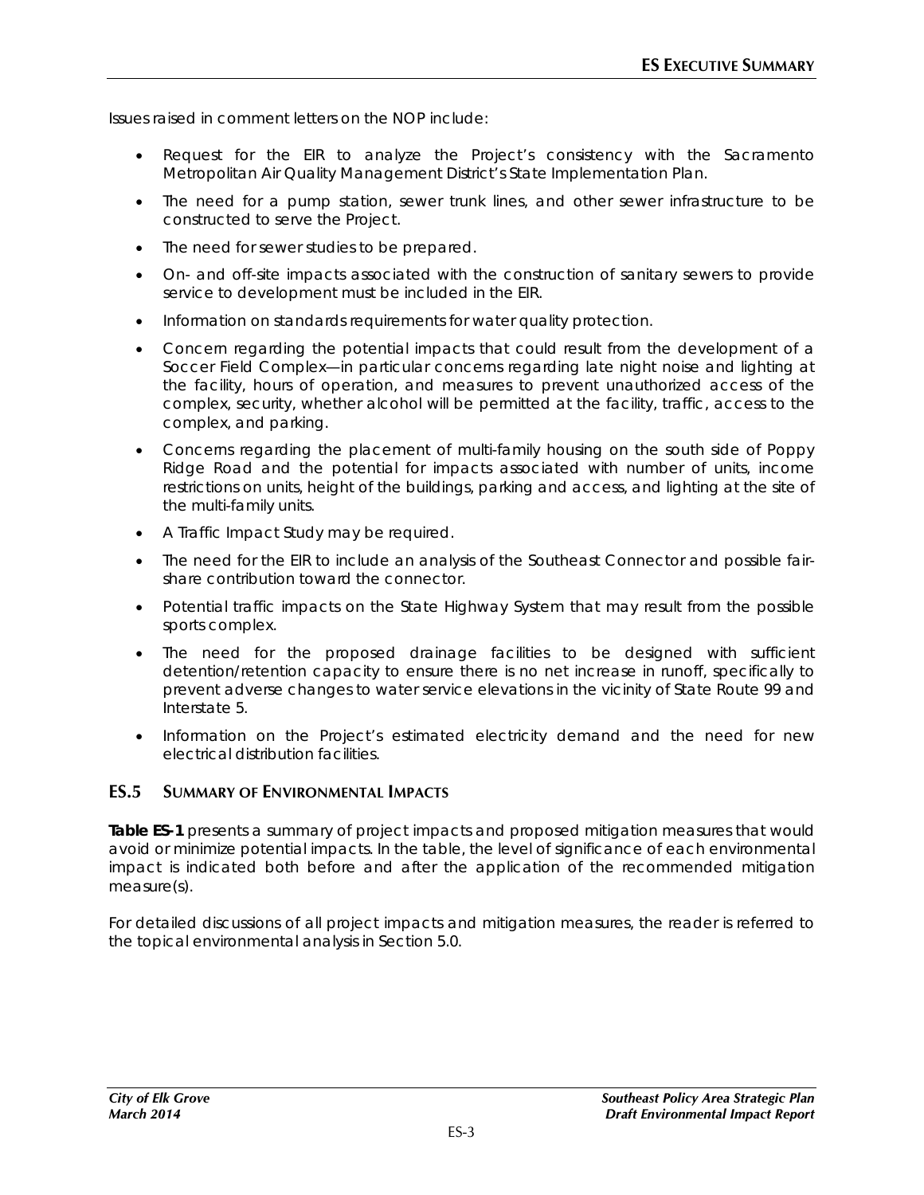Issues raised in comment letters on the NOP include:

- Request for the EIR to analyze the Project's consistency with the Sacramento Metropolitan Air Quality Management District's State Implementation Plan.
- The need for a pump station, sewer trunk lines, and other sewer infrastructure to be constructed to serve the Project.
- The need for sewer studies to be prepared.
- On- and off-site impacts associated with the construction of sanitary sewers to provide service to development must be included in the EIR.
- Information on standards requirements for water quality protection.
- Concern regarding the potential impacts that could result from the development of a Soccer Field Complex—in particular concerns regarding late night noise and lighting at the facility, hours of operation, and measures to prevent unauthorized access of the complex, security, whether alcohol will be permitted at the facility, traffic, access to the complex, and parking.
- Concerns regarding the placement of multi-family housing on the south side of Poppy Ridge Road and the potential for impacts associated with number of units, income restrictions on units, height of the buildings, parking and access, and lighting at the site of the multi-family units.
- A Traffic Impact Study may be required.
- The need for the EIR to include an analysis of the Southeast Connector and possible fair-share contribution toward the connector.
- Potential traffic impacts on the State Highway System that may result from the possible sports complex.
- The need for the proposed drainage facilities to be designed with sufficient detention/retention capacity to ensure there is no net increase in runoff, specifically to prevent adverse changes to water service elevations in the vicinity of State Route 99 and Interstate 5.
- Information on the Project's estimated electricity demand and the need for new electrical distribution facilities.

## ES.5 Summary of Environmental Impacts

**Table ES-1** presents a summary of project impacts and proposed mitigation measures that would avoid or minimize potential impacts. In the table, the level of significance of each environmental impact is indicated both before and after the application of the recommended mitigation measure(s).

For detailed discussions of all project impacts and mitigation measures, the reader is referred to the topical environmental analysis in Section 5.0.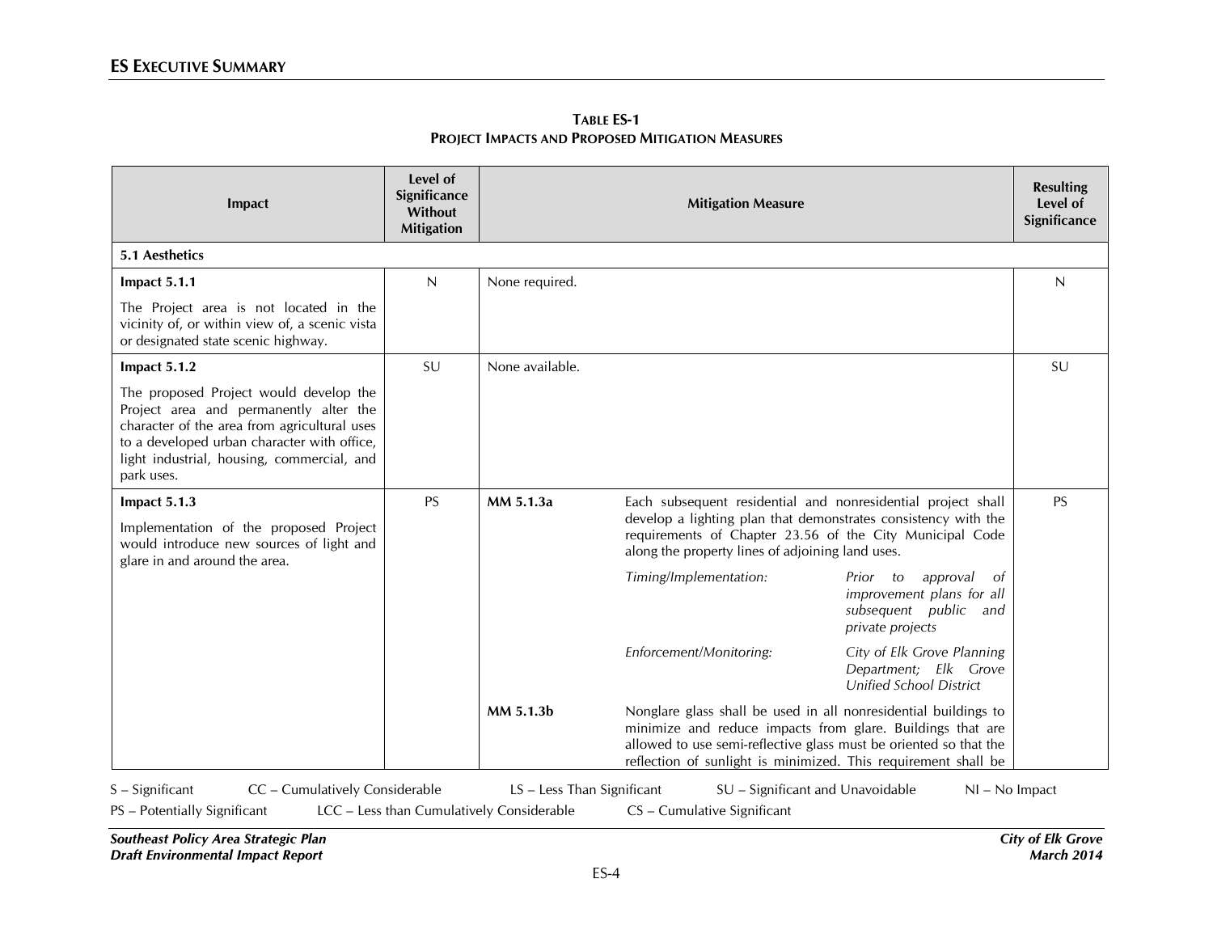**Table ES-1**
**Project Impacts and Proposed Mitigation Measures**

| Impact | Level of Significance Without Mitigation | Mitigation Measure | | | Resulting Level of Significance |
|---|---|---|---|---|---|
| **5.1 Aesthetics** | | | | | |
| **Impact 5.1.1**<br>The Project area is not located in the vicinity of, or within view of, a scenic vista or designated state scenic highway. | N | None required. | | | N |
| **Impact 5.1.2**<br>The proposed Project would develop the Project area and permanently alter the character of the area from agricultural uses to a developed urban character with office, light industrial, housing, commercial, and park uses. | SU | None available. | | | SU |
| **Impact 5.1.3**<br>Implementation of the proposed Project would introduce new sources of light and glare in and around the area. | PS | **MM 5.1.3a** | Each subsequent residential and nonresidential project shall develop a lighting plan that demonstrates consistency with the requirements of Chapter 23.56 of the City Municipal Code along the property lines of adjoining land uses. | | PS |
| | | | *Timing/Implementation:* | *Prior to approval of improvement plans for all subsequent public and private projects* | |
| | | | *Enforcement/Monitoring:* | *City of Elk Grove Planning Department; Elk Grove Unified School District* | |
| | | **MM 5.1.3b** | Nonglare glass shall be used in all nonresidential buildings to minimize and reduce impacts from glare. Buildings that are allowed to use semi-reflective glass must be oriented so that the reflection of sunlight is minimized. This requirement shall be | | |

S – Significant CC – Cumulatively Considerable LS – Less Than Significant SU – Significant and Unavoidable NI – No Impact
PS – Potentially Significant LCC – Less than Cumulatively Considerable CS – Cumulative Significant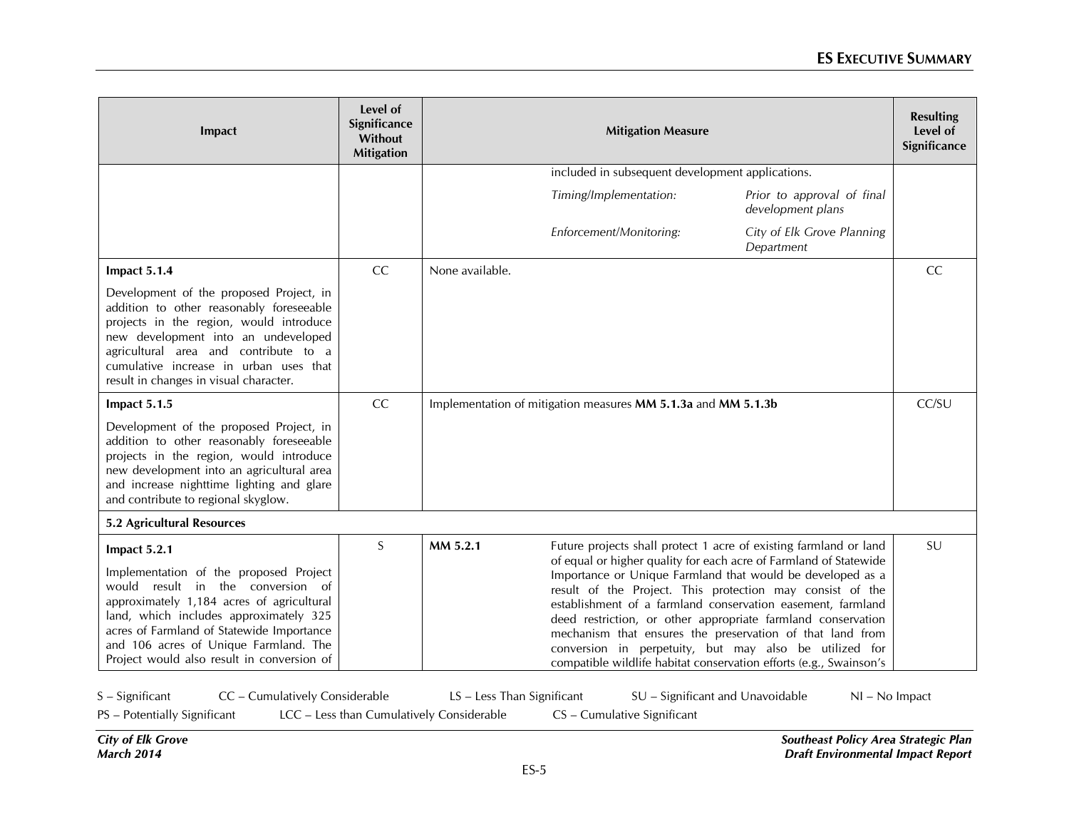| Impact | Level of Significance Without Mitigation | Mitigation Measure | | Resulting Level of Significance |
|---|---|---|---|---|
| | | | included in subsequent development applications.<br>*Timing/Implementation:* *Prior to approval of final development plans*<br>*Enforcement/Monitoring:* *City of Elk Grove Planning Department* | |
| **Impact 5.1.4**<br>Development of the proposed Project, in addition to other reasonably foreseeable projects in the region, would introduce new development into an undeveloped agricultural area and contribute to a cumulative increase in urban uses that result in changes in visual character. | CC | None available. | | CC |
| **Impact 5.1.5**<br>Development of the proposed Project, in addition to other reasonably foreseeable projects in the region, would introduce new development into an agricultural area and increase nighttime lighting and glare and contribute to regional skyglow. | CC | Implementation of mitigation measures **MM 5.1.3a** and **MM 5.1.3b** | | CC/SU |
| **5.2 Agricultural Resources** | | | | |
| **Impact 5.2.1**<br>Implementation of the proposed Project would result in the conversion of approximately 1,184 acres of agricultural land, which includes approximately 325 acres of Farmland of Statewide Importance and 106 acres of Unique Farmland. The Project would also result in conversion of | S | **MM 5.2.1** | Future projects shall protect 1 acre of existing farmland or land of equal or higher quality for each acre of Farmland of Statewide Importance or Unique Farmland that would be developed as a result of the Project. This protection may consist of the establishment of a farmland conservation easement, farmland deed restriction, or other appropriate farmland conservation mechanism that ensures the preservation of that land from conversion in perpetuity, but may also be utilized for compatible wildlife habitat conservation efforts (e.g., Swainson's | SU |

S – Significant  CC – Cumulatively Considerable  LS – Less Than Significant  SU – Significant and Unavoidable  NI – No Impact
PS – Potentially Significant  LCC – Less than Cumulatively Considerable  CS – Cumulative Significant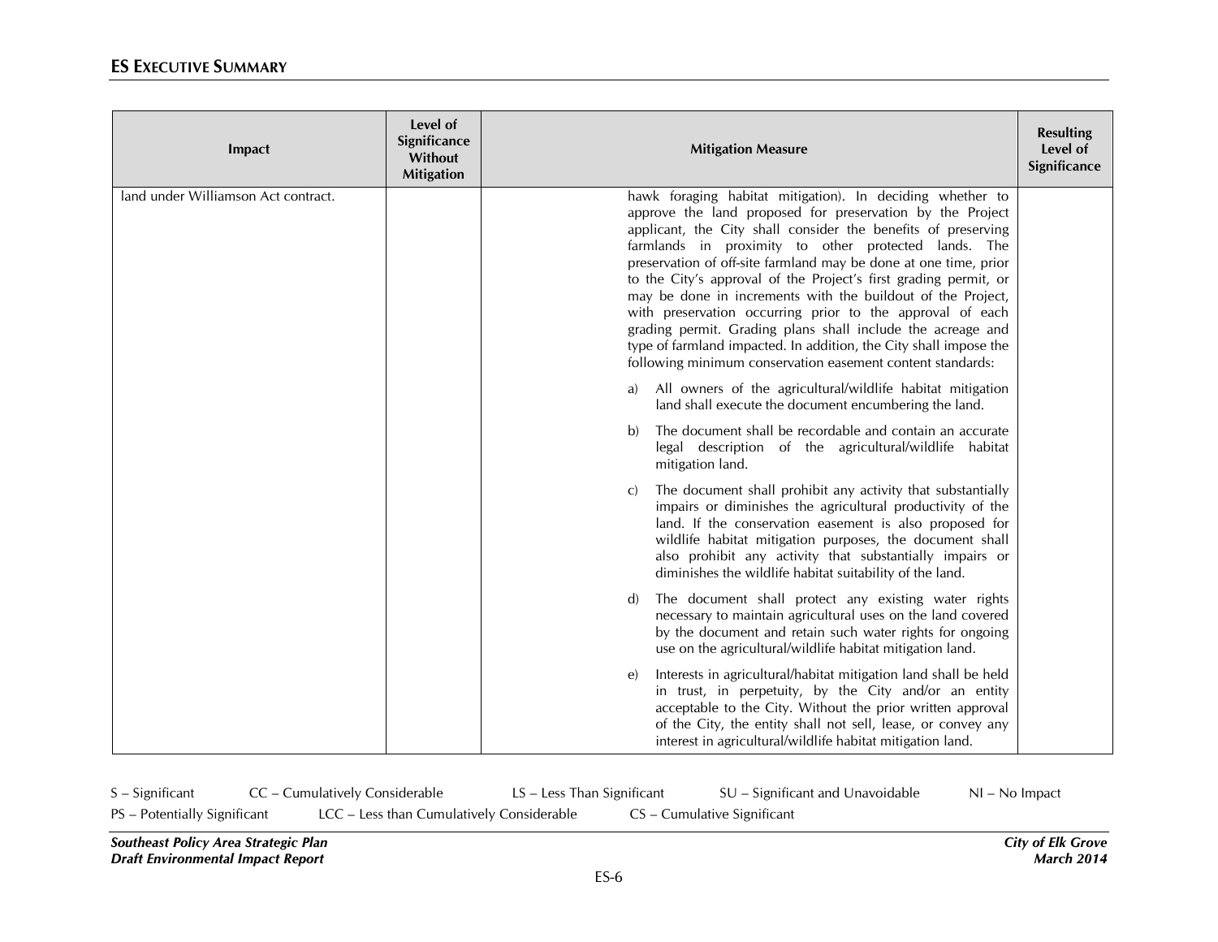| Impact | Level of Significance Without Mitigation | Mitigation Measure | Resulting Level of Significance |
|---|---|---|---|
| land under Williamson Act contract. | | hawk foraging habitat mitigation). In deciding whether to approve the land proposed for preservation by the Project applicant, the City shall consider the benefits of preserving farmlands in proximity to other protected lands. The preservation of off-site farmland may be done at one time, prior to the City's approval of the Project's first grading permit, or may be done in increments with the buildout of the Project, with preservation occurring prior to the approval of each grading permit. Grading plans shall include the acreage and type of farmland impacted. In addition, the City shall impose the following minimum conservation easement content standards:<br><br>a) All owners of the agricultural/wildlife habitat mitigation land shall execute the document encumbering the land.<br><br>b) The document shall be recordable and contain an accurate legal description of the agricultural/wildlife habitat mitigation land.<br><br>c) The document shall prohibit any activity that substantially impairs or diminishes the agricultural productivity of the land. If the conservation easement is also proposed for wildlife habitat mitigation purposes, the document shall also prohibit any activity that substantially impairs or diminishes the wildlife habitat suitability of the land.<br><br>d) The document shall protect any existing water rights necessary to maintain agricultural uses on the land covered by the document and retain such water rights for ongoing use on the agricultural/wildlife habitat mitigation land.<br><br>e) Interests in agricultural/habitat mitigation land shall be held in trust, in perpetuity, by the City and/or an entity acceptable to the City. Without the prior written approval of the City, the entity shall not sell, lease, or convey any interest in agricultural/wildlife habitat mitigation land. | |

S – Significant CC – Cumulatively Considerable LS – Less Than Significant SU – Significant and Unavoidable NI – No Impact
PS – Potentially Significant LCC – Less than Cumulatively Considerable CS – Cumulative Significant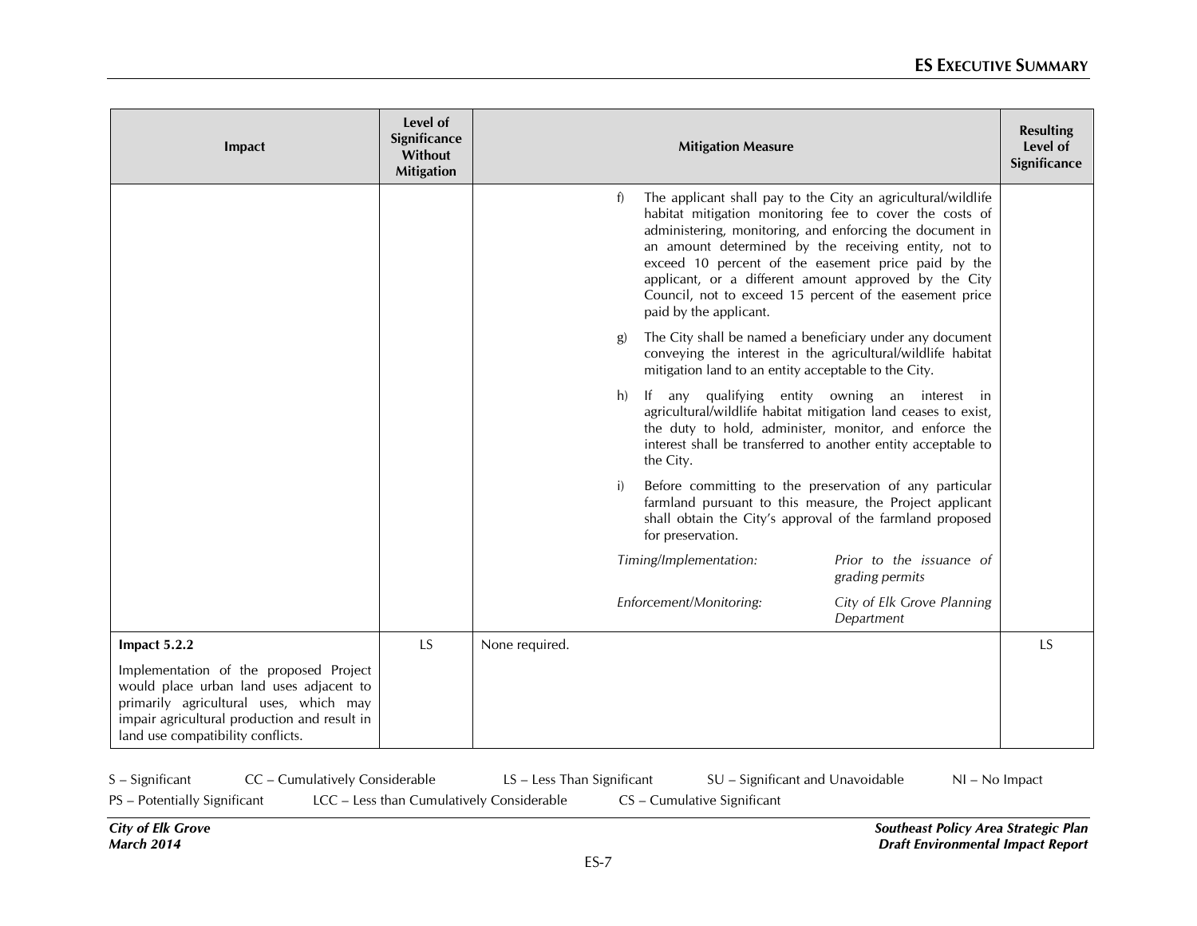| Impact | Level of Significance Without Mitigation | Mitigation Measure | Resulting Level of Significance |
|---|---|---|---|
| | | f) The applicant shall pay to the City an agricultural/wildlife habitat mitigation monitoring fee to cover the costs of administering, monitoring, and enforcing the document in an amount determined by the receiving entity, not to exceed 10 percent of the easement price paid by the applicant, or a different amount approved by the City Council, not to exceed 15 percent of the easement price paid by the applicant.<br><br>g) The City shall be named a beneficiary under any document conveying the interest in the agricultural/wildlife habitat mitigation land to an entity acceptable to the City.<br><br>h) If any qualifying entity owning an interest in agricultural/wildlife habitat mitigation land ceases to exist, the duty to hold, administer, monitor, and enforce the interest shall be transferred to another entity acceptable to the City.<br><br>i) Before committing to the preservation of any particular farmland pursuant to this measure, the Project applicant shall obtain the City's approval of the farmland proposed for preservation.<br><br>*Timing/Implementation:* *Prior to the issuance of grading permits*<br><br>*Enforcement/Monitoring:* *City of Elk Grove Planning Department* | |
| **Impact 5.2.2**<br><br>Implementation of the proposed Project would place urban land uses adjacent to primarily agricultural uses, which may impair agricultural production and result in land use compatibility conflicts. | LS | None required. | LS |

S – Significant   CC – Cumulatively Considerable   LS – Less Than Significant   SU – Significant and Unavoidable   NI – No Impact
PS – Potentially Significant   LCC – Less than Cumulatively Considerable   CS – Cumulative Significant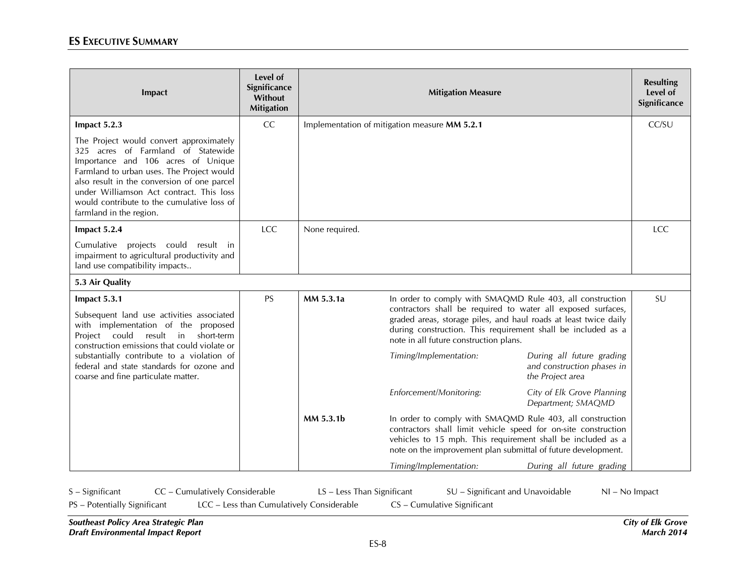| Impact | Level of Significance Without Mitigation | Mitigation Measure | Resulting Level of Significance |
|---|---|---|---|
| **Impact 5.2.3**<br>The Project would convert approximately 325 acres of Farmland of Statewide Importance and 106 acres of Unique Farmland to urban uses. The Project would also result in the conversion of one parcel under Williamson Act contract. This loss would contribute to the cumulative loss of farmland in the region. | CC | Implementation of mitigation measure **MM 5.2.1** | CC/SU |
| **Impact 5.2.4**<br>Cumulative projects could result in impairment to agricultural productivity and land use compatibility impacts.. | LCC | None required. | LCC |
| **5.3 Air Quality** | | | |
| **Impact 5.3.1**<br>Subsequent land use activities associated with implementation of the proposed Project could result in short-term construction emissions that could violate or substantially contribute to a violation of federal and state standards for ozone and coarse and fine particulate matter. | PS | **MM 5.3.1a** In order to comply with SMAQMD Rule 403, all construction contractors shall be required to water all exposed surfaces, graded areas, storage piles, and haul roads at least twice daily during construction. This requirement shall be included as a note in all future construction plans.<br>*Timing/Implementation:* *During all future grading and construction phases in the Project area*<br>*Enforcement/Monitoring:* *City of Elk Grove Planning Department; SMAQMD*<br>**MM 5.3.1b** In order to comply with SMAQMD Rule 403, all construction contractors shall limit vehicle speed for on-site construction vehicles to 15 mph. This requirement shall be included as a note on the improvement plan submittal of future development.<br>*Timing/Implementation:* *During all future grading* | SU |

S – Significant CC – Cumulatively Considerable LS – Less Than Significant SU – Significant and Unavoidable NI – No Impact
PS – Potentially Significant LCC – Less than Cumulatively Considerable CS – Cumulative Significant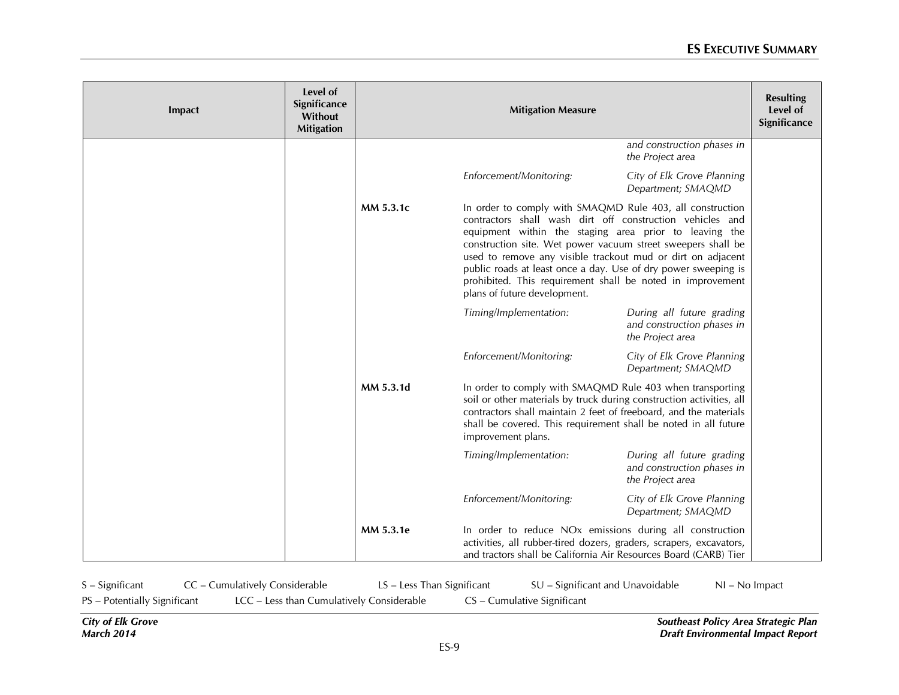| Impact | Level of Significance Without Mitigation | Mitigation Measure | Resulting Level of Significance |
|---|---|---|---|
| | | *and construction phases in the Project area* | |
| | | *Enforcement/Monitoring:* *City of Elk Grove Planning Department; SMAQMD* | |
| | | **MM 5.3.1c** In order to comply with SMAQMD Rule 403, all construction contractors shall wash dirt off construction vehicles and equipment within the staging area prior to leaving the construction site. Wet power vacuum street sweepers shall be used to remove any visible trackout mud or dirt on adjacent public roads at least once a day. Use of dry power sweeping is prohibited. This requirement shall be noted in improvement plans of future development. | |
| | | *Timing/Implementation:* *During all future grading and construction phases in the Project area* | |
| | | *Enforcement/Monitoring:* *City of Elk Grove Planning Department; SMAQMD* | |
| | | **MM 5.3.1d** In order to comply with SMAQMD Rule 403 when transporting soil or other materials by truck during construction activities, all contractors shall maintain 2 feet of freeboard, and the materials shall be covered. This requirement shall be noted in all future improvement plans. | |
| | | *Timing/Implementation:* *During all future grading and construction phases in the Project area* | |
| | | *Enforcement/Monitoring:* *City of Elk Grove Planning Department; SMAQMD* | |
| | | **MM 5.3.1e** In order to reduce NOx emissions during all construction activities, all rubber-tired dozers, graders, scrapers, excavators, and tractors shall be California Air Resources Board (CARB) Tier | |

S – Significant CC – Cumulatively Considerable LS – Less Than Significant SU – Significant and Unavoidable NI – No Impact
PS – Potentially Significant LCC – Less than Cumulatively Considerable CS – Cumulative Significant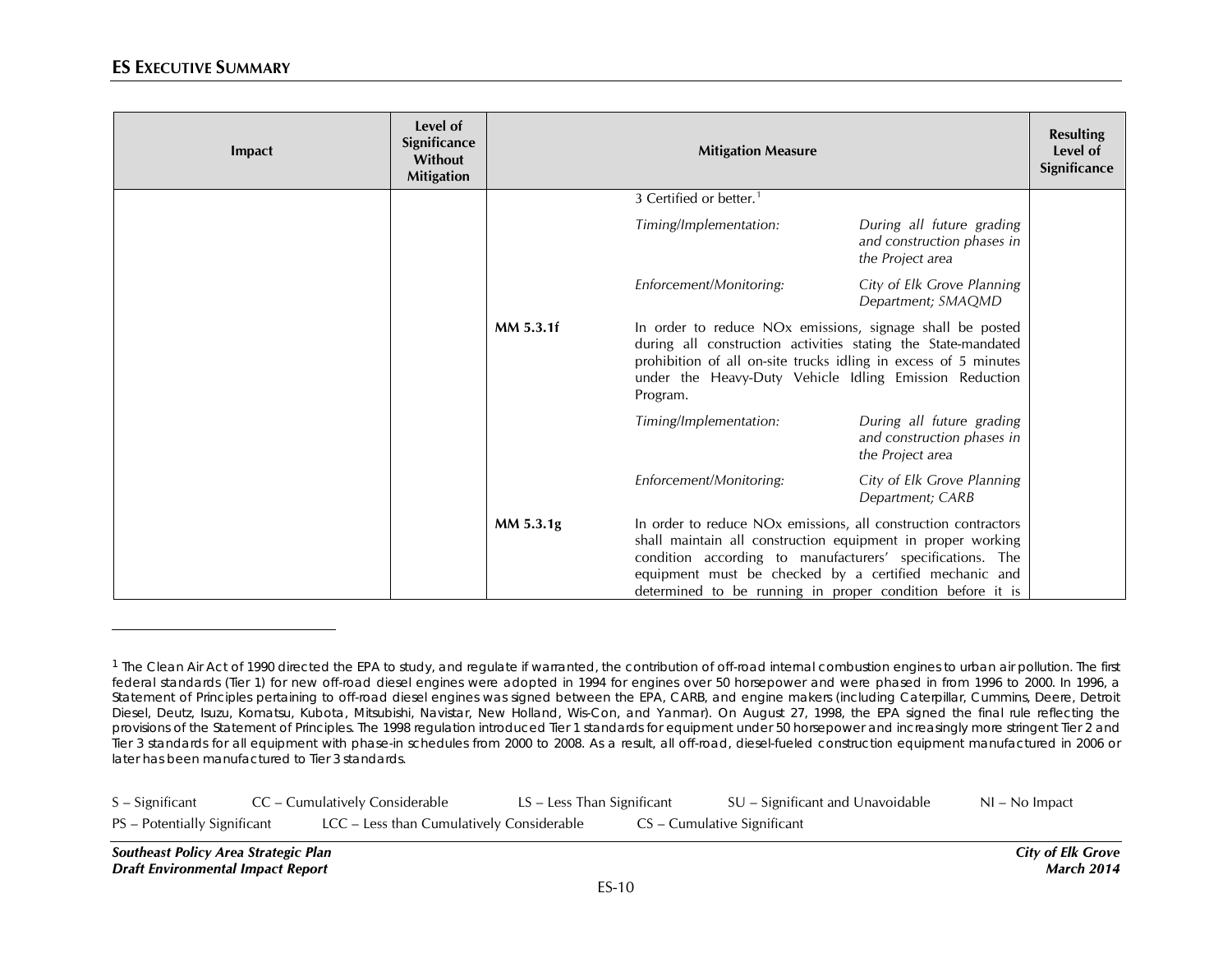| Impact | Level of Significance Without Mitigation | Mitigation Measure | | | Resulting Level of Significance |
|---|---|---|---|---|---|
| | | | 3 Certified or better.[1] | | |
| | | | *Timing/Implementation:* | *During all future grading and construction phases in the Project area* | |
| | | | *Enforcement/Monitoring:* | *City of Elk Grove Planning Department; SMAQMD* | |
| | | **MM 5.3.1f** | In order to reduce NOx emissions, signage shall be posted during all construction activities stating the State-mandated prohibition of all on-site trucks idling in excess of 5 minutes under the Heavy-Duty Vehicle Idling Emission Reduction Program. | | |
| | | | *Timing/Implementation:* | *During all future grading and construction phases in the Project area* | |
| | | | *Enforcement/Monitoring:* | *City of Elk Grove Planning Department; CARB* | |
| | | **MM 5.3.1g** | In order to reduce NOx emissions, all construction contractors shall maintain all construction equipment in proper working condition according to manufacturers' specifications. The equipment must be checked by a certified mechanic and determined to be running in proper condition before it is | | |

[1] The Clean Air Act of 1990 directed the EPA to study, and regulate if warranted, the contribution of off-road internal combustion engines to urban air pollution. The first federal standards (Tier 1) for new off-road diesel engines were adopted in 1994 for engines over 50 horsepower and were phased in from 1996 to 2000. In 1996, a Statement of Principles pertaining to off-road diesel engines was signed between the EPA, CARB, and engine makers (including Caterpillar, Cummins, Deere, Detroit Diesel, Deutz, Isuzu, Komatsu, Kubota, Mitsubishi, Navistar, New Holland, Wis-Con, and Yanmar). On August 27, 1998, the EPA signed the final rule reflecting the provisions of the Statement of Principles. The 1998 regulation introduced Tier 1 standards for equipment under 50 horsepower and increasingly more stringent Tier 2 and Tier 3 standards for all equipment with phase-in schedules from 2000 to 2008. As a result, all off-road, diesel-fueled construction equipment manufactured in 2006 or later has been manufactured to Tier 3 standards.

S – Significant    CC – Cumulatively Considerable    LS – Less Than Significant    SU – Significant and Unavoidable    NI – No Impact
PS – Potentially Significant    LCC – Less than Cumulatively Considerable    CS – Cumulative Significant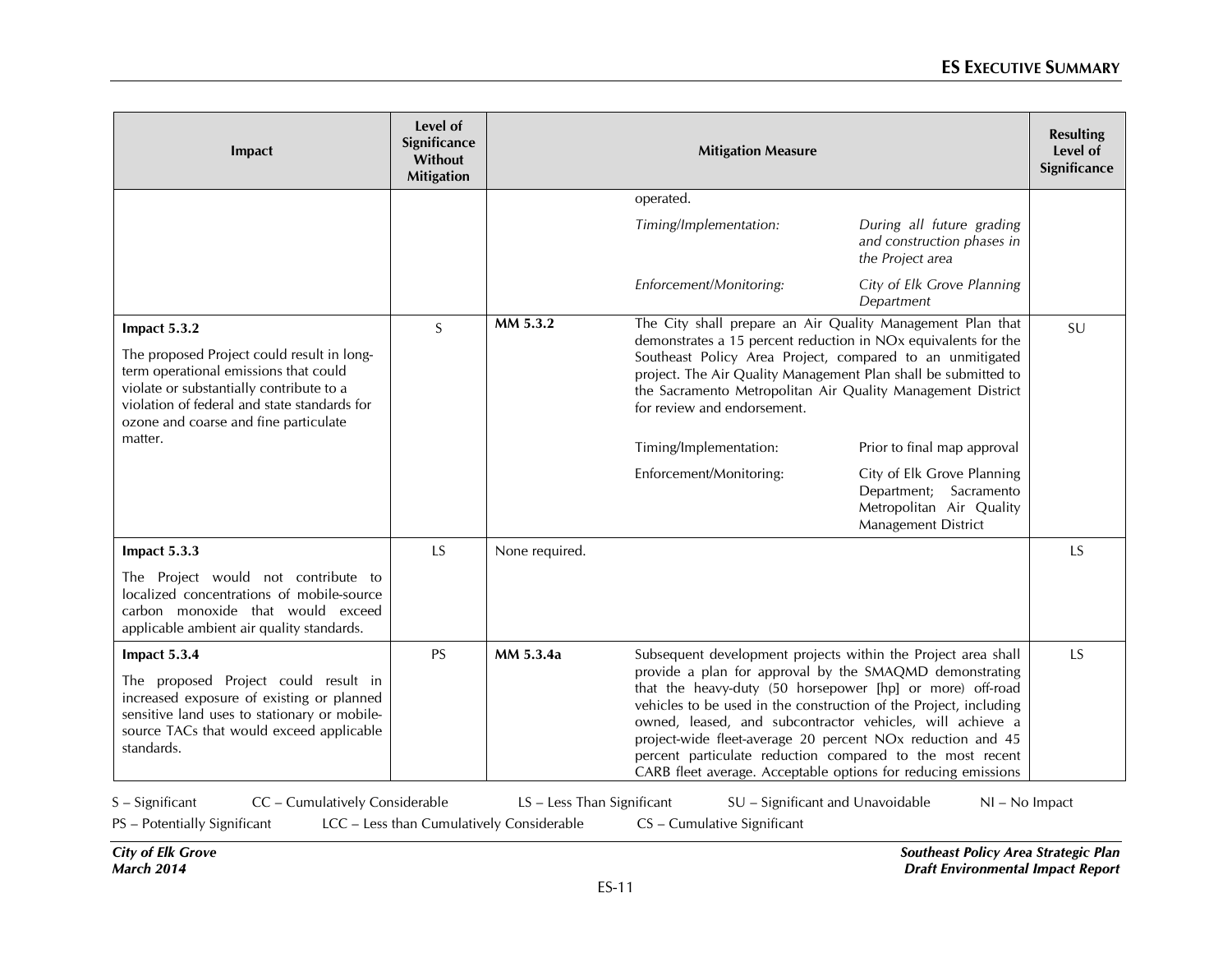| Impact | Level of Significance Without Mitigation | Mitigation Measure | | Resulting Level of Significance |
|---|---|---|---|---|
| | | | operated.<br><br>*Timing/Implementation:* *During all future grading and construction phases in the Project area*<br><br>*Enforcement/Monitoring:* *City of Elk Grove Planning Department* | |
| **Impact 5.3.2**<br><br>The proposed Project could result in long-term operational emissions that could violate or substantially contribute to a violation of federal and state standards for ozone and coarse and fine particulate matter. | S | **MM 5.3.2** | The City shall prepare an Air Quality Management Plan that demonstrates a 15 percent reduction in NOx equivalents for the Southeast Policy Area Project, compared to an unmitigated project. The Air Quality Management Plan shall be submitted to the Sacramento Metropolitan Air Quality Management District for review and endorsement.<br><br>Timing/Implementation: Prior to final map approval<br><br>Enforcement/Monitoring: City of Elk Grove Planning Department; Sacramento Metropolitan Air Quality Management District | SU |
| **Impact 5.3.3**<br><br>The Project would not contribute to localized concentrations of mobile-source carbon monoxide that would exceed applicable ambient air quality standards. | LS | None required. | | LS |
| **Impact 5.3.4**<br><br>The proposed Project could result in increased exposure of existing or planned sensitive land uses to stationary or mobile-source TACs that would exceed applicable standards. | PS | **MM 5.3.4a** | Subsequent development projects within the Project area shall provide a plan for approval by the SMAQMD demonstrating that the heavy-duty (50 horsepower [hp] or more) off-road vehicles to be used in the construction of the Project, including owned, leased, and subcontractor vehicles, will achieve a project-wide fleet-average 20 percent NOx reduction and 45 percent particulate reduction compared to the most recent CARB fleet average. Acceptable options for reducing emissions | LS |

S – Significant CC – Cumulatively Considerable LS – Less Than Significant SU – Significant and Unavoidable NI – No Impact
PS – Potentially Significant LCC – Less than Cumulatively Considerable CS – Cumulative Significant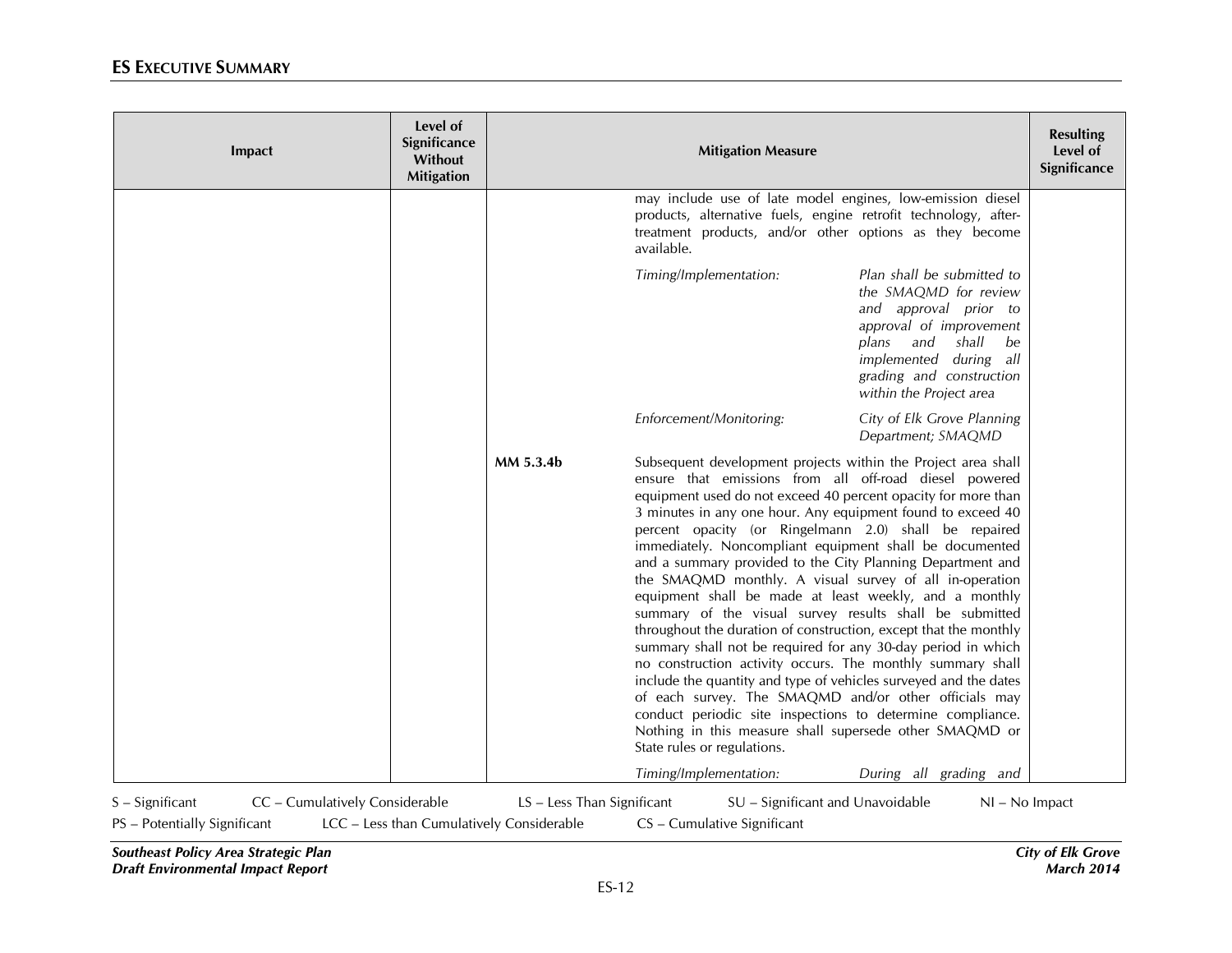| Impact | Level of Significance Without Mitigation | Mitigation Measure | | Resulting Level of Significance |
|---|---|---|---|---|
| | | | may include use of late model engines, low-emission diesel products, alternative fuels, engine retrofit technology, after-treatment products, and/or other options as they become available. | |
| | | | *Timing/Implementation:* *Plan shall be submitted to the SMAQMD for review and approval prior to approval of improvement plans and shall be implemented during all grading and construction within the Project area* | |
| | | | *Enforcement/Monitoring:* *City of Elk Grove Planning Department; SMAQMD* | |
| | | **MM 5.3.4b** | Subsequent development projects within the Project area shall ensure that emissions from all off-road diesel powered equipment used do not exceed 40 percent opacity for more than 3 minutes in any one hour. Any equipment found to exceed 40 percent opacity (or Ringelmann 2.0) shall be repaired immediately. Noncompliant equipment shall be documented and a summary provided to the City Planning Department and the SMAQMD monthly. A visual survey of all in-operation equipment shall be made at least weekly, and a monthly summary of the visual survey results shall be submitted throughout the duration of construction, except that the monthly summary shall not be required for any 30-day period in which no construction activity occurs. The monthly summary shall include the quantity and type of vehicles surveyed and the dates of each survey. The SMAQMD and/or other officials may conduct periodic site inspections to determine compliance. Nothing in this measure shall supersede other SMAQMD or State rules or regulations. | |
| | | | *Timing/Implementation:* *During all grading and* | |

S – Significant　　CC – Cumulatively Considerable　　LS – Less Than Significant　　SU – Significant and Unavoidable　　NI – No Impact

PS – Potentially Significant　　LCC – Less than Cumulatively Considerable　　CS – Cumulative Significant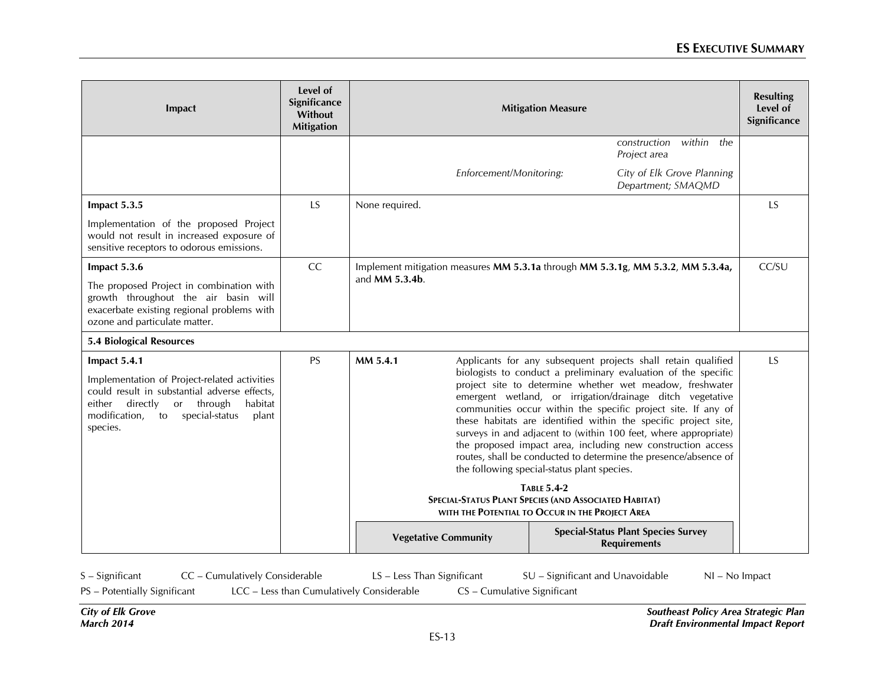| Impact | Level of Significance Without Mitigation | Mitigation Measure | Resulting Level of Significance |
|---|---|---|---|
| | | *construction within the Project area* | |
| | | *Enforcement/Monitoring:* *City of Elk Grove Planning Department; SMAQMD* | |
| **Impact 5.3.5**<br>Implementation of the proposed Project would not result in increased exposure of sensitive receptors to odorous emissions. | LS | None required. | LS |
| **Impact 5.3.6**<br>The proposed Project in combination with growth throughout the air basin will exacerbate existing regional problems with ozone and particulate matter. | CC | Implement mitigation measures **MM 5.3.1a** through **MM 5.3.1g**, **MM 5.3.2**, **MM 5.3.4a,** and **MM 5.3.4b**. | CC/SU |
| **5.4 Biological Resources** | | | |
| **Impact 5.4.1**<br>Implementation of Project-related activities could result in substantial adverse effects, either directly or through habitat modification, to special-status plant species. | PS | **MM 5.4.1** Applicants for any subsequent projects shall retain qualified biologists to conduct a preliminary evaluation of the specific project site to determine whether wet meadow, freshwater emergent wetland, or irrigation/drainage ditch vegetative communities occur within the specific project site. If any of these habitats are identified within the specific project site, surveys in and adjacent to (within 100 feet, where appropriate) the proposed impact area, including new construction access routes, shall be conducted to determine the presence/absence of the following special-status plant species.<br><br>**TABLE 5.4-2**<br>**SPECIAL-STATUS PLANT SPECIES (AND ASSOCIATED HABITAT) WITH THE POTENTIAL TO OCCUR IN THE PROJECT AREA**<br><br>**Vegetative Community** \| **Special-Status Plant Species Survey Requirements** | LS |

S – Significant CC – Cumulatively Considerable LS – Less Than Significant SU – Significant and Unavoidable NI – No Impact
PS – Potentially Significant LCC – Less than Cumulatively Considerable CS – Cumulative Significant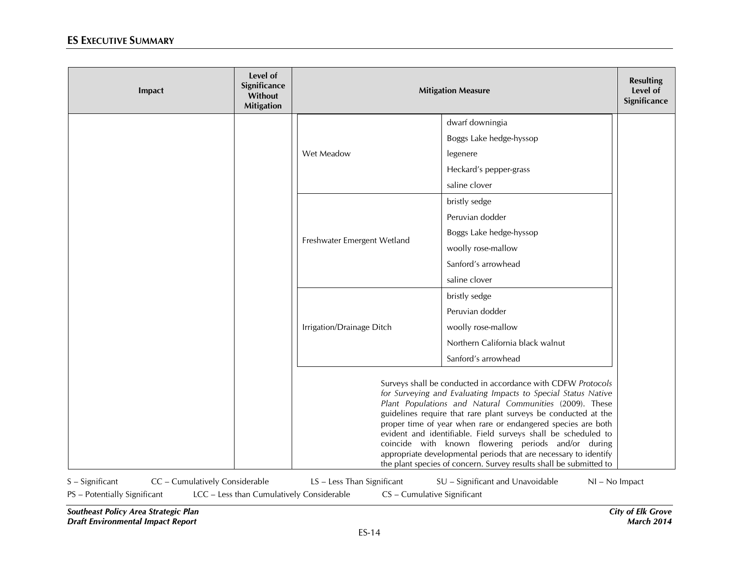| Impact | Level of Significance Without Mitigation | Mitigation Measure | Resulting Level of Significance |
|---|---|---|---|
| | | | |

| | |
|---|---|
| Wet Meadow | dwarf downingia<br>Boggs Lake hedge-hyssop<br>legenere<br>Heckard's pepper-grass<br>saline clover |
| Freshwater Emergent Wetland | bristly sedge<br>Peruvian dodder<br>Boggs Lake hedge-hyssop<br>woolly rose-mallow<br>Sanford's arrowhead<br>saline clover |
| Irrigation/Drainage Ditch | bristly sedge<br>Peruvian dodder<br>woolly rose-mallow<br>Northern California black walnut<br>Sanford's arrowhead |

Surveys shall be conducted in accordance with CDFW *Protocols for Surveying and Evaluating Impacts to Special Status Native Plant Populations and Natural Communities* (2009). These guidelines require that rare plant surveys be conducted at the proper time of year when rare or endangered species are both evident and identifiable. Field surveys shall be scheduled to coincide with known flowering periods and/or during appropriate developmental periods that are necessary to identify the plant species of concern. Survey results shall be submitted to

S – Significant  CC – Cumulatively Considerable  LS – Less Than Significant  SU – Significant and Unavoidable  NI – No Impact
PS – Potentially Significant  LCC – Less than Cumulatively Considerable  CS – Cumulative Significant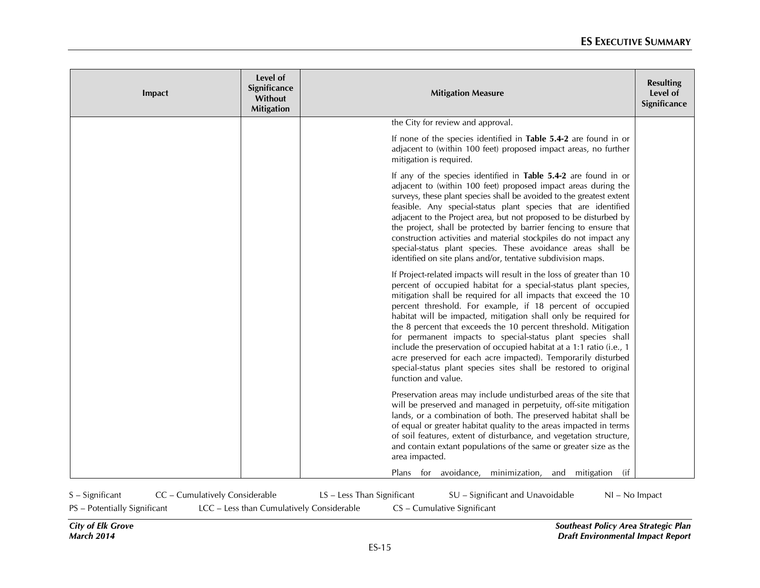| Impact | Level of Significance Without Mitigation | Mitigation Measure | Resulting Level of Significance |
|---|---|---|---|
| | | the City for review and approval.<br><br>If none of the species identified in **Table 5.4-2** are found in or adjacent to (within 100 feet) proposed impact areas, no further mitigation is required.<br><br>If any of the species identified in **Table 5.4-2** are found in or adjacent to (within 100 feet) proposed impact areas during the surveys, these plant species shall be avoided to the greatest extent feasible. Any special-status plant species that are identified adjacent to the Project area, but not proposed to be disturbed by the project, shall be protected by barrier fencing to ensure that construction activities and material stockpiles do not impact any special-status plant species. These avoidance areas shall be identified on site plans and/or, tentative subdivision maps.<br><br>If Project-related impacts will result in the loss of greater than 10 percent of occupied habitat for a special-status plant species, mitigation shall be required for all impacts that exceed the 10 percent threshold. For example, if 18 percent of occupied habitat will be impacted, mitigation shall only be required for the 8 percent that exceeds the 10 percent threshold. Mitigation for permanent impacts to special-status plant species shall include the preservation of occupied habitat at a 1:1 ratio (i.e., 1 acre preserved for each acre impacted). Temporarily disturbed special-status plant species sites shall be restored to original function and value.<br><br>Preservation areas may include undisturbed areas of the site that will be preserved and managed in perpetuity, off-site mitigation lands, or a combination of both. The preserved habitat shall be of equal or greater habitat quality to the areas impacted in terms of soil features, extent of disturbance, and vegetation structure, and contain extant populations of the same or greater size as the area impacted.<br><br>Plans for avoidance, minimization, and mitigation (if | |

S – Significant CC – Cumulatively Considerable LS – Less Than Significant SU – Significant and Unavoidable NI – No Impact
PS – Potentially Significant LCC – Less than Cumulatively Considerable CS – Cumulative Significant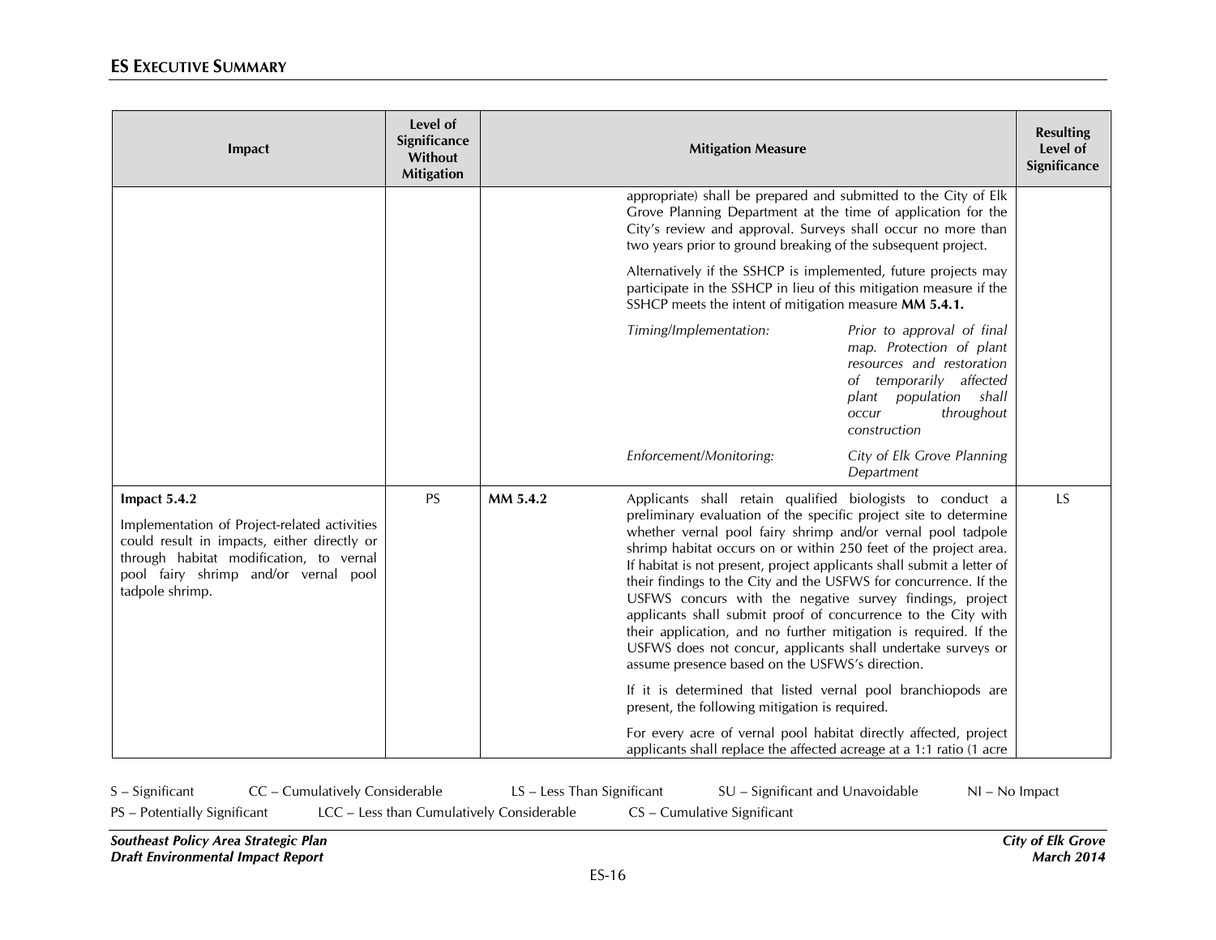| Impact | Level of Significance Without Mitigation | Mitigation Measure | | Resulting Level of Significance |
|---|---|---|---|---|
| | | | appropriate) shall be prepared and submitted to the City of Elk Grove Planning Department at the time of application for the City's review and approval. Surveys shall occur no more than two years prior to ground breaking of the subsequent project.<br><br>Alternatively if the SSHCP is implemented, future projects may participate in the SSHCP in lieu of this mitigation measure if the SSHCP meets the intent of mitigation measure **MM 5.4.1.**<br><br>*Timing/Implementation:* *Prior to approval of final map. Protection of plant resources and restoration of temporarily affected plant population shall occur throughout construction*<br><br>*Enforcement/Monitoring:* *City of Elk Grove Planning Department* | |
| **Impact 5.4.2**<br><br>Implementation of Project-related activities could result in impacts, either directly or through habitat modification, to vernal pool fairy shrimp and/or vernal pool tadpole shrimp. | PS | **MM 5.4.2** | Applicants shall retain qualified biologists to conduct a preliminary evaluation of the specific project site to determine whether vernal pool fairy shrimp and/or vernal pool tadpole shrimp habitat occurs on or within 250 feet of the project area. If habitat is not present, project applicants shall submit a letter of their findings to the City and the USFWS for concurrence. If the USFWS concurs with the negative survey findings, project applicants shall submit proof of concurrence to the City with their application, and no further mitigation is required. If the USFWS does not concur, applicants shall undertake surveys or assume presence based on the USFWS's direction.<br><br>If it is determined that listed vernal pool branchiopods are present, the following mitigation is required.<br><br>For every acre of vernal pool habitat directly affected, project applicants shall replace the affected acreage at a 1:1 ratio (1 acre | LS |

S – Significant CC – Cumulatively Considerable LS – Less Than Significant SU – Significant and Unavoidable NI – No Impact
PS – Potentially Significant LCC – Less than Cumulatively Considerable CS – Cumulative Significant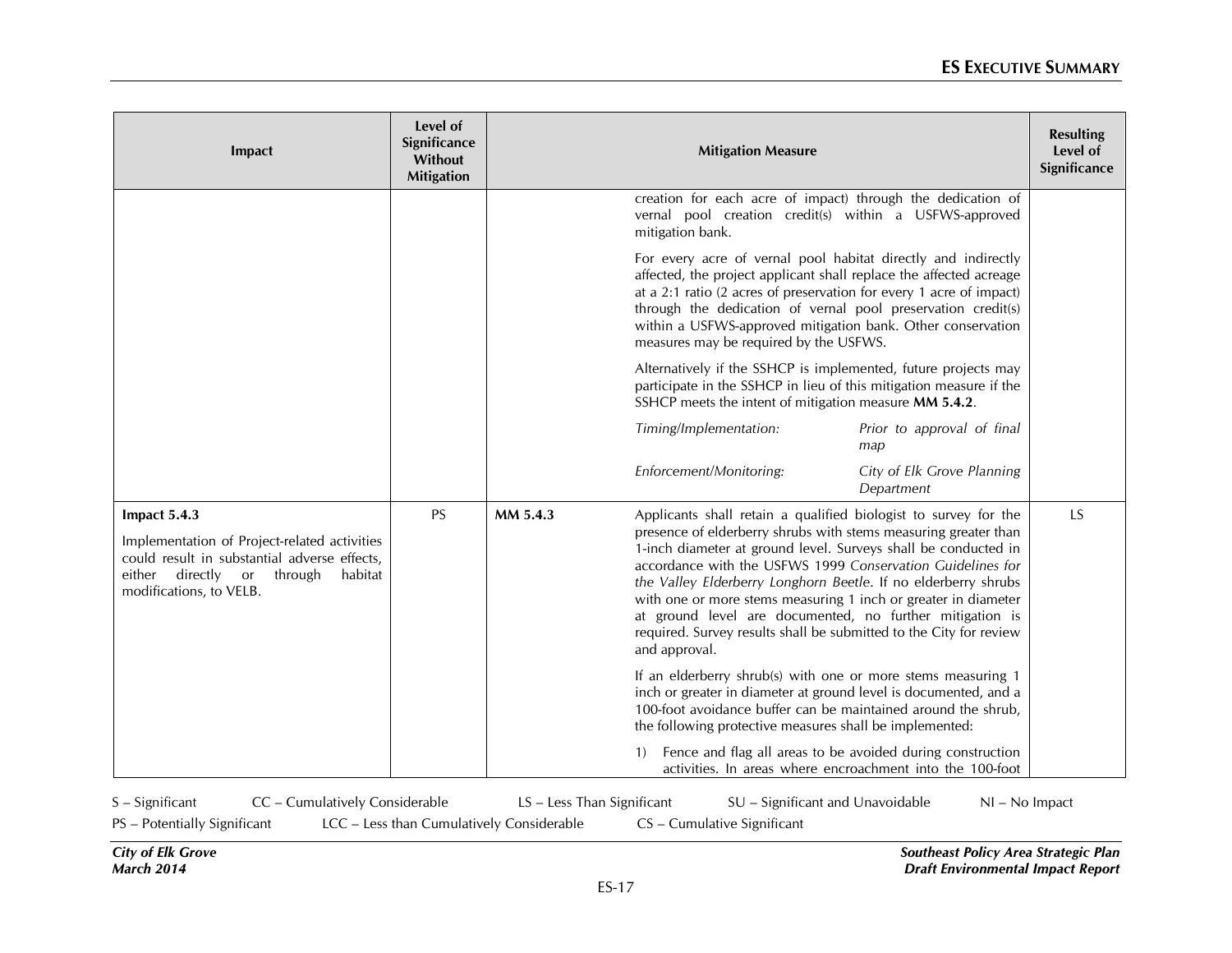| Impact | Level of Significance Without Mitigation | Mitigation Measure | | Resulting Level of Significance |
|---|---|---|---|---|
| | | | creation for each acre of impact) through the dedication of vernal pool creation credit(s) within a USFWS-approved mitigation bank.<br><br>For every acre of vernal pool habitat directly and indirectly affected, the project applicant shall replace the affected acreage at a 2:1 ratio (2 acres of preservation for every 1 acre of impact) through the dedication of vernal pool preservation credit(s) within a USFWS-approved mitigation bank. Other conservation measures may be required by the USFWS.<br><br>Alternatively if the SSHCP is implemented, future projects may participate in the SSHCP in lieu of this mitigation measure if the SSHCP meets the intent of mitigation measure **MM 5.4.2**.<br><br>*Timing/Implementation:* *Prior to approval of final map*<br><br>*Enforcement/Monitoring:* *City of Elk Grove Planning Department* | |
| **Impact 5.4.3**<br><br>Implementation of Project-related activities could result in substantial adverse effects, either directly or through habitat modifications, to VELB. | PS | **MM 5.4.3** | Applicants shall retain a qualified biologist to survey for the presence of elderberry shrubs with stems measuring greater than 1-inch diameter at ground level. Surveys shall be conducted in accordance with the USFWS 1999 *Conservation Guidelines for the Valley Elderberry Longhorn Beetle*. If no elderberry shrubs with one or more stems measuring 1 inch or greater in diameter at ground level are documented, no further mitigation is required. Survey results shall be submitted to the City for review and approval.<br><br>If an elderberry shrub(s) with one or more stems measuring 1 inch or greater in diameter at ground level is documented, and a 100-foot avoidance buffer can be maintained around the shrub, the following protective measures shall be implemented:<br><br>1) Fence and flag all areas to be avoided during construction activities. In areas where encroachment into the 100-foot | LS |

S – Significant CC – Cumulatively Considerable LS – Less Than Significant SU – Significant and Unavoidable NI – No Impact
PS – Potentially Significant LCC – Less than Cumulatively Considerable CS – Cumulative Significant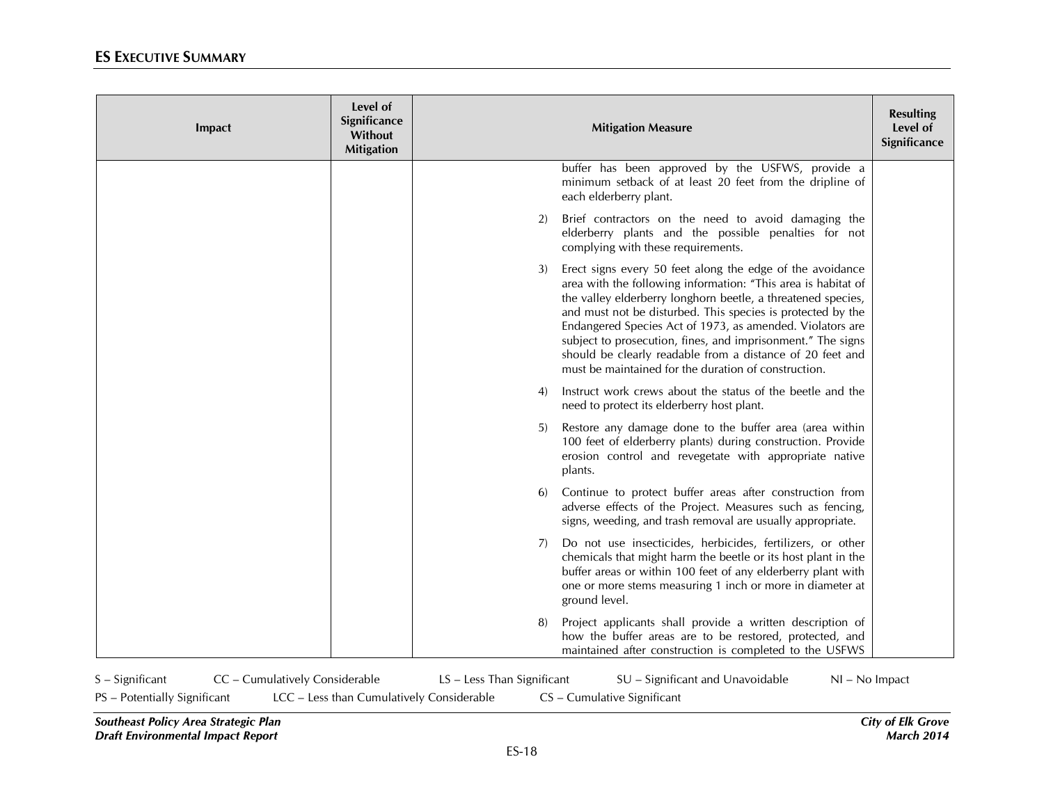| Impact | Level of Significance Without Mitigation | Mitigation Measure | Resulting Level of Significance |
|---|---|---|---|
| | | buffer has been approved by the USFWS, provide a minimum setback of at least 20 feet from the dripline of each elderberry plant.<br><br>2) Brief contractors on the need to avoid damaging the elderberry plants and the possible penalties for not complying with these requirements.<br><br>3) Erect signs every 50 feet along the edge of the avoidance area with the following information: "This area is habitat of the valley elderberry longhorn beetle, a threatened species, and must not be disturbed. This species is protected by the Endangered Species Act of 1973, as amended. Violators are subject to prosecution, fines, and imprisonment." The signs should be clearly readable from a distance of 20 feet and must be maintained for the duration of construction.<br><br>4) Instruct work crews about the status of the beetle and the need to protect its elderberry host plant.<br><br>5) Restore any damage done to the buffer area (area within 100 feet of elderberry plants) during construction. Provide erosion control and revegetate with appropriate native plants.<br><br>6) Continue to protect buffer areas after construction from adverse effects of the Project. Measures such as fencing, signs, weeding, and trash removal are usually appropriate.<br><br>7) Do not use insecticides, herbicides, fertilizers, or other chemicals that might harm the beetle or its host plant in the buffer areas or within 100 feet of any elderberry plant with one or more stems measuring 1 inch or more in diameter at ground level.<br><br>8) Project applicants shall provide a written description of how the buffer areas are to be restored, protected, and maintained after construction is completed to the USFWS | |

S – Significant CC – Cumulatively Considerable LS – Less Than Significant SU – Significant and Unavoidable NI – No Impact
PS – Potentially Significant LCC – Less than Cumulatively Considerable CS – Cumulative Significant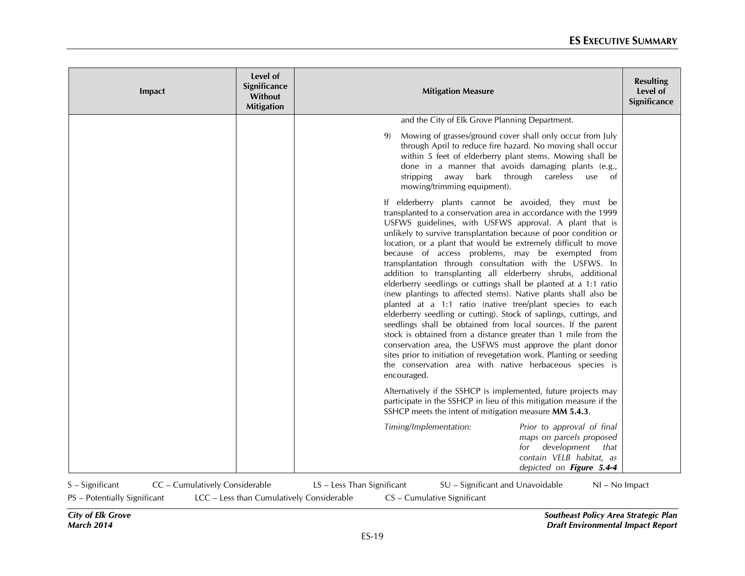| Impact | Level of Significance Without Mitigation | Mitigation Measure | Resulting Level of Significance |
|---|---|---|---|
| | | and the City of Elk Grove Planning Department.<br><br>9) Mowing of grasses/ground cover shall only occur from July through April to reduce fire hazard. No moving shall occur within 5 feet of elderberry plant stems. Mowing shall be done in a manner that avoids damaging plants (e.g., stripping away bark through careless use of mowing/trimming equipment).<br><br>If elderberry plants cannot be avoided, they must be transplanted to a conservation area in accordance with the 1999 USFWS guidelines, with USFWS approval. A plant that is unlikely to survive transplantation because of poor condition or location, or a plant that would be extremely difficult to move because of access problems, may be exempted from transplantation through consultation with the USFWS. In addition to transplanting all elderberry shrubs, additional elderberry seedlings or cuttings shall be planted at a 1:1 ratio (new plantings to affected stems). Native plants shall also be planted at a 1:1 ratio (native tree/plant species to each elderberry seedling or cutting). Stock of saplings, cuttings, and seedlings shall be obtained from local sources. If the parent stock is obtained from a distance greater than 1 mile from the conservation area, the USFWS must approve the plant donor sites prior to initiation of revegetation work. Planting or seeding the conservation area with native herbaceous species is encouraged.<br><br>Alternatively if the SSHCP is implemented, future projects may participate in the SSHCP in lieu of this mitigation measure if the SSHCP meets the intent of mitigation measure **MM 5.4.3**.<br><br>*Timing/Implementation:* *Prior to approval of final maps on parcels proposed for development that contain VELB habitat, as depicted on* ***Figure 5.4-4*** | |

S – Significant CC – Cumulatively Considerable LS – Less Than Significant SU – Significant and Unavoidable NI – No Impact
PS – Potentially Significant LCC – Less than Cumulatively Considerable CS – Cumulative Significant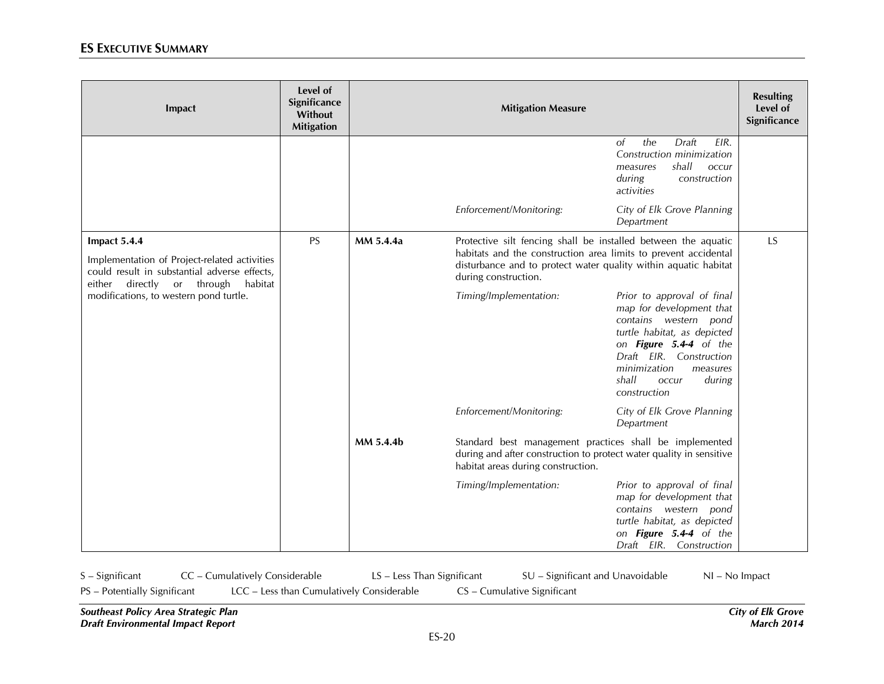## ES EXECUTIVE SUMMARY

| Impact | Level of Significance Without Mitigation | Mitigation Measure | | | Resulting Level of Significance |
|---|---|---|---|---|---|
| | | | | *of the Draft EIR. Construction minimization measures shall occur during construction activities* | |
| | | | *Enforcement/Monitoring:* | *City of Elk Grove Planning Department* | |
| **Impact 5.4.4**<br><br>Implementation of Project-related activities could result in substantial adverse effects, either directly or through habitat modifications, to western pond turtle. | PS | **MM 5.4.4a** | Protective silt fencing shall be installed between the aquatic habitats and the construction area limits to prevent accidental disturbance and to protect water quality within aquatic habitat during construction. | | LS |
| | | | *Timing/Implementation:* | *Prior to approval of final map for development that contains western pond turtle habitat, as depicted on **Figure 5.4-4** of the Draft EIR. Construction minimization measures shall occur during construction* | |
| | | | *Enforcement/Monitoring:* | *City of Elk Grove Planning Department* | |
| | | **MM 5.4.4b** | Standard best management practices shall be implemented during and after construction to protect water quality in sensitive habitat areas during construction. | | |
| | | | *Timing/Implementation:* | *Prior to approval of final map for development that contains western pond turtle habitat, as depicted on **Figure 5.4-4** of the Draft EIR. Construction* | |

S – Significant CC – Cumulatively Considerable LS – Less Than Significant SU – Significant and Unavoidable NI – No Impact
PS – Potentially Significant LCC – Less than Cumulatively Considerable CS – Cumulative Significant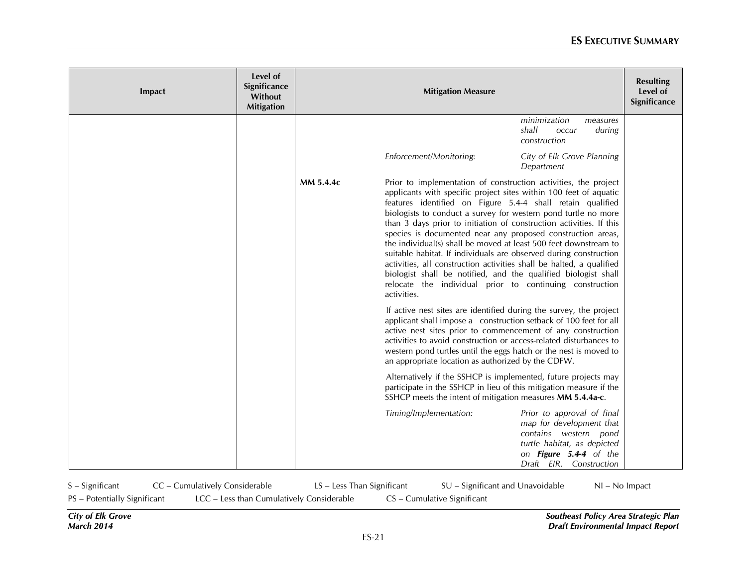| Impact | Level of Significance Without Mitigation | Mitigation Measure | Resulting Level of Significance |
|---|---|---|---|
| | | *minimization measures shall occur during construction* | |
| | | *Enforcement/Monitoring:* *City of Elk Grove Planning Department* | |
| | | **MM 5.4.4c** Prior to implementation of construction activities, the project applicants with specific project sites within 100 feet of aquatic features identified on Figure 5.4-4 shall retain qualified biologists to conduct a survey for western pond turtle no more than 3 days prior to initiation of construction activities. If this species is documented near any proposed construction areas, the individual(s) shall be moved at least 500 feet downstream to suitable habitat. If individuals are observed during construction activities, all construction activities shall be halted, a qualified biologist shall be notified, and the qualified biologist shall relocate the individual prior to continuing construction activities. | |
| | | If active nest sites are identified during the survey, the project applicant shall impose a construction setback of 100 feet for all active nest sites prior to commencement of any construction activities to avoid construction or access-related disturbances to western pond turtles until the eggs hatch or the nest is moved to an appropriate location as authorized by the CDFW. | |
| | | Alternatively if the SSHCP is implemented, future projects may participate in the SSHCP in lieu of this mitigation measure if the SSHCP meets the intent of mitigation measures **MM 5.4.4a-c**. | |
| | | *Timing/Implementation:* *Prior to approval of final map for development that contains western pond turtle habitat, as depicted on **Figure 5.4-4** of the Draft EIR. Construction* | |

S – Significant CC – Cumulatively Considerable LS – Less Than Significant SU – Significant and Unavoidable NI – No Impact
PS – Potentially Significant LCC – Less than Cumulatively Considerable CS – Cumulative Significant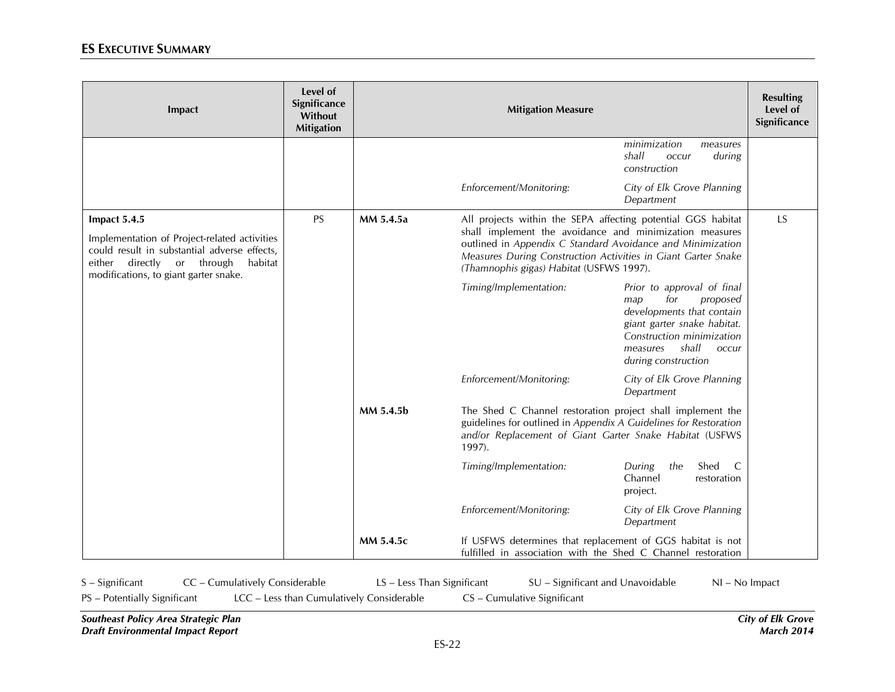| Impact | Level of Significance Without Mitigation | Mitigation Measure | | | Resulting Level of Significance |
|---|---|---|---|---|---|
| | | | | *minimization measures shall occur during construction* | |
| | | | *Enforcement/Monitoring:* | *City of Elk Grove Planning Department* | |
| **Impact 5.4.5**<br>Implementation of Project-related activities could result in substantial adverse effects, either directly or through habitat modifications, to giant garter snake. | PS | **MM 5.4.5a** | All projects within the SEPA affecting potential GGS habitat shall implement the avoidance and minimization measures outlined in *Appendix C Standard Avoidance and Minimization Measures During Construction Activities in Giant Garter Snake (Thamnophis gigas) Habitat* (USFWS 1997). | | LS |
| | | | *Timing/Implementation:* | *Prior to approval of final map for proposed developments that contain giant garter snake habitat. Construction minimization measures shall occur during construction* | |
| | | | *Enforcement/Monitoring:* | *City of Elk Grove Planning Department* | |
| | | **MM 5.4.5b** | The Shed C Channel restoration project shall implement the guidelines for outlined in *Appendix A Guidelines for Restoration and/or Replacement of Giant Garter Snake Habitat* (USFWS 1997). | | |
| | | | *Timing/Implementation:* | *During the* Shed C Channel restoration project. | |
| | | | *Enforcement/Monitoring:* | *City of Elk Grove Planning Department* | |
| | | **MM 5.4.5c** | If USFWS determines that replacement of GGS habitat is not fulfilled in association with the Shed C Channel restoration | | |

S – Significant CC – Cumulatively Considerable LS – Less Than Significant SU – Significant and Unavoidable NI – No Impact
PS – Potentially Significant LCC – Less than Cumulatively Considerable CS – Cumulative Significant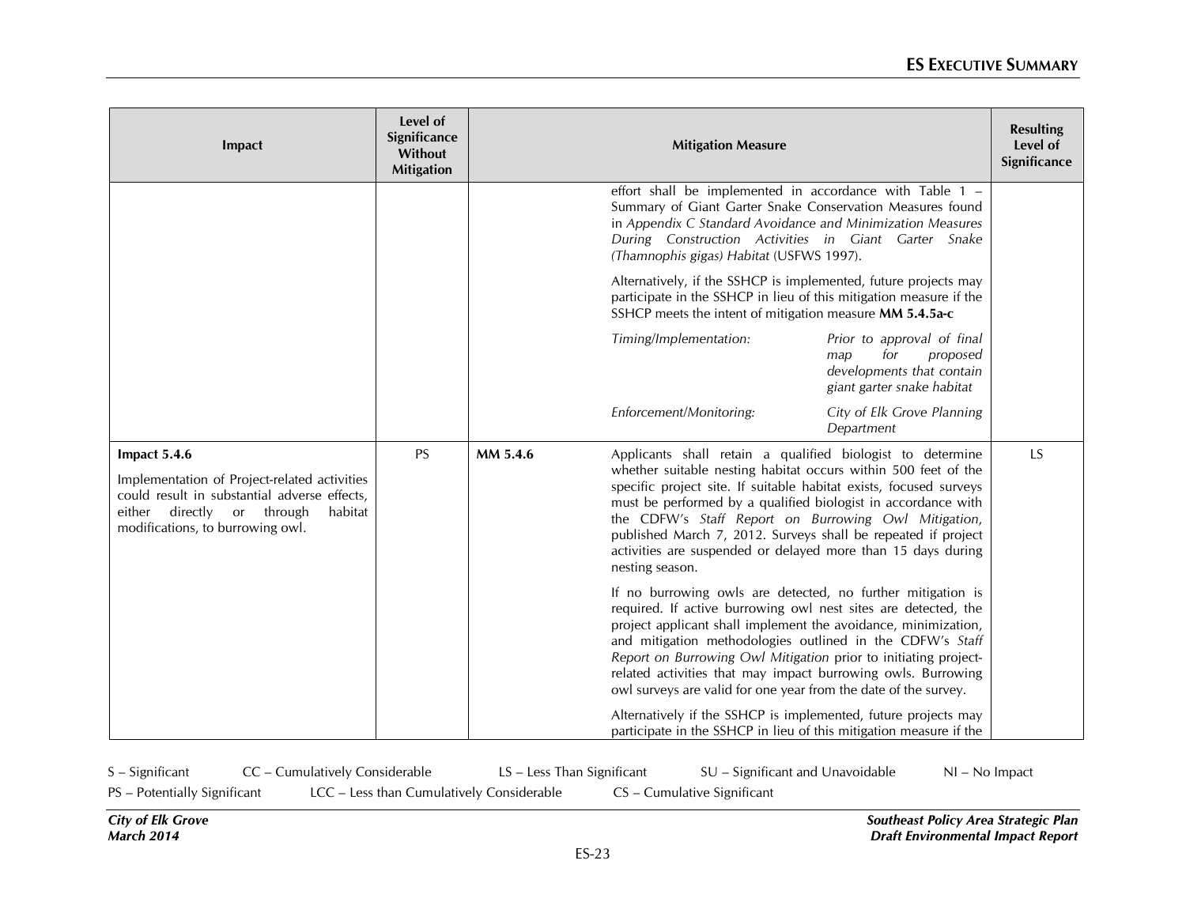| Impact | Level of Significance Without Mitigation | Mitigation Measure | | Resulting Level of Significance |
|---|---|---|---|---|
| | | | effort shall be implemented in accordance with Table 1 – Summary of Giant Garter Snake Conservation Measures found in *Appendix C Standard Avoidance and Minimization Measures During Construction Activities in Giant Garter Snake (Thamnophis gigas) Habitat* (USFWS 1997).<br><br>Alternatively, if the SSHCP is implemented, future projects may participate in the SSHCP in lieu of this mitigation measure if the SSHCP meets the intent of mitigation measure **MM 5.4.5a-c**<br><br>*Timing/Implementation:* *Prior to approval of final map for proposed developments that contain giant garter snake habitat*<br><br>*Enforcement/Monitoring:* *City of Elk Grove Planning Department* | |
| **Impact 5.4.6**<br><br>Implementation of Project-related activities could result in substantial adverse effects, either directly or through habitat modifications, to burrowing owl. | PS | **MM 5.4.6** | Applicants shall retain a qualified biologist to determine whether suitable nesting habitat occurs within 500 feet of the specific project site. If suitable habitat exists, focused surveys must be performed by a qualified biologist in accordance with the CDFW's *Staff Report on Burrowing Owl Mitigation*, published March 7, 2012. Surveys shall be repeated if project activities are suspended or delayed more than 15 days during nesting season.<br><br>If no burrowing owls are detected, no further mitigation is required. If active burrowing owl nest sites are detected, the project applicant shall implement the avoidance, minimization, and mitigation methodologies outlined in the CDFW's *Staff Report on Burrowing Owl Mitigation* prior to initiating project-related activities that may impact burrowing owls. Burrowing owl surveys are valid for one year from the date of the survey.<br><br>Alternatively if the SSHCP is implemented, future projects may participate in the SSHCP in lieu of this mitigation measure if the | LS |

S – Significant  CC – Cumulatively Considerable  LS – Less Than Significant  SU – Significant and Unavoidable  NI – No Impact
PS – Potentially Significant  LCC – Less than Cumulatively Considerable  CS – Cumulative Significant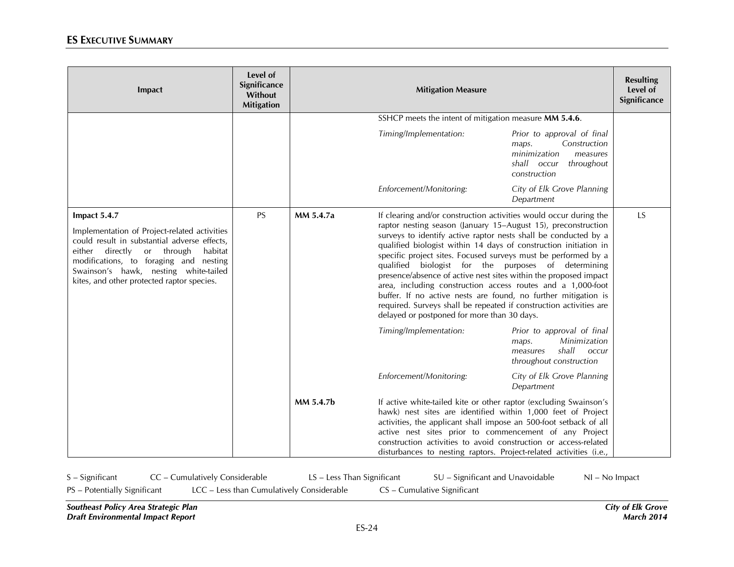| Impact | Level of Significance Without Mitigation | Mitigation Measure | | | Resulting Level of Significance |
|---|---|---|---|---|---|
| | | | SSHCP meets the intent of mitigation measure **MM 5.4.6**. | | |
| | | | *Timing/Implementation:* | *Prior to approval of final maps. Construction minimization measures shall occur throughout construction* | |
| | | | *Enforcement/Monitoring:* | *City of Elk Grove Planning Department* | |
| **Impact 5.4.7**<br><br>Implementation of Project-related activities could result in substantial adverse effects, either directly or through habitat modifications, to foraging and nesting Swainson's hawk, nesting white-tailed kites, and other protected raptor species. | PS | **MM 5.4.7a** | If clearing and/or construction activities would occur during the raptor nesting season (January 15–August 15), preconstruction surveys to identify active raptor nests shall be conducted by a qualified biologist within 14 days of construction initiation in specific project sites. Focused surveys must be performed by a qualified biologist for the purposes of determining presence/absence of active nest sites within the proposed impact area, including construction access routes and a 1,000-foot buffer. If no active nests are found, no further mitigation is required. Surveys shall be repeated if construction activities are delayed or postponed for more than 30 days. | | LS |
| | | | *Timing/Implementation:* | *Prior to approval of final maps. Minimization measures shall occur throughout construction* | |
| | | | *Enforcement/Monitoring:* | *City of Elk Grove Planning Department* | |
| | | **MM 5.4.7b** | If active white-tailed kite or other raptor (excluding Swainson's hawk) nest sites are identified within 1,000 feet of Project activities, the applicant shall impose an 500-foot setback of all active nest sites prior to commencement of any Project construction activities to avoid construction or access-related disturbances to nesting raptors. Project-related activities (i.e., | | |

S – Significant  CC – Cumulatively Considerable  LS – Less Than Significant  SU – Significant and Unavoidable  NI – No Impact
PS – Potentially Significant  LCC – Less than Cumulatively Considerable  CS – Cumulative Significant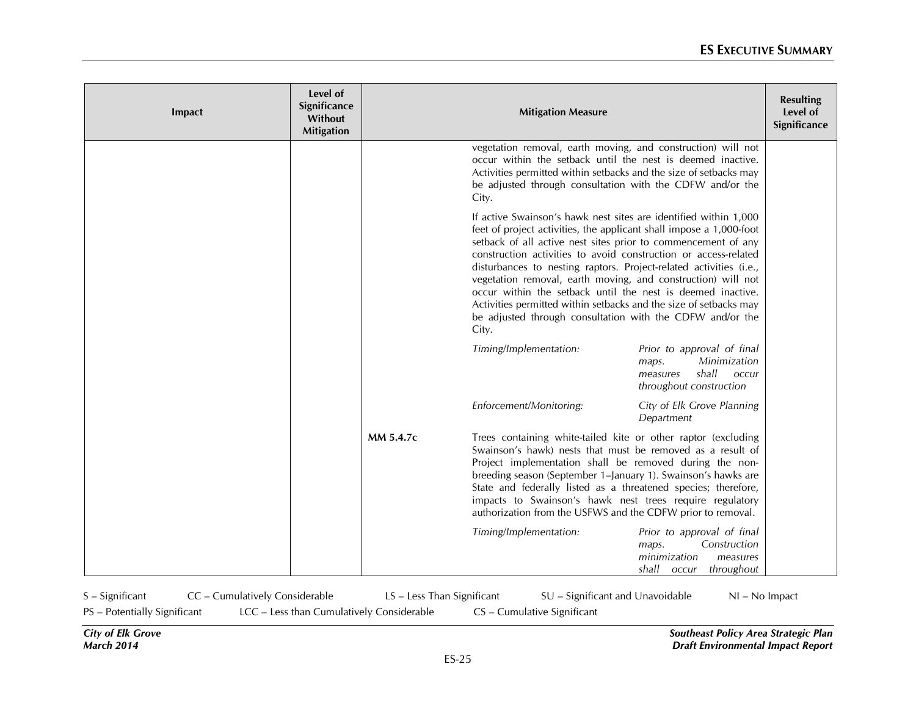| Impact | Level of Significance Without Mitigation | Mitigation Measure | Resulting Level of Significance |
|---|---|---|---|
| | | vegetation removal, earth moving, and construction) will not occur within the setback until the nest is deemed inactive. Activities permitted within setbacks and the size of setbacks may be adjusted through consultation with the CDFW and/or the City.<br><br>If active Swainson's hawk nest sites are identified within 1,000 feet of project activities, the applicant shall impose a 1,000-foot setback of all active nest sites prior to commencement of any construction activities to avoid construction or access-related disturbances to nesting raptors. Project-related activities (i.e., vegetation removal, earth moving, and construction) will not occur within the setback until the nest is deemed inactive. Activities permitted within setbacks and the size of setbacks may be adjusted through consultation with the CDFW and/or the City.<br><br>*Timing/Implementation:* *Prior to approval of final maps. Minimization measures shall occur throughout construction*<br><br>*Enforcement/Monitoring:* *City of Elk Grove Planning Department* | |
| | | **MM 5.4.7c** Trees containing white-tailed kite or other raptor (excluding Swainson's hawk) nests that must be removed as a result of Project implementation shall be removed during the non-breeding season (September 1–January 1). Swainson's hawks are State and federally listed as a threatened species; therefore, impacts to Swainson's hawk nest trees require regulatory authorization from the USFWS and the CDFW prior to removal.<br><br>*Timing/Implementation:* *Prior to approval of final maps. Construction minimization measures shall occur throughout* | |

S – Significant CC – Cumulatively Considerable LS – Less Than Significant SU – Significant and Unavoidable NI – No Impact
PS – Potentially Significant LCC – Less than Cumulatively Considerable CS – Cumulative Significant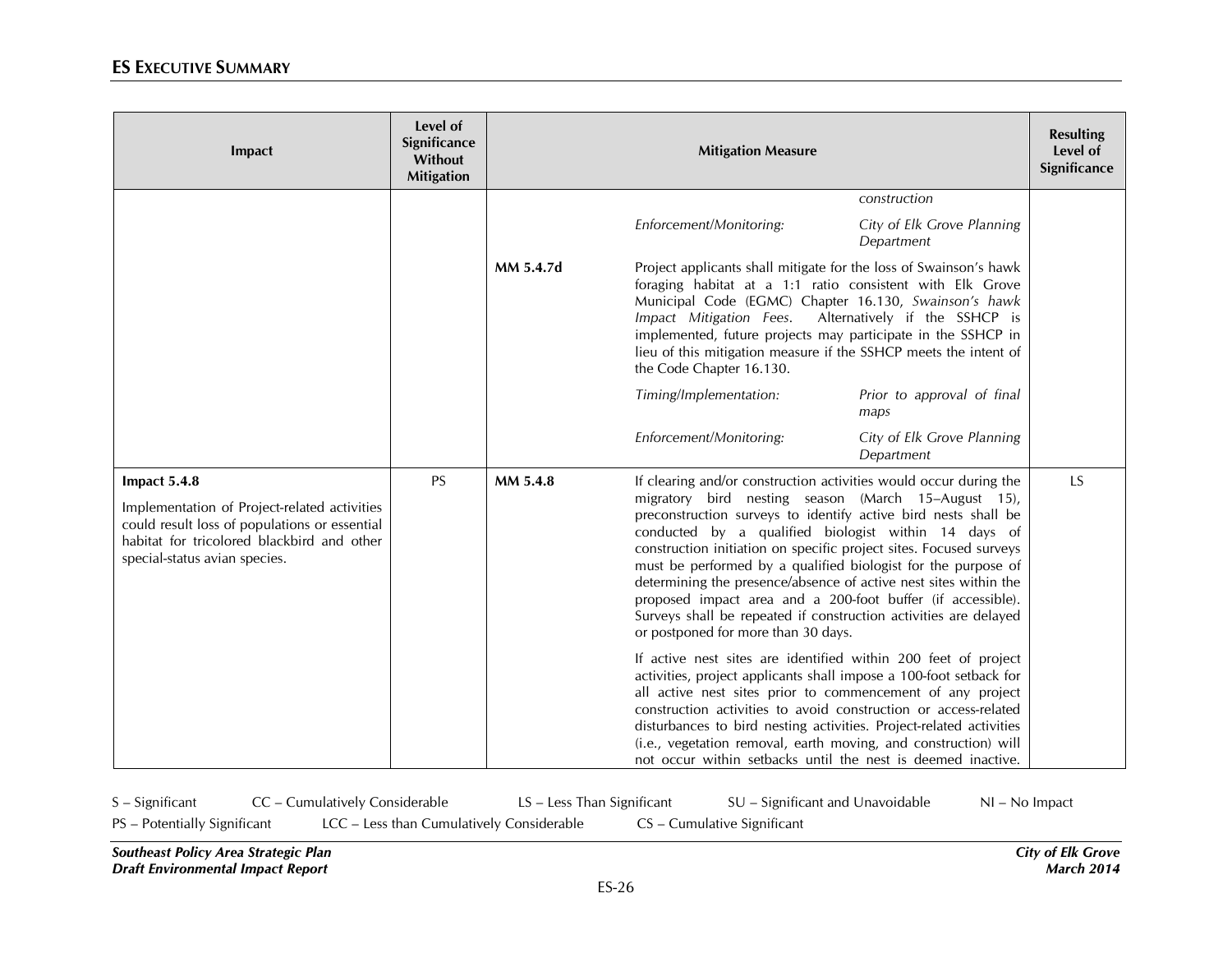| Impact | Level of Significance Without Mitigation | Mitigation Measure | | Resulting Level of Significance |
|---|---|---|---|---|
| | | | *construction* | |
| | | | *Enforcement/Monitoring:* *City of Elk Grove Planning Department* | |
| | | **MM 5.4.7d** | Project applicants shall mitigate for the loss of Swainson's hawk foraging habitat at a 1:1 ratio consistent with Elk Grove Municipal Code (EGMC) Chapter 16.130, *Swainson's hawk Impact Mitigation Fees*. Alternatively if the SSHCP is implemented, future projects may participate in the SSHCP in lieu of this mitigation measure if the SSHCP meets the intent of the Code Chapter 16.130. | |
| | | | *Timing/Implementation:* *Prior to approval of final maps* | |
| | | | *Enforcement/Monitoring:* *City of Elk Grove Planning Department* | |
| **Impact 5.4.8**<br><br>Implementation of Project-related activities could result loss of populations or essential habitat for tricolored blackbird and other special-status avian species. | PS | **MM 5.4.8** | If clearing and/or construction activities would occur during the migratory bird nesting season (March 15–August 15), preconstruction surveys to identify active bird nests shall be conducted by a qualified biologist within 14 days of construction initiation on specific project sites. Focused surveys must be performed by a qualified biologist for the purpose of determining the presence/absence of active nest sites within the proposed impact area and a 200-foot buffer (if accessible). Surveys shall be repeated if construction activities are delayed or postponed for more than 30 days.<br><br>If active nest sites are identified within 200 feet of project activities, project applicants shall impose a 100-foot setback for all active nest sites prior to commencement of any project construction activities to avoid construction or access-related disturbances to bird nesting activities. Project-related activities (i.e., vegetation removal, earth moving, and construction) will not occur within setbacks until the nest is deemed inactive. | LS |

S – Significant CC – Cumulatively Considerable LS – Less Than Significant SU – Significant and Unavoidable NI – No Impact
PS – Potentially Significant LCC – Less than Cumulatively Considerable CS – Cumulative Significant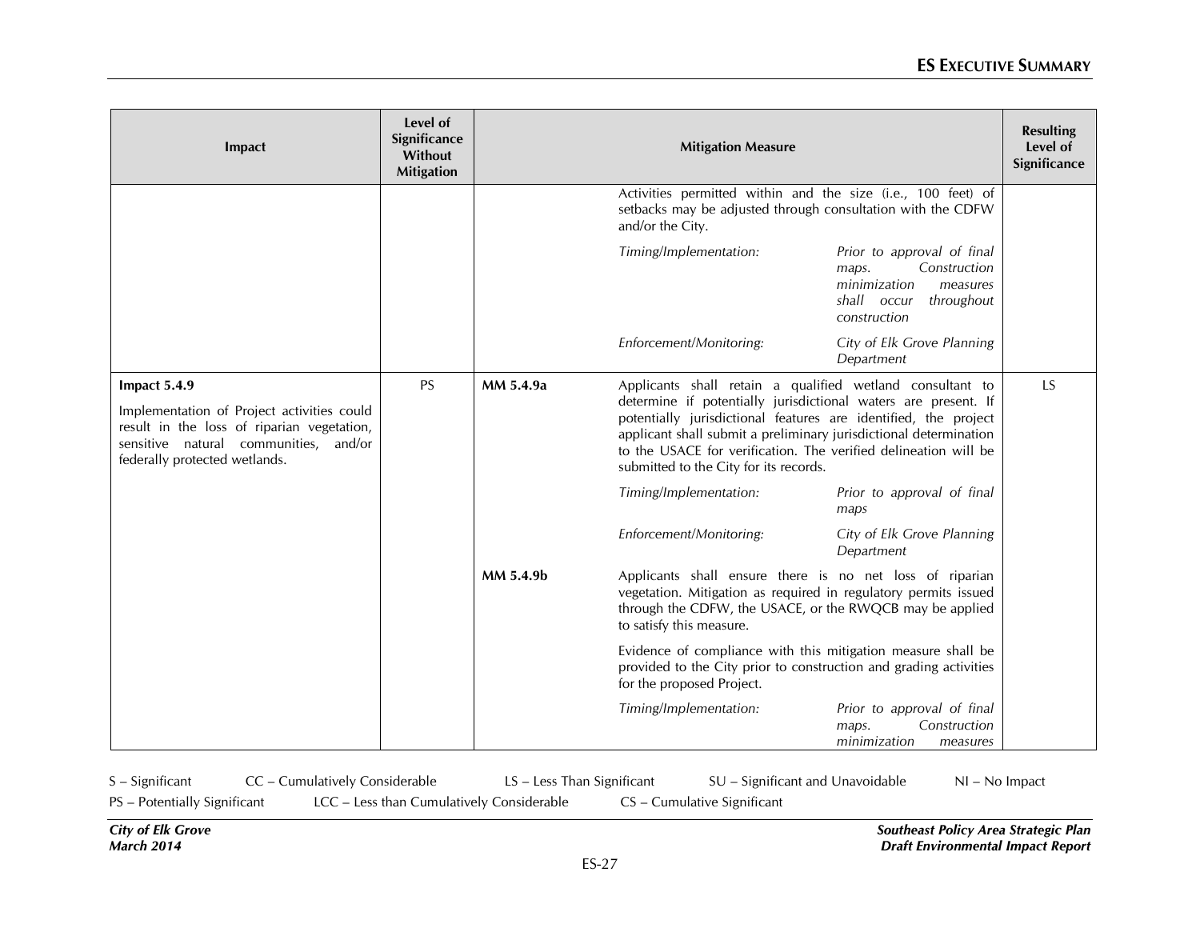| Impact | Level of Significance Without Mitigation | Mitigation Measure | | Resulting Level of Significance |
|---|---|---|---|---|
| | | | Activities permitted within and the size (i.e., 100 feet) of setbacks may be adjusted through consultation with the CDFW and/or the City.<br><br>*Timing/Implementation:* *Prior to approval of final maps. Construction minimization measures shall occur throughout construction*<br><br>*Enforcement/Monitoring:* *City of Elk Grove Planning Department* | |
| **Impact 5.4.9**<br><br>Implementation of Project activities could result in the loss of riparian vegetation, sensitive natural communities, and/or federally protected wetlands. | PS | **MM 5.4.9a** | Applicants shall retain a qualified wetland consultant to determine if potentially jurisdictional waters are present. If potentially jurisdictional features are identified, the project applicant shall submit a preliminary jurisdictional determination to the USACE for verification. The verified delineation will be submitted to the City for its records.<br><br>*Timing/Implementation:* *Prior to approval of final maps*<br><br>*Enforcement/Monitoring:* *City of Elk Grove Planning Department* | LS |
| | | **MM 5.4.9b** | Applicants shall ensure there is no net loss of riparian vegetation. Mitigation as required in regulatory permits issued through the CDFW, the USACE, or the RWQCB may be applied to satisfy this measure.<br><br>Evidence of compliance with this mitigation measure shall be provided to the City prior to construction and grading activities for the proposed Project.<br><br>*Timing/Implementation:* *Prior to approval of final maps. Construction minimization measures* | |

S – Significant    CC – Cumulatively Considerable    LS – Less Than Significant    SU – Significant and Unavoidable    NI – No Impact
PS – Potentially Significant    LCC – Less than Cumulatively Considerable    CS – Cumulative Significant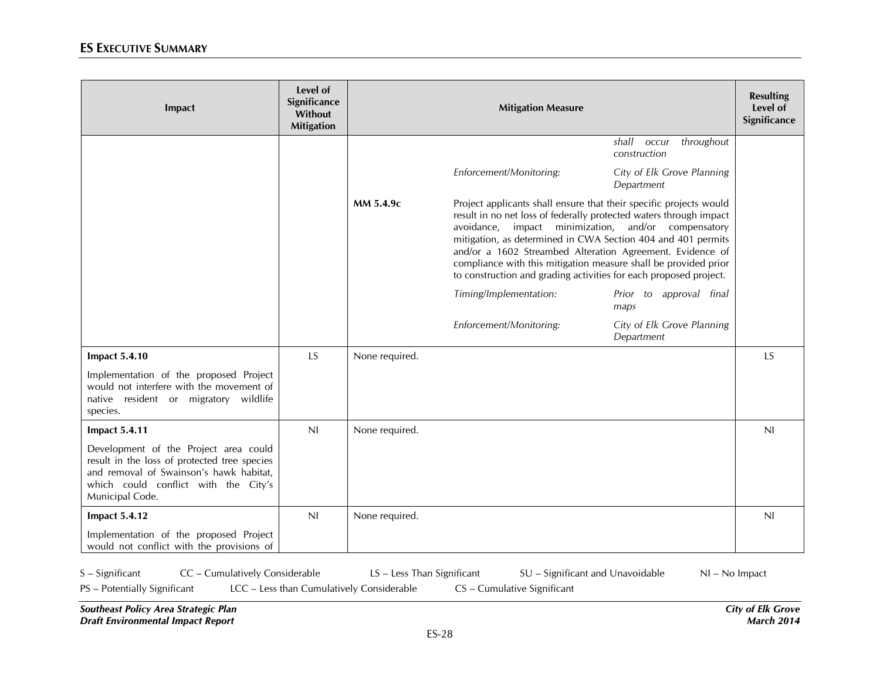| Impact | Level of Significance Without Mitigation | Mitigation Measure | | | Resulting Level of Significance |
|---|---|---|---|---|---|
| | | | | *shall occur throughout construction* | |
| | | | *Enforcement/Monitoring:* | *City of Elk Grove Planning Department* | |
| | | **MM 5.4.9c** | Project applicants shall ensure that their specific projects would result in no net loss of federally protected waters through impact avoidance, impact minimization, and/or compensatory mitigation, as determined in CWA Section 404 and 401 permits and/or a 1602 Streambed Alteration Agreement. Evidence of compliance with this mitigation measure shall be provided prior to construction and grading activities for each proposed project. | | |
| | | | *Timing/Implementation:* | *Prior to approval final maps* | |
| | | | *Enforcement/Monitoring:* | *City of Elk Grove Planning Department* | |
| **Impact 5.4.10**<br><br>Implementation of the proposed Project would not interfere with the movement of native resident or migratory wildlife species. | LS | None required. | | | LS |
| **Impact 5.4.11**<br><br>Development of the Project area could result in the loss of protected tree species and removal of Swainson's hawk habitat, which could conflict with the City's Municipal Code. | NI | None required. | | | NI |
| **Impact 5.4.12**<br><br>Implementation of the proposed Project would not conflict with the provisions of | NI | None required. | | | NI |

S – Significant CC – Cumulatively Considerable LS – Less Than Significant SU – Significant and Unavoidable NI – No Impact
PS – Potentially Significant LCC – Less than Cumulatively Considerable CS – Cumulative Significant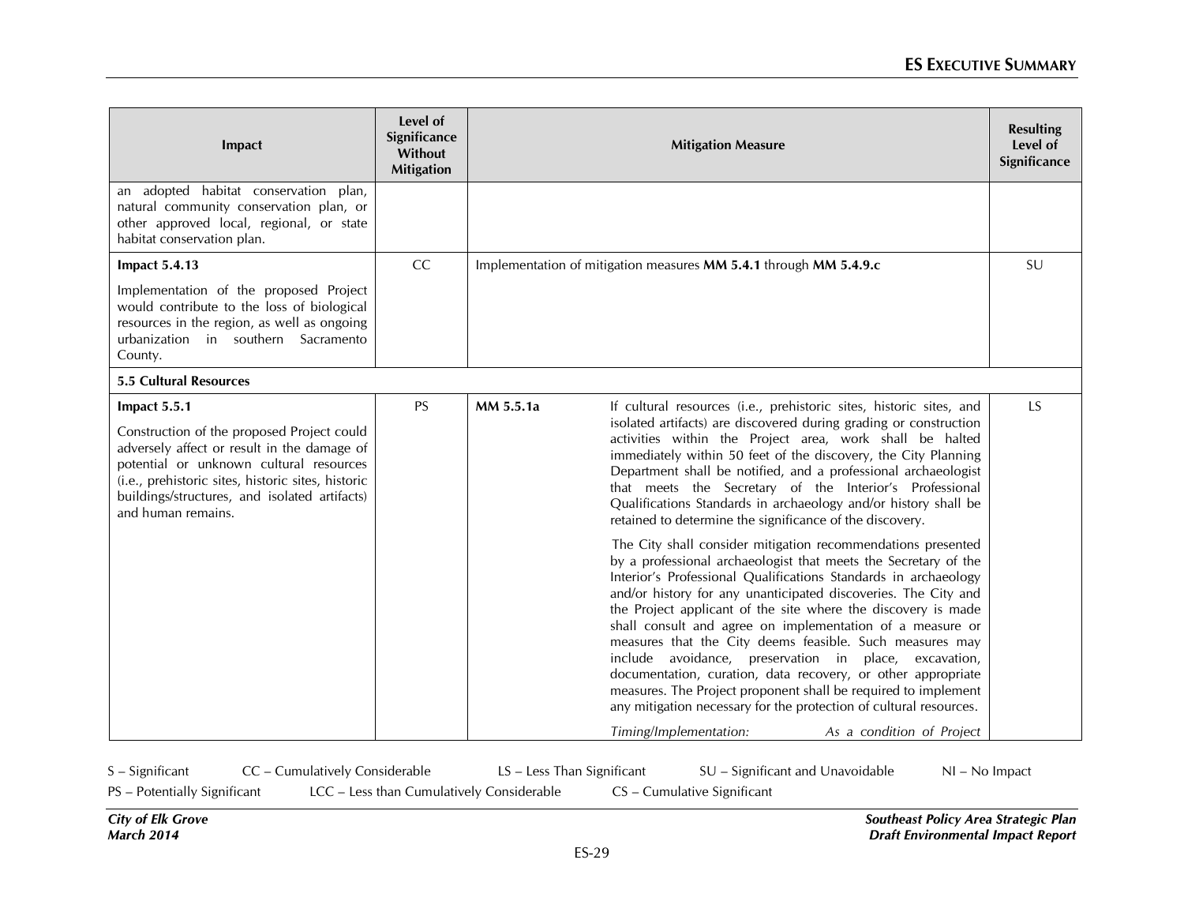| Impact | Level of Significance Without Mitigation | Mitigation Measure | | Resulting Level of Significance |
|---|---|---|---|---|
| an adopted habitat conservation plan, natural community conservation plan, or other approved local, regional, or state habitat conservation plan. | | | | |
| **Impact 5.4.13**<br><br>Implementation of the proposed Project would contribute to the loss of biological resources in the region, as well as ongoing urbanization in southern Sacramento County. | CC | Implementation of mitigation measures **MM 5.4.1** through **MM 5.4.9.c** | | SU |
| **5.5 Cultural Resources** | | | | |
| **Impact 5.5.1**<br><br>Construction of the proposed Project could adversely affect or result in the damage of potential or unknown cultural resources (i.e., prehistoric sites, historic sites, historic buildings/structures, and isolated artifacts) and human remains. | PS | **MM 5.5.1a** | If cultural resources (i.e., prehistoric sites, historic sites, and isolated artifacts) are discovered during grading or construction activities within the Project area, work shall be halted immediately within 50 feet of the discovery, the City Planning Department shall be notified, and a professional archaeologist that meets the Secretary of the Interior's Professional Qualifications Standards in archaeology and/or history shall be retained to determine the significance of the discovery.<br><br>The City shall consider mitigation recommendations presented by a professional archaeologist that meets the Secretary of the Interior's Professional Qualifications Standards in archaeology and/or history for any unanticipated discoveries. The City and the Project applicant of the site where the discovery is made shall consult and agree on implementation of a measure or measures that the City deems feasible. Such measures may include avoidance, preservation in place, excavation, documentation, curation, data recovery, or other appropriate measures. The Project proponent shall be required to implement any mitigation necessary for the protection of cultural resources.<br><br>*Timing/Implementation: As a condition of Project* | LS |

S – Significant CC – Cumulatively Considerable LS – Less Than Significant SU – Significant and Unavoidable NI – No Impact
PS – Potentially Significant LCC – Less than Cumulatively Considerable CS – Cumulative Significant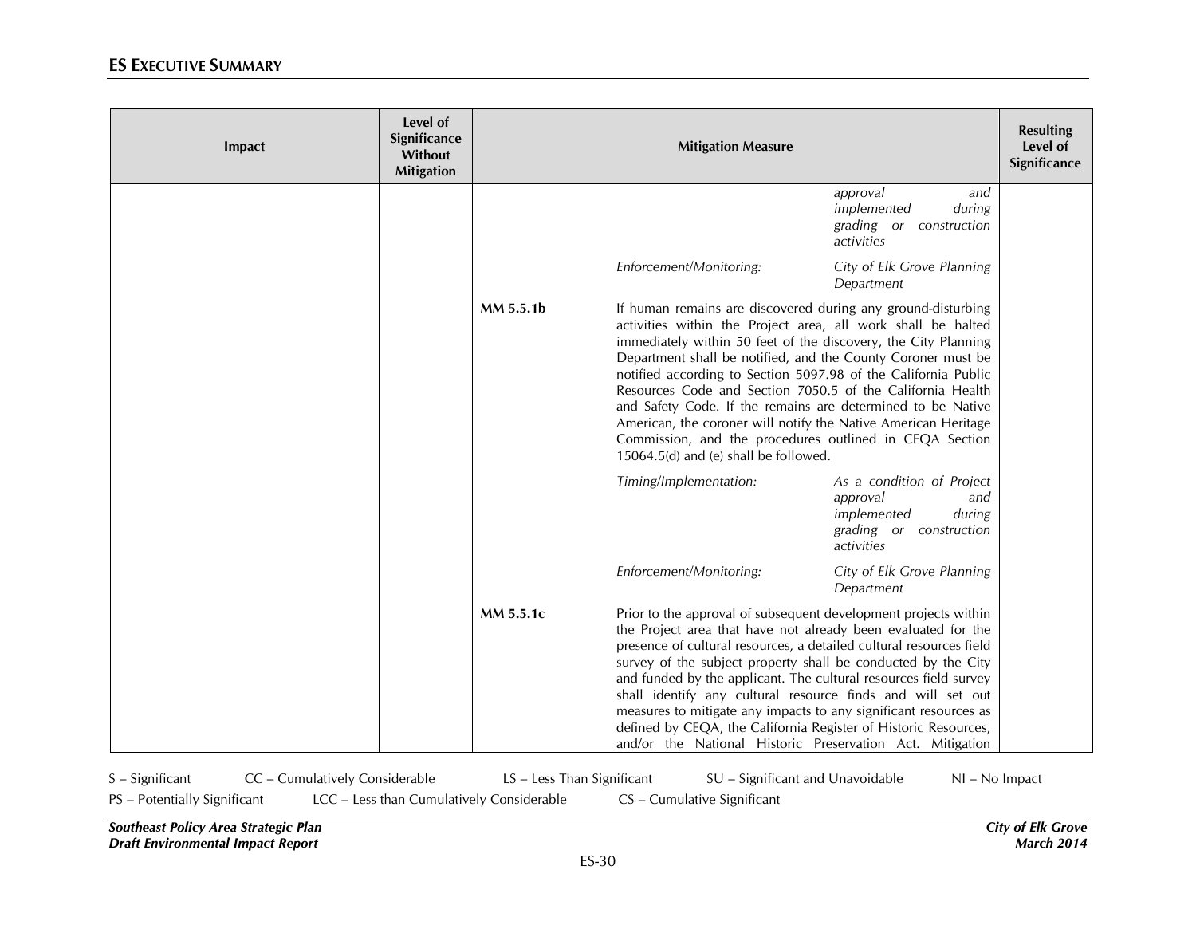| Impact | Level of Significance Without Mitigation | Mitigation Measure | Resulting Level of Significance |
|---|---|---|---|
| | | *approval and implemented during grading or construction activities* | |
| | | *Enforcement/Monitoring:* *City of Elk Grove Planning Department* | |
| | | **MM 5.5.1b** If human remains are discovered during any ground-disturbing activities within the Project area, all work shall be halted immediately within 50 feet of the discovery, the City Planning Department shall be notified, and the County Coroner must be notified according to Section 5097.98 of the California Public Resources Code and Section 7050.5 of the California Health and Safety Code. If the remains are determined to be Native American, the coroner will notify the Native American Heritage Commission, and the procedures outlined in CEQA Section 15064.5(d) and (e) shall be followed. | |
| | | *Timing/Implementation:* *As a condition of Project approval and implemented during grading or construction activities* | |
| | | *Enforcement/Monitoring:* *City of Elk Grove Planning Department* | |
| | | **MM 5.5.1c** Prior to the approval of subsequent development projects within the Project area that have not already been evaluated for the presence of cultural resources, a detailed cultural resources field survey of the subject property shall be conducted by the City and funded by the applicant. The cultural resources field survey shall identify any cultural resource finds and will set out measures to mitigate any impacts to any significant resources as defined by CEQA, the California Register of Historic Resources, and/or the National Historic Preservation Act. Mitigation | |

S – Significant  CC – Cumulatively Considerable  LS – Less Than Significant  SU – Significant and Unavoidable  NI – No Impact
PS – Potentially Significant  LCC – Less than Cumulatively Considerable  CS – Cumulative Significant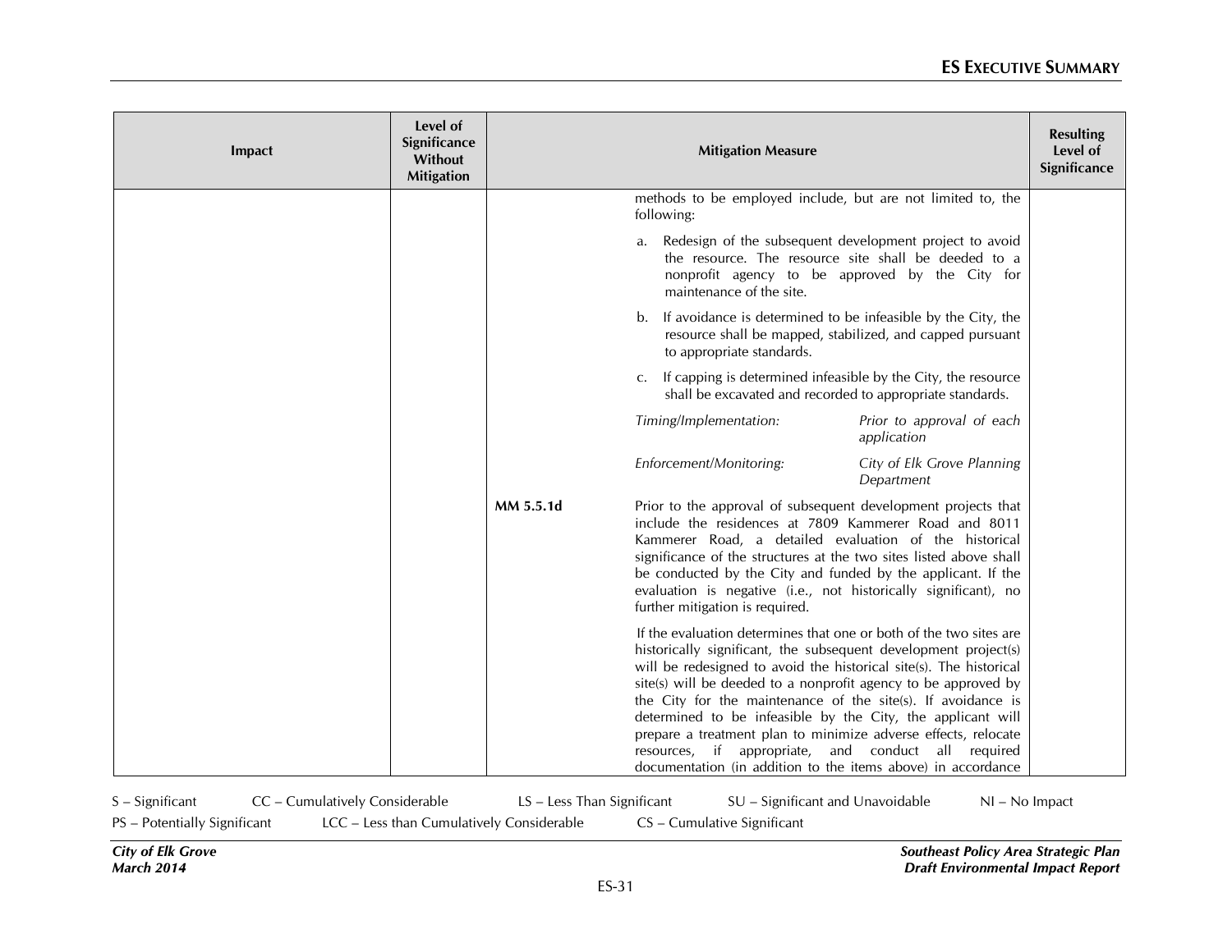| Impact | Level of Significance Without Mitigation | Mitigation Measure | | Resulting Level of Significance |
|---|---|---|---|---|
| | | | methods to be employed include, but are not limited to, the following:<br><br>a. Redesign of the subsequent development project to avoid the resource. The resource site shall be deeded to a nonprofit agency to be approved by the City for maintenance of the site.<br><br>b. If avoidance is determined to be infeasible by the City, the resource shall be mapped, stabilized, and capped pursuant to appropriate standards.<br><br>c. If capping is determined infeasible by the City, the resource shall be excavated and recorded to appropriate standards.<br><br>*Timing/Implementation:* *Prior to approval of each application*<br><br>*Enforcement/Monitoring:* *City of Elk Grove Planning Department* | |
| | | **MM 5.5.1d** | Prior to the approval of subsequent development projects that include the residences at 7809 Kammerer Road and 8011 Kammerer Road, a detailed evaluation of the historical significance of the structures at the two sites listed above shall be conducted by the City and funded by the applicant. If the evaluation is negative (i.e., not historically significant), no further mitigation is required.<br><br>If the evaluation determines that one or both of the two sites are historically significant, the subsequent development project(s) will be redesigned to avoid the historical site(s). The historical site(s) will be deeded to a nonprofit agency to be approved by the City for the maintenance of the site(s). If avoidance is determined to be infeasible by the City, the applicant will prepare a treatment plan to minimize adverse effects, relocate resources, if appropriate, and conduct all required documentation (in addition to the items above) in accordance | |

S – Significant CC – Cumulatively Considerable LS – Less Than Significant SU – Significant and Unavoidable NI – No Impact
PS – Potentially Significant LCC – Less than Cumulatively Considerable CS – Cumulative Significant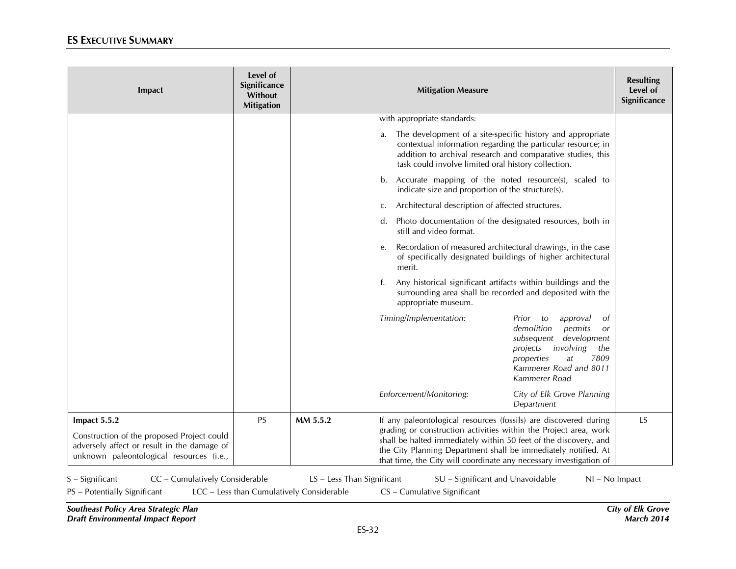| Impact | Level of Significance Without Mitigation | | Mitigation Measure | Resulting Level of Significance |
|---|---|---|---|---|
| | | | with appropriate standards:<br><br>a. The development of a site-specific history and appropriate contextual information regarding the particular resource; in addition to archival research and comparative studies, this task could involve limited oral history collection.<br><br>b. Accurate mapping of the noted resource(s), scaled to indicate size and proportion of the structure(s).<br><br>c. Architectural description of affected structures.<br><br>d. Photo documentation of the designated resources, both in still and video format.<br><br>e. Recordation of measured architectural drawings, in the case of specifically designated buildings of higher architectural merit.<br><br>f. Any historical significant artifacts within buildings and the surrounding area shall be recorded and deposited with the appropriate museum.<br><br>*Timing/Implementation:* *Prior to approval of demolition permits or subsequent development projects involving the properties at 7809 Kammerer Road and 8011 Kammerer Road*<br><br>*Enforcement/Monitoring:* *City of Elk Grove Planning Department* | |
| **Impact 5.5.2**<br><br>Construction of the proposed Project could adversely affect or result in the damage of unknown paleontological resources (i.e., | PS | **MM 5.5.2** | If any paleontological resources (fossils) are discovered during grading or construction activities within the Project area, work shall be halted immediately within 50 feet of the discovery, and the City Planning Department shall be immediately notified. At that time, the City will coordinate any necessary investigation of | LS |

S – Significant  CC – Cumulatively Considerable  LS – Less Than Significant  SU – Significant and Unavoidable  NI – No Impact
PS – Potentially Significant  LCC – Less than Cumulatively Considerable  CS – Cumulative Significant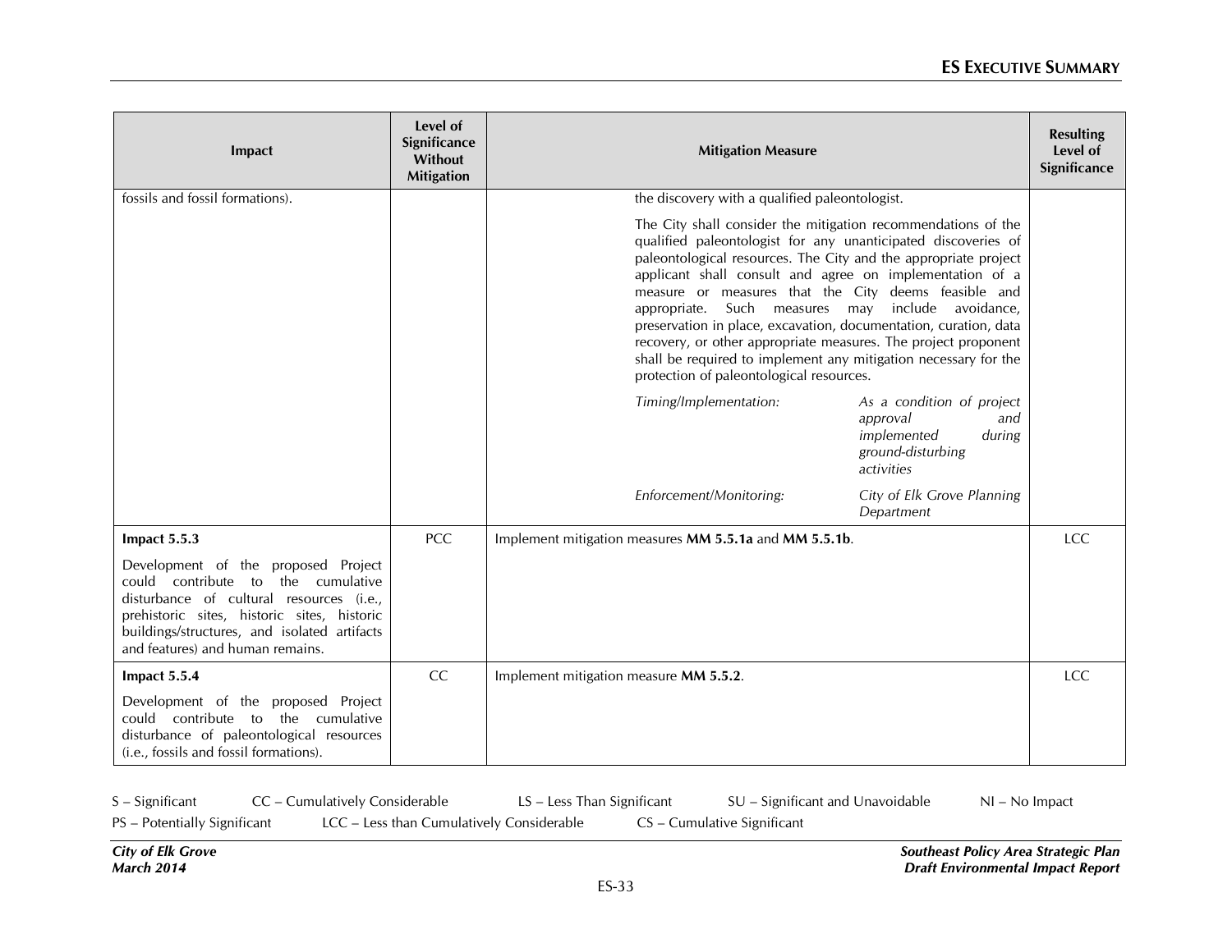| Impact | Level of Significance Without Mitigation | Mitigation Measure | Resulting Level of Significance |
|---|---|---|---|
| fossils and fossil formations). | | the discovery with a qualified paleontologist.<br><br>The City shall consider the mitigation recommendations of the qualified paleontologist for any unanticipated discoveries of paleontological resources. The City and the appropriate project applicant shall consult and agree on implementation of a measure or measures that the City deems feasible and appropriate. Such measures may include avoidance, preservation in place, excavation, documentation, curation, data recovery, or other appropriate measures. The project proponent shall be required to implement any mitigation necessary for the protection of paleontological resources.<br><br>*Timing/Implementation:* *As a condition of project approval and implemented during ground-disturbing activities*<br><br>*Enforcement/Monitoring:* *City of Elk Grove Planning Department* | |
| **Impact 5.5.3**<br><br>Development of the proposed Project could contribute to the cumulative disturbance of cultural resources (i.e., prehistoric sites, historic sites, historic buildings/structures, and isolated artifacts and features) and human remains. | PCC | Implement mitigation measures **MM 5.5.1a** and **MM 5.5.1b**. | LCC |
| **Impact 5.5.4**<br><br>Development of the proposed Project could contribute to the cumulative disturbance of paleontological resources (i.e., fossils and fossil formations). | CC | Implement mitigation measure **MM 5.5.2**. | LCC |

S – Significant CC – Cumulatively Considerable LS – Less Than Significant SU – Significant and Unavoidable NI – No Impact
PS – Potentially Significant LCC – Less than Cumulatively Considerable CS – Cumulative Significant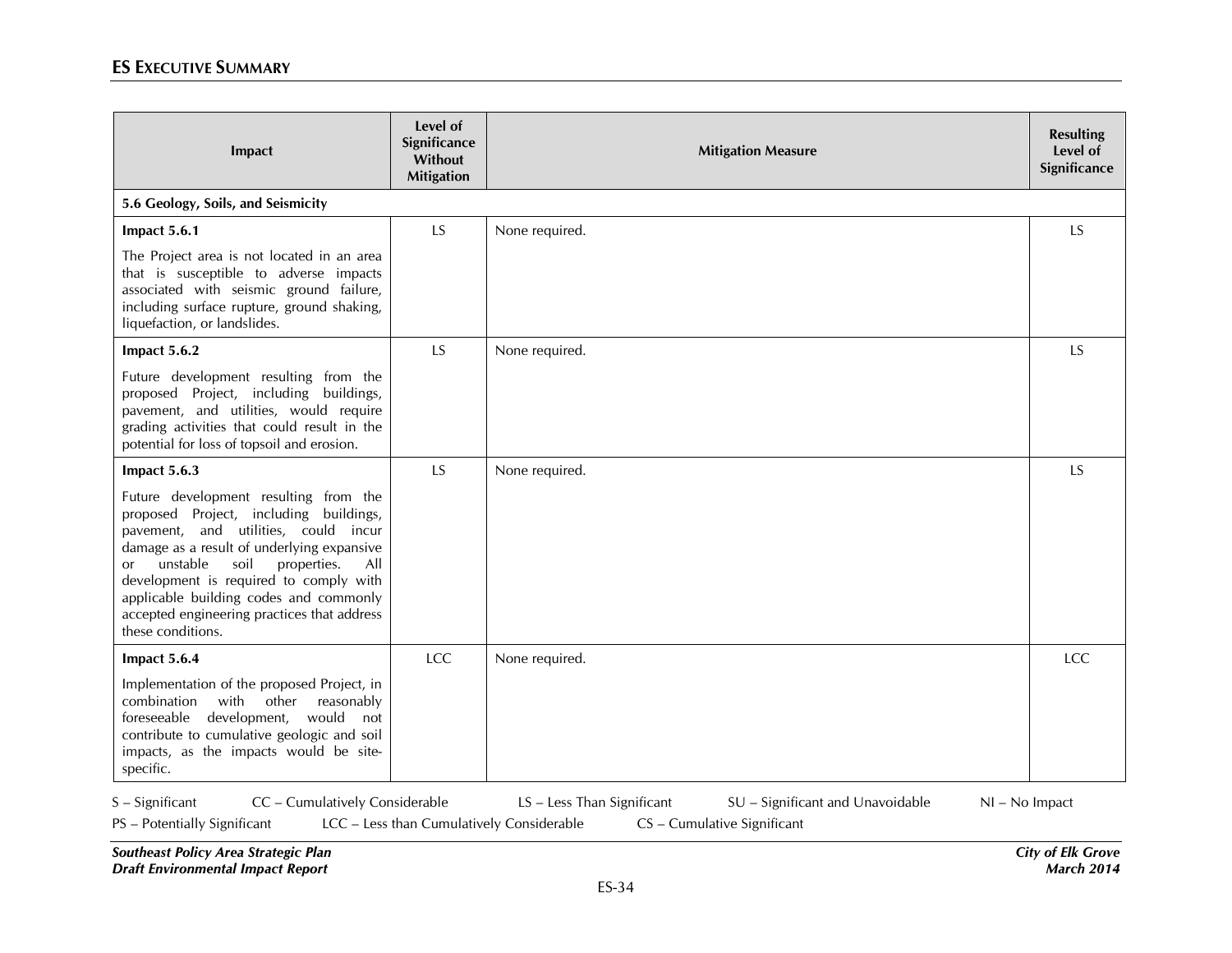| Impact | Level of Significance Without Mitigation | Mitigation Measure | Resulting Level of Significance |
|---|---|---|---|
| **5.6 Geology, Soils, and Seismicity** | | | |
| **Impact 5.6.1** The Project area is not located in an area that is susceptible to adverse impacts associated with seismic ground failure, including surface rupture, ground shaking, liquefaction, or landslides. | LS | None required. | LS |
| **Impact 5.6.2** Future development resulting from the proposed Project, including buildings, pavement, and utilities, would require grading activities that could result in the potential for loss of topsoil and erosion. | LS | None required. | LS |
| **Impact 5.6.3** Future development resulting from the proposed Project, including buildings, pavement, and utilities, could incur damage as a result of underlying expansive or unstable soil properties. All development is required to comply with applicable building codes and commonly accepted engineering practices that address these conditions. | LS | None required. | LS |
| **Impact 5.6.4** Implementation of the proposed Project, in combination with other reasonably foreseeable development, would not contribute to cumulative geologic and soil impacts, as the impacts would be site-specific. | LCC | None required. | LCC |

S – Significant CC – Cumulatively Considerable LS – Less Than Significant SU – Significant and Unavoidable NI – No Impact
PS – Potentially Significant LCC – Less than Cumulatively Considerable CS – Cumulative Significant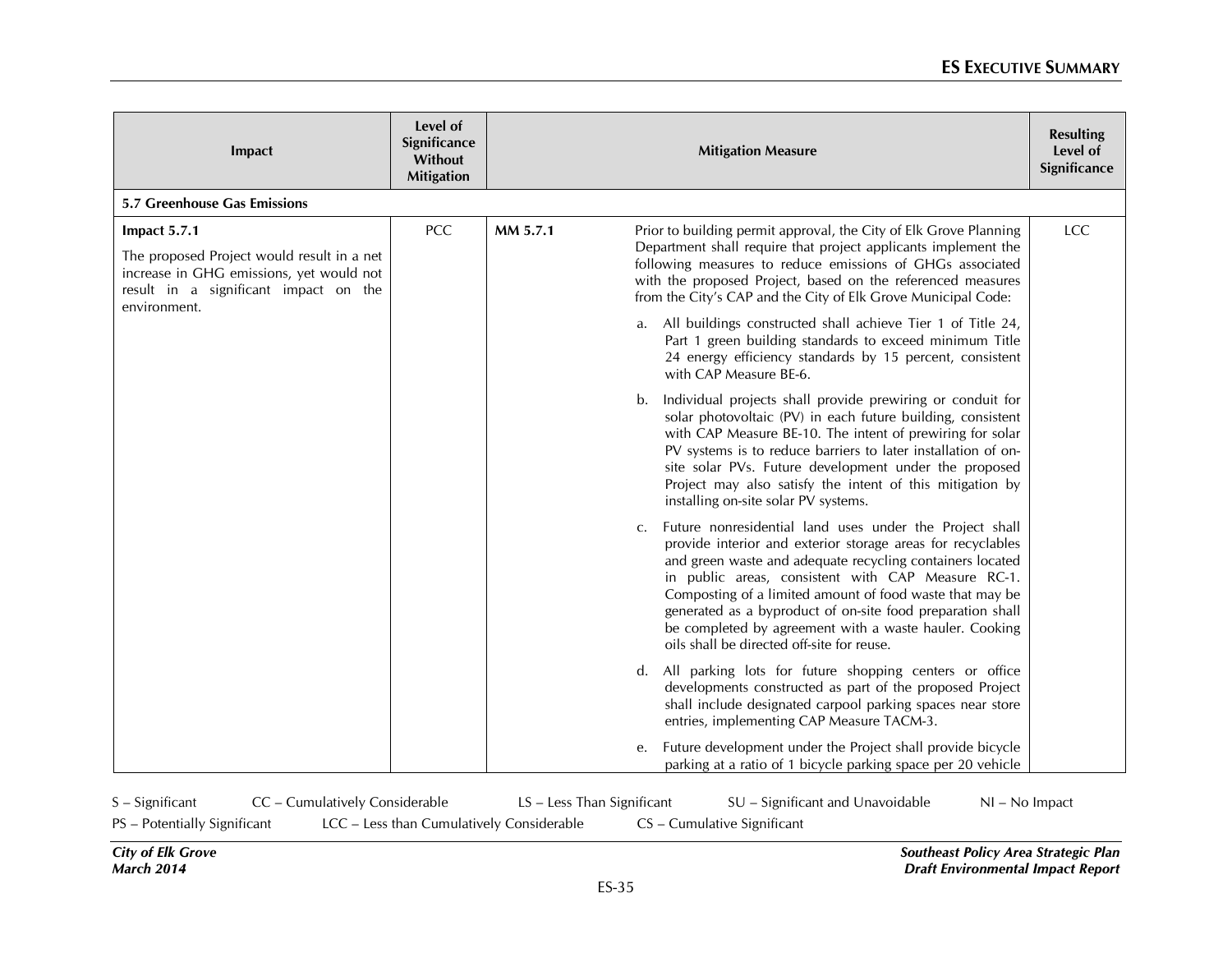| Impact | Level of Significance Without Mitigation | Mitigation Measure | | Resulting Level of Significance |
|---|---|---|---|---|
| **5.7 Greenhouse Gas Emissions** | | | | |
| **Impact 5.7.1**<br><br>The proposed Project would result in a net increase in GHG emissions, yet would not result in a significant impact on the environment. | PCC | **MM 5.7.1** | Prior to building permit approval, the City of Elk Grove Planning Department shall require that project applicants implement the following measures to reduce emissions of GHGs associated with the proposed Project, based on the referenced measures from the City's CAP and the City of Elk Grove Municipal Code:<br><br>a. All buildings constructed shall achieve Tier 1 of Title 24, Part 1 green building standards to exceed minimum Title 24 energy efficiency standards by 15 percent, consistent with CAP Measure BE-6.<br><br>b. Individual projects shall provide prewiring or conduit for solar photovoltaic (PV) in each future building, consistent with CAP Measure BE-10. The intent of prewiring for solar PV systems is to reduce barriers to later installation of on-site solar PVs. Future development under the proposed Project may also satisfy the intent of this mitigation by installing on-site solar PV systems.<br><br>c. Future nonresidential land uses under the Project shall provide interior and exterior storage areas for recyclables and green waste and adequate recycling containers located in public areas, consistent with CAP Measure RC-1. Composting of a limited amount of food waste that may be generated as a byproduct of on-site food preparation shall be completed by agreement with a waste hauler. Cooking oils shall be directed off-site for reuse.<br><br>d. All parking lots for future shopping centers or office developments constructed as part of the proposed Project shall include designated carpool parking spaces near store entries, implementing CAP Measure TACM-3.<br><br>e. Future development under the Project shall provide bicycle parking at a ratio of 1 bicycle parking space per 20 vehicle | LCC |

S – Significant CC – Cumulatively Considerable LS – Less Than Significant SU – Significant and Unavoidable NI – No Impact
PS – Potentially Significant LCC – Less than Cumulatively Considerable CS – Cumulative Significant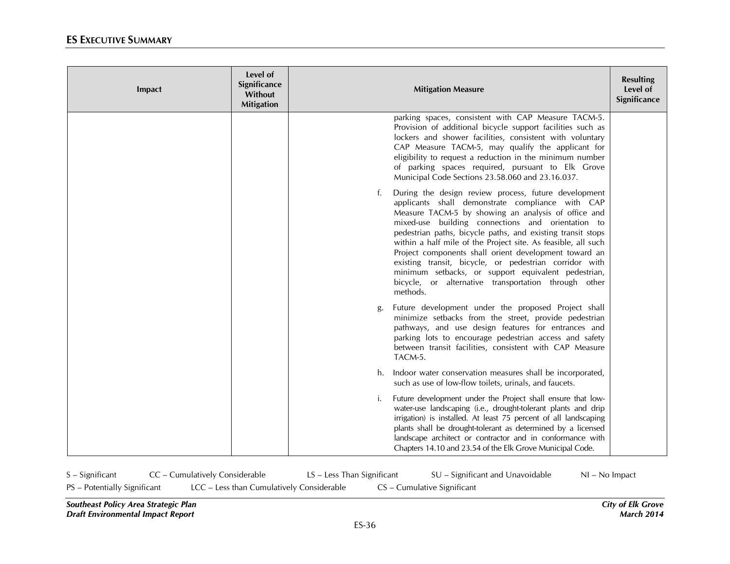| Impact | Level of Significance Without Mitigation | Mitigation Measure | Resulting Level of Significance |
|---|---|---|---|
| | | parking spaces, consistent with CAP Measure TACM-5. Provision of additional bicycle support facilities such as lockers and shower facilities, consistent with voluntary CAP Measure TACM-5, may qualify the applicant for eligibility to request a reduction in the minimum number of parking spaces required, pursuant to Elk Grove Municipal Code Sections 23.58.060 and 23.16.037.<br><br>f. During the design review process, future development applicants shall demonstrate compliance with CAP Measure TACM-5 by showing an analysis of office and mixed-use building connections and orientation to pedestrian paths, bicycle paths, and existing transit stops within a half mile of the Project site. As feasible, all such Project components shall orient development toward an existing transit, bicycle, or pedestrian corridor with minimum setbacks, or support equivalent pedestrian, bicycle, or alternative transportation through other methods.<br><br>g. Future development under the proposed Project shall minimize setbacks from the street, provide pedestrian pathways, and use design features for entrances and parking lots to encourage pedestrian access and safety between transit facilities, consistent with CAP Measure TACM-5.<br><br>h. Indoor water conservation measures shall be incorporated, such as use of low-flow toilets, urinals, and faucets.<br><br>i. Future development under the Project shall ensure that low-water-use landscaping (i.e., drought-tolerant plants and drip irrigation) is installed. At least 75 percent of all landscaping plants shall be drought-tolerant as determined by a licensed landscape architect or contractor and in conformance with Chapters 14.10 and 23.54 of the Elk Grove Municipal Code. | |

S – Significant CC – Cumulatively Considerable LS – Less Than Significant SU – Significant and Unavoidable NI – No Impact
PS – Potentially Significant LCC – Less than Cumulatively Considerable CS – Cumulative Significant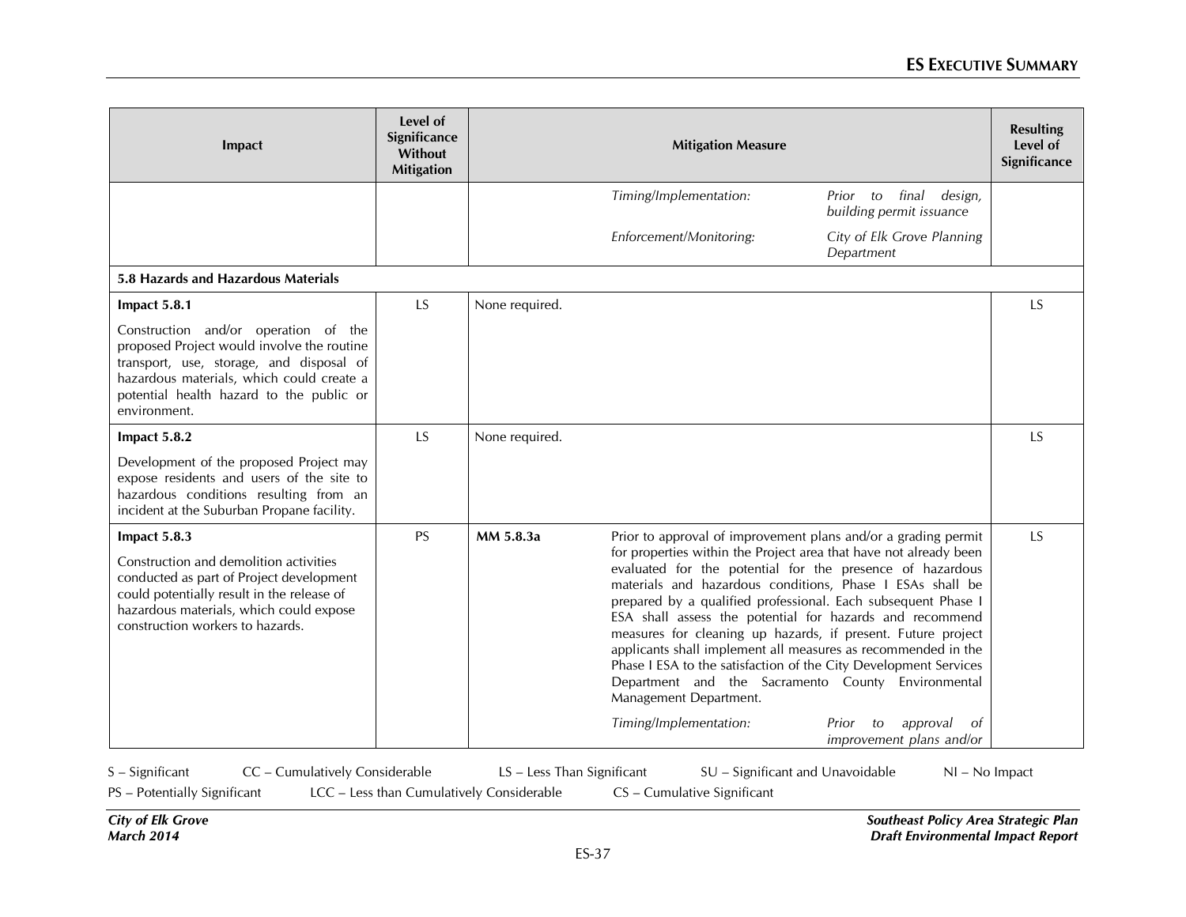| Impact | Level of Significance Without Mitigation | Mitigation Measure | | Resulting Level of Significance |
|---|---|---|---|---|
| | | | *Timing/Implementation:* *Prior to final design, building permit issuance* | |
| | | | *Enforcement/Monitoring:* *City of Elk Grove Planning Department* | |
| **5.8 Hazards and Hazardous Materials** | | | | |
| **Impact 5.8.1** Construction and/or operation of the proposed Project would involve the routine transport, use, storage, and disposal of hazardous materials, which could create a potential health hazard to the public or environment. | LS | None required. | | LS |
| **Impact 5.8.2** Development of the proposed Project may expose residents and users of the site to hazardous conditions resulting from an incident at the Suburban Propane facility. | LS | None required. | | LS |
| **Impact 5.8.3** Construction and demolition activities conducted as part of Project development could potentially result in the release of hazardous materials, which could expose construction workers to hazards. | PS | **MM 5.8.3a** | Prior to approval of improvement plans and/or a grading permit for properties within the Project area that have not already been evaluated for the potential for the presence of hazardous materials and hazardous conditions, Phase I ESAs shall be prepared by a qualified professional. Each subsequent Phase I ESA shall assess the potential for hazards and recommend measures for cleaning up hazards, if present. Future project applicants shall implement all measures as recommended in the Phase I ESA to the satisfaction of the City Development Services Department and the Sacramento County Environmental Management Department. *Timing/Implementation:* *Prior to approval of improvement plans and/or* | LS |

S – Significant CC – Cumulatively Considerable LS – Less Than Significant SU – Significant and Unavoidable NI – No Impact
PS – Potentially Significant LCC – Less than Cumulatively Considerable CS – Cumulative Significant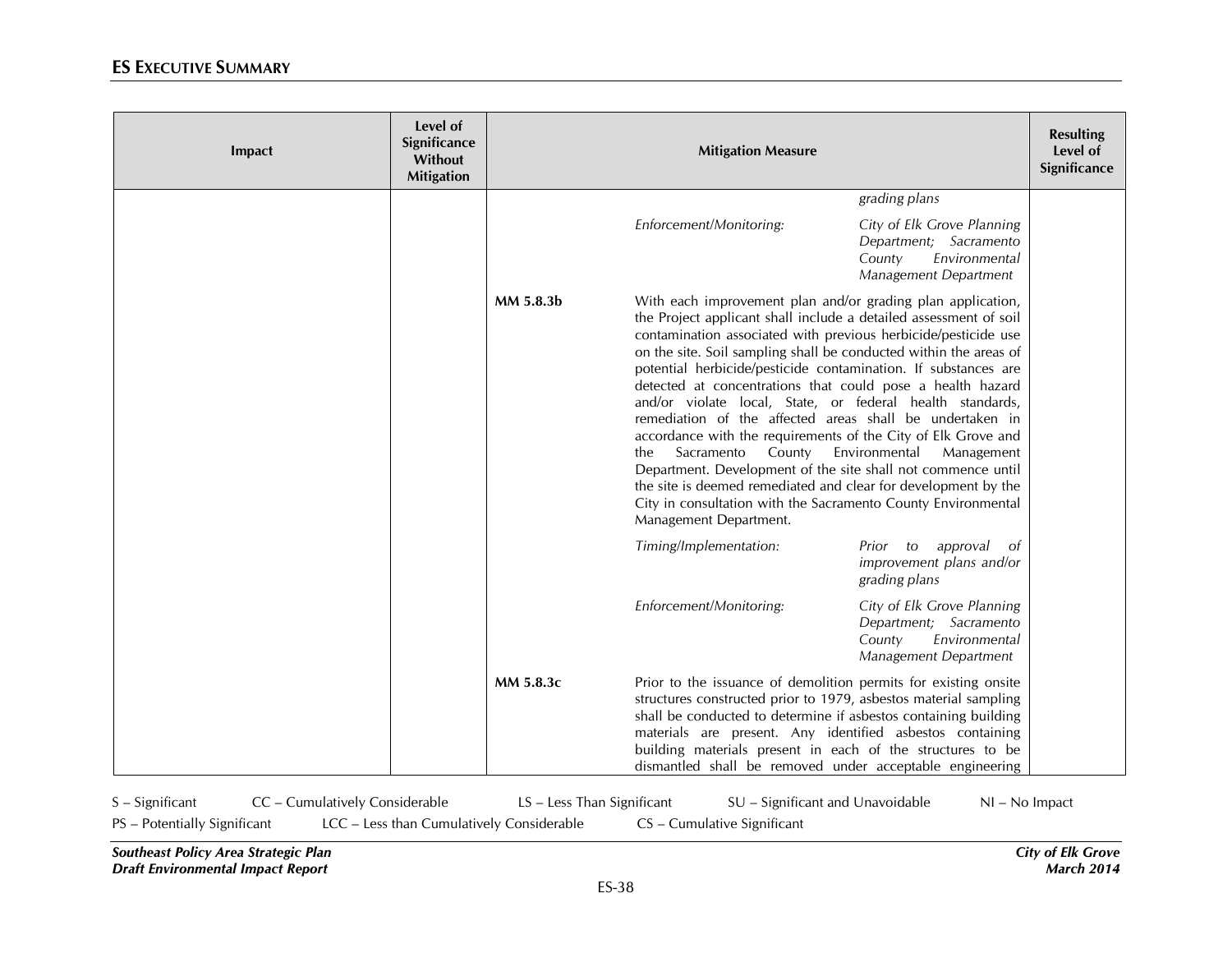| Impact | Level of Significance Without Mitigation | Mitigation Measure | | | Resulting Level of Significance |
|---|---|---|---|---|---|
| | | | | *grading plans* | |
| | | | *Enforcement/Monitoring:* | *City of Elk Grove Planning Department; Sacramento County Environmental Management Department* | |
| | | **MM 5.8.3b** | With each improvement plan and/or grading plan application, the Project applicant shall include a detailed assessment of soil contamination associated with previous herbicide/pesticide use on the site. Soil sampling shall be conducted within the areas of potential herbicide/pesticide contamination. If substances are detected at concentrations that could pose a health hazard and/or violate local, State, or federal health standards, remediation of the affected areas shall be undertaken in accordance with the requirements of the City of Elk Grove and the Sacramento County Environmental Management Department. Development of the site shall not commence until the site is deemed remediated and clear for development by the City in consultation with the Sacramento County Environmental Management Department. | | |
| | | | *Timing/Implementation:* | *Prior to approval of improvement plans and/or grading plans* | |
| | | | *Enforcement/Monitoring:* | *City of Elk Grove Planning Department; Sacramento County Environmental Management Department* | |
| | | **MM 5.8.3c** | Prior to the issuance of demolition permits for existing onsite structures constructed prior to 1979, asbestos material sampling shall be conducted to determine if asbestos containing building materials are present. Any identified asbestos containing building materials present in each of the structures to be dismantled shall be removed under acceptable engineering | | |

S – Significant CC – Cumulatively Considerable LS – Less Than Significant SU – Significant and Unavoidable NI – No Impact
PS – Potentially Significant LCC – Less than Cumulatively Considerable CS – Cumulative Significant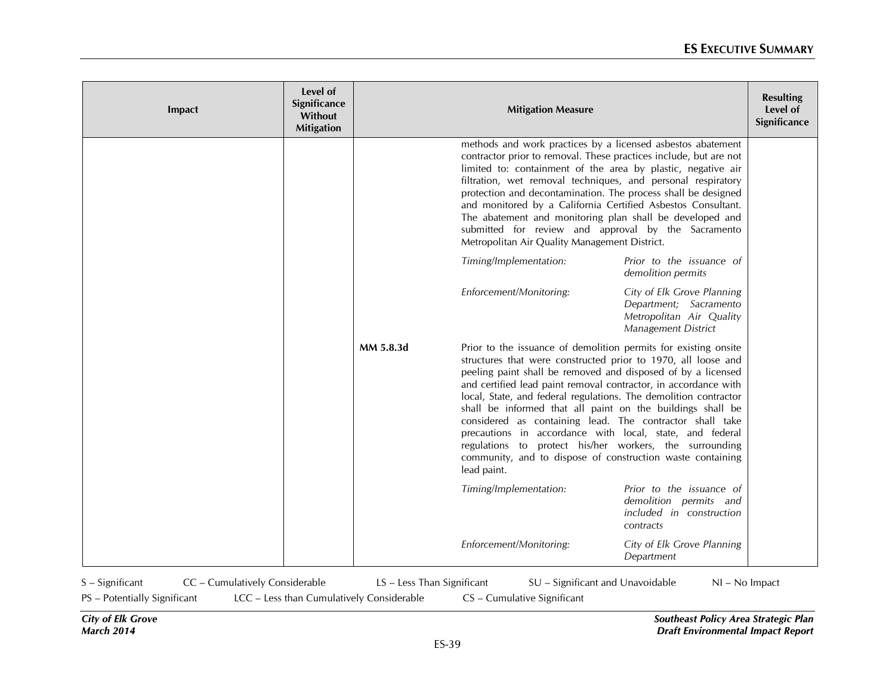| Impact | Level of Significance Without Mitigation | Mitigation Measure | | Resulting Level of Significance |
|---|---|---|---|---|
| | | | methods and work practices by a licensed asbestos abatement contractor prior to removal. These practices include, but are not limited to: containment of the area by plastic, negative air filtration, wet removal techniques, and personal respiratory protection and decontamination. The process shall be designed and monitored by a California Certified Asbestos Consultant. The abatement and monitoring plan shall be developed and submitted for review and approval by the Sacramento Metropolitan Air Quality Management District.<br><br>*Timing/Implementation:* *Prior to the issuance of demolition permits*<br><br>*Enforcement/Monitoring:* *City of Elk Grove Planning Department; Sacramento Metropolitan Air Quality Management District* | |
| | | **MM 5.8.3d** | Prior to the issuance of demolition permits for existing onsite structures that were constructed prior to 1970, all loose and peeling paint shall be removed and disposed of by a licensed and certified lead paint removal contractor, in accordance with local, State, and federal regulations. The demolition contractor shall be informed that all paint on the buildings shall be considered as containing lead. The contractor shall take precautions in accordance with local, state, and federal regulations to protect his/her workers, the surrounding community, and to dispose of construction waste containing lead paint.<br><br>*Timing/Implementation:* *Prior to the issuance of demolition permits and included in construction contracts*<br><br>*Enforcement/Monitoring:* *City of Elk Grove Planning Department* | |

S – Significant    CC – Cumulatively Considerable    LS – Less Than Significant    SU – Significant and Unavoidable    NI – No Impact
PS – Potentially Significant    LCC – Less than Cumulatively Considerable    CS – Cumulative Significant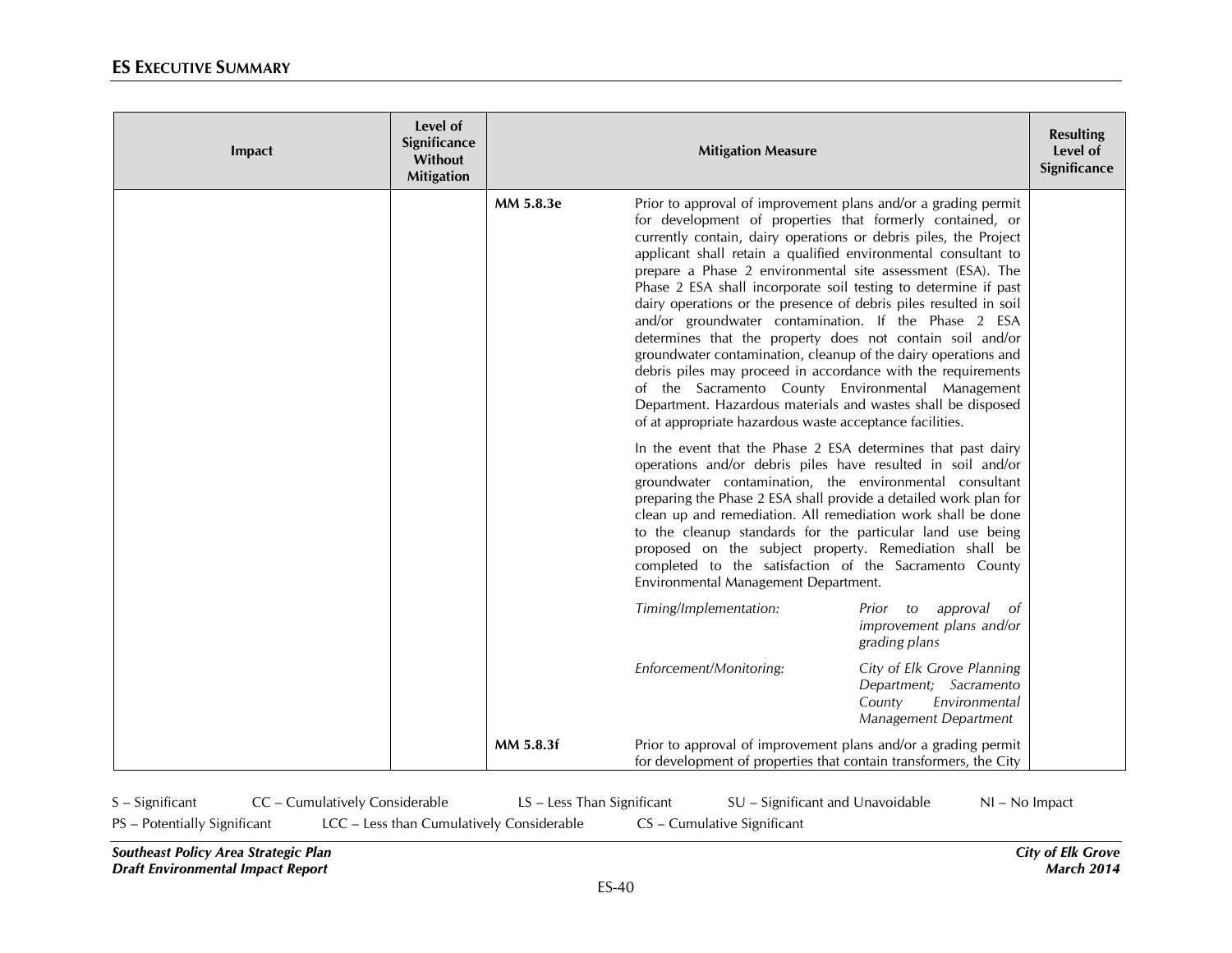| Impact | Level of Significance Without Mitigation | Mitigation Measure | | Resulting Level of Significance |
|---|---|---|---|---|
| | | **MM 5.8.3e** | Prior to approval of improvement plans and/or a grading permit for development of properties that formerly contained, or currently contain, dairy operations or debris piles, the Project applicant shall retain a qualified environmental consultant to prepare a Phase 2 environmental site assessment (ESA). The Phase 2 ESA shall incorporate soil testing to determine if past dairy operations or the presence of debris piles resulted in soil and/or groundwater contamination. If the Phase 2 ESA determines that the property does not contain soil and/or groundwater contamination, cleanup of the dairy operations and debris piles may proceed in accordance with the requirements of the Sacramento County Environmental Management Department. Hazardous materials and wastes shall be disposed of at appropriate hazardous waste acceptance facilities.<br><br>In the event that the Phase 2 ESA determines that past dairy operations and/or debris piles have resulted in soil and/or groundwater contamination, the environmental consultant preparing the Phase 2 ESA shall provide a detailed work plan for clean up and remediation. All remediation work shall be done to the cleanup standards for the particular land use being proposed on the subject property. Remediation shall be completed to the satisfaction of the Sacramento County Environmental Management Department.<br><br>*Timing/Implementation:* *Prior to approval of improvement plans and/or grading plans*<br><br>*Enforcement/Monitoring:* *City of Elk Grove Planning Department; Sacramento County Environmental Management Department* | |
| | | **MM 5.8.3f** | Prior to approval of improvement plans and/or a grading permit for development of properties that contain transformers, the City | |

S – Significant CC – Cumulatively Considerable LS – Less Than Significant SU – Significant and Unavoidable NI – No Impact
PS – Potentially Significant LCC – Less than Cumulatively Considerable CS – Cumulative Significant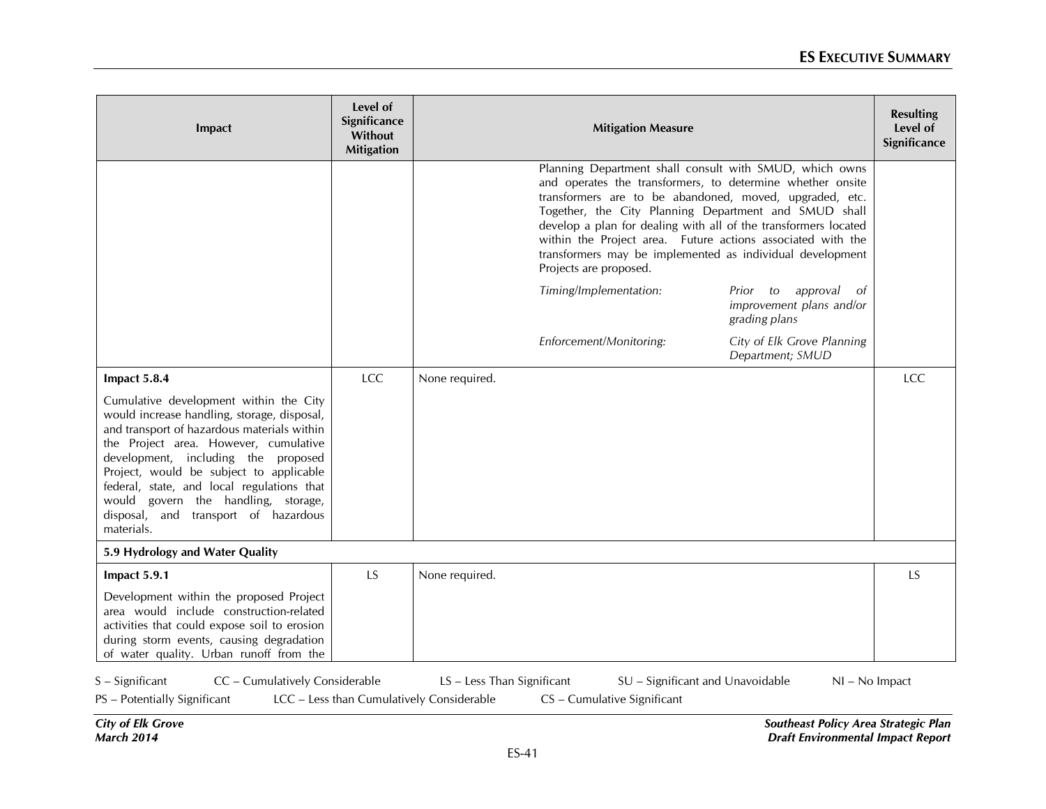| Impact | Level of Significance Without Mitigation | Mitigation Measure | Resulting Level of Significance |
|---|---|---|---|
| | | Planning Department shall consult with SMUD, which owns and operates the transformers, to determine whether onsite transformers are to be abandoned, moved, upgraded, etc. Together, the City Planning Department and SMUD shall develop a plan for dealing with all of the transformers located within the Project area. Future actions associated with the transformers may be implemented as individual development Projects are proposed.<br><br>*Timing/Implementation:* *Prior to approval of improvement plans and/or grading plans*<br><br>*Enforcement/Monitoring:* *City of Elk Grove Planning Department; SMUD* | |
| **Impact 5.8.4**<br><br>Cumulative development within the City would increase handling, storage, disposal, and transport of hazardous materials within the Project area. However, cumulative development, including the proposed Project, would be subject to applicable federal, state, and local regulations that would govern the handling, storage, disposal, and transport of hazardous materials. | LCC | None required. | LCC |
| **5.9 Hydrology and Water Quality** | | | |
| **Impact 5.9.1**<br><br>Development within the proposed Project area would include construction-related activities that could expose soil to erosion during storm events, causing degradation of water quality. Urban runoff from the | LS | None required. | LS |

S – Significant CC – Cumulatively Considerable LS – Less Than Significant SU – Significant and Unavoidable NI – No Impact
PS – Potentially Significant LCC – Less than Cumulatively Considerable CS – Cumulative Significant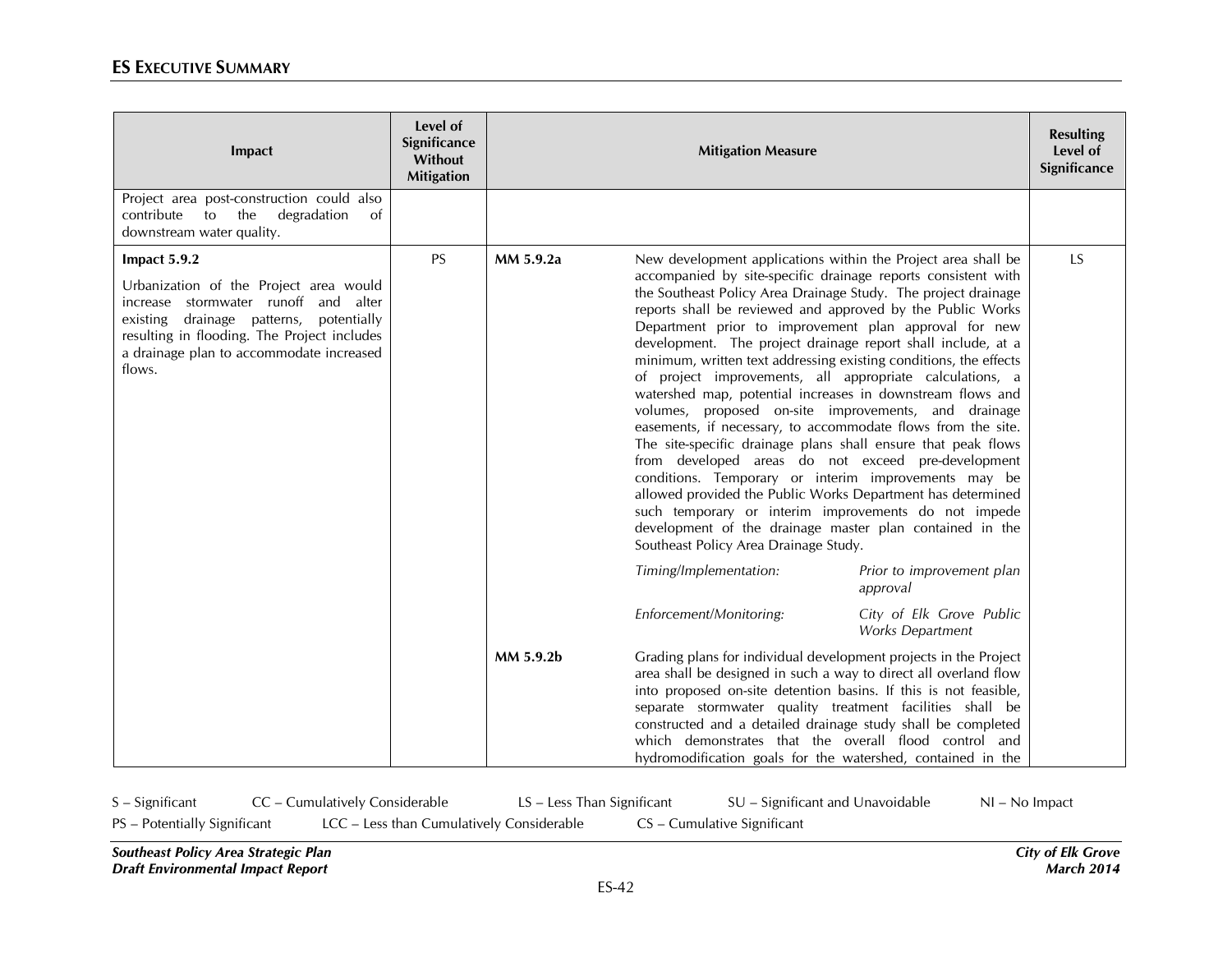| Impact | Level of Significance Without Mitigation | Mitigation Measure | | Resulting Level of Significance |
|---|---|---|---|---|
| Project area post-construction could also contribute to the degradation of downstream water quality. | | | | |
| **Impact 5.9.2**<br><br>Urbanization of the Project area would increase stormwater runoff and alter existing drainage patterns, potentially resulting in flooding. The Project includes a drainage plan to accommodate increased flows. | PS | **MM 5.9.2a** | New development applications within the Project area shall be accompanied by site-specific drainage reports consistent with the Southeast Policy Area Drainage Study. The project drainage reports shall be reviewed and approved by the Public Works Department prior to improvement plan approval for new development. The project drainage report shall include, at a minimum, written text addressing existing conditions, the effects of project improvements, all appropriate calculations, a watershed map, potential increases in downstream flows and volumes, proposed on-site improvements, and drainage easements, if necessary, to accommodate flows from the site. The site-specific drainage plans shall ensure that peak flows from developed areas do not exceed pre-development conditions. Temporary or interim improvements may be allowed provided the Public Works Department has determined such temporary or interim improvements do not impede development of the drainage master plan contained in the Southeast Policy Area Drainage Study.<br><br>*Timing/Implementation:* *Prior to improvement plan approval*<br><br>*Enforcement/Monitoring:* *City of Elk Grove Public Works Department* | LS |
| | | **MM 5.9.2b** | Grading plans for individual development projects in the Project area shall be designed in such a way to direct all overland flow into proposed on-site detention basins. If this is not feasible, separate stormwater quality treatment facilities shall be constructed and a detailed drainage study shall be completed which demonstrates that the overall flood control and hydromodification goals for the watershed, contained in the | |

S – Significant  CC – Cumulatively Considerable  LS – Less Than Significant  SU – Significant and Unavoidable  NI – No Impact
PS – Potentially Significant  LCC – Less than Cumulatively Considerable  CS – Cumulative Significant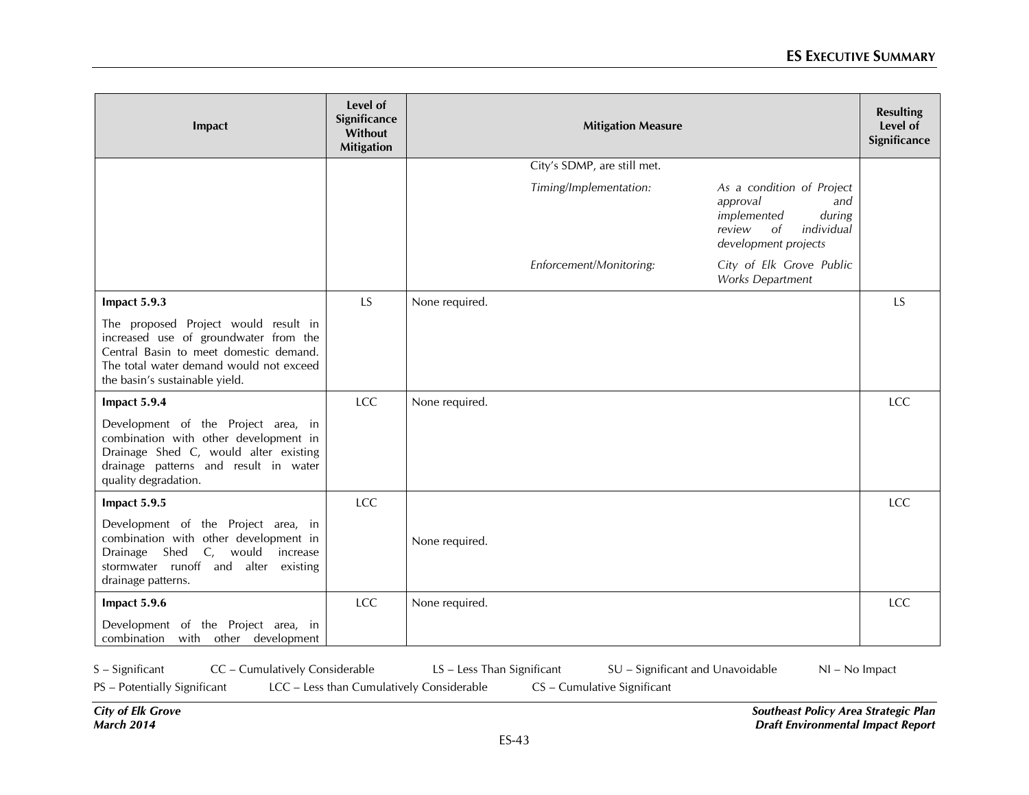| Impact | Level of Significance Without Mitigation | Mitigation Measure | Resulting Level of Significance |
|---|---|---|---|
| | | City's SDMP, are still met.<br>*Timing/Implementation:* *As a condition of Project approval and implemented during review of individual development projects*<br>*Enforcement/Monitoring:* *City of Elk Grove Public Works Department* | |
| **Impact 5.9.3**<br>The proposed Project would result in increased use of groundwater from the Central Basin to meet domestic demand. The total water demand would not exceed the basin's sustainable yield. | LS | None required. | LS |
| **Impact 5.9.4**<br>Development of the Project area, in combination with other development in Drainage Shed C, would alter existing drainage patterns and result in water quality degradation. | LCC | None required. | LCC |
| **Impact 5.9.5**<br>Development of the Project area, in combination with other development in Drainage Shed C, would increase stormwater runoff and alter existing drainage patterns. | LCC | None required. | LCC |
| **Impact 5.9.6**<br>Development of the Project area, in combination with other development | LCC | None required. | LCC |

S – Significant CC – Cumulatively Considerable LS – Less Than Significant SU – Significant and Unavoidable NI – No Impact
PS – Potentially Significant LCC – Less than Cumulatively Considerable CS – Cumulative Significant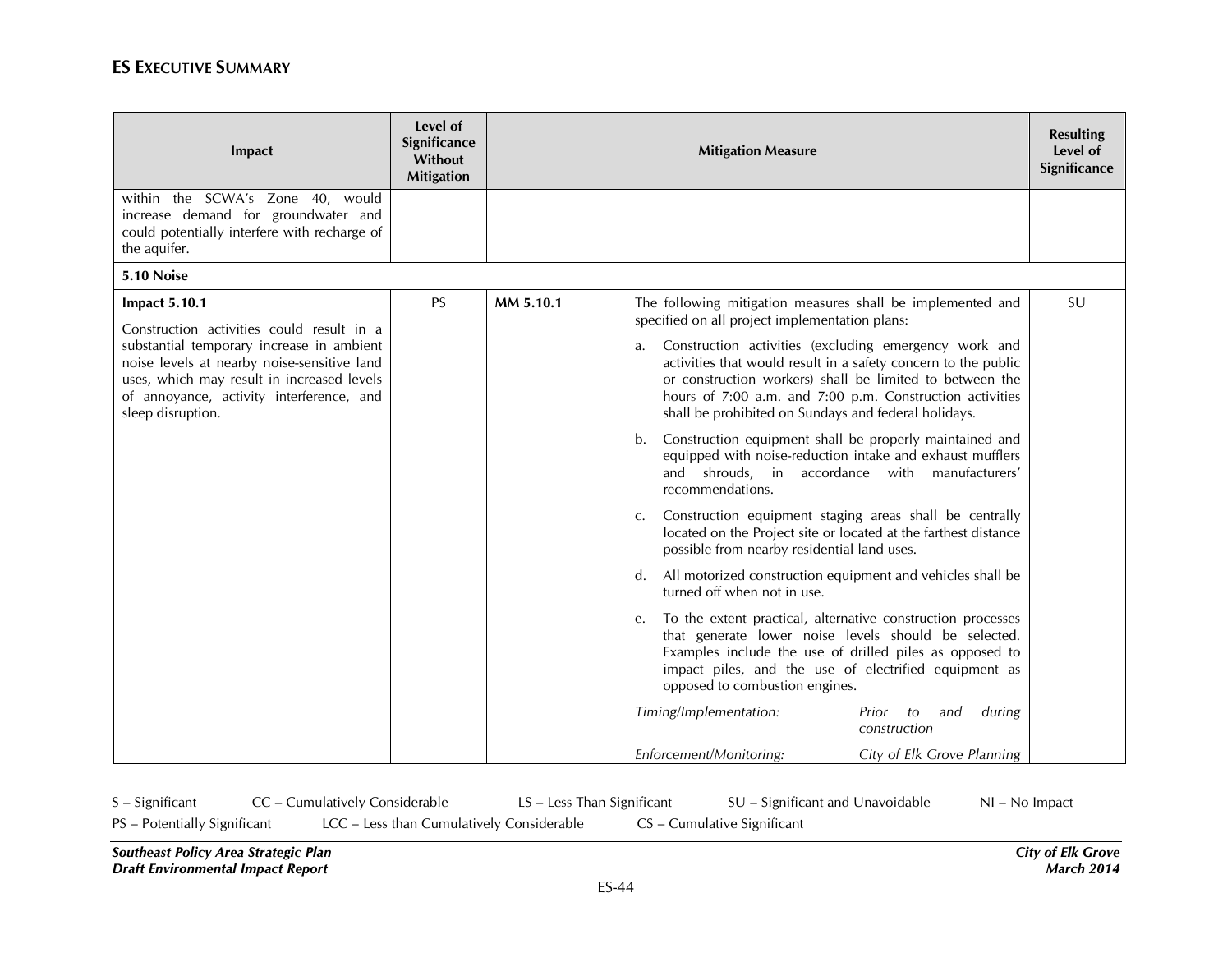## ES EXECUTIVE SUMMARY

| Impact | Level of Significance Without Mitigation | Mitigation Measure | | Resulting Level of Significance |
|---|---|---|---|---|
| within the SCWA's Zone 40, would increase demand for groundwater and could potentially interfere with recharge of the aquifer. | | | | |
| **5.10 Noise** | | | | |
| **Impact 5.10.1** Construction activities could result in a substantial temporary increase in ambient noise levels at nearby noise-sensitive land uses, which may result in increased levels of annoyance, activity interference, and sleep disruption. | PS | **MM 5.10.1** | The following mitigation measures shall be implemented and specified on all project implementation plans:<br>a. Construction activities (excluding emergency work and activities that would result in a safety concern to the public or construction workers) shall be limited to between the hours of 7:00 a.m. and 7:00 p.m. Construction activities shall be prohibited on Sundays and federal holidays.<br>b. Construction equipment shall be properly maintained and equipped with noise-reduction intake and exhaust mufflers and shrouds, in accordance with manufacturers' recommendations.<br>c. Construction equipment staging areas shall be centrally located on the Project site or located at the farthest distance possible from nearby residential land uses.<br>d. All motorized construction equipment and vehicles shall be turned off when not in use.<br>e. To the extent practical, alternative construction processes that generate lower noise levels should be selected. Examples include the use of drilled piles as opposed to impact piles, and the use of electrified equipment as opposed to combustion engines.<br>*Timing/Implementation:* *Prior to and during construction*<br>*Enforcement/Monitoring:* *City of Elk Grove Planning* | SU |

S – Significant CC – Cumulatively Considerable LS – Less Than Significant SU – Significant and Unavoidable NI – No Impact
PS – Potentially Significant LCC – Less than Cumulatively Considerable CS – Cumulative Significant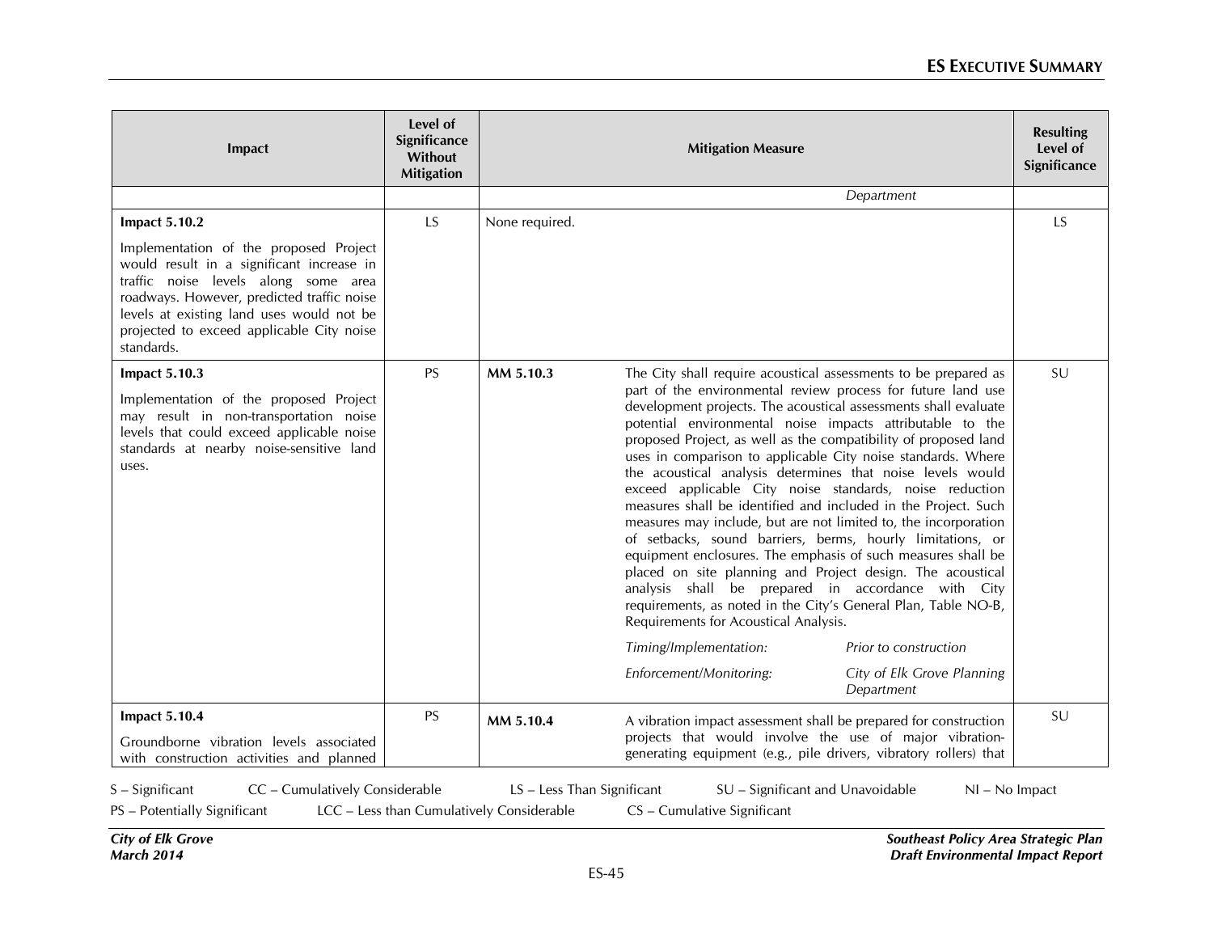| Impact | Level of Significance Without Mitigation | Mitigation Measure | | Resulting Level of Significance |
|---|---|---|---|---|
| | | | *Department* | |
| **Impact 5.10.2**<br><br>Implementation of the proposed Project would result in a significant increase in traffic noise levels along some area roadways. However, predicted traffic noise levels at existing land uses would not be projected to exceed applicable City noise standards. | LS | None required. | | LS |
| **Impact 5.10.3**<br><br>Implementation of the proposed Project may result in non-transportation noise levels that could exceed applicable noise standards at nearby noise-sensitive land uses. | PS | **MM 5.10.3** | The City shall require acoustical assessments to be prepared as part of the environmental review process for future land use development projects. The acoustical assessments shall evaluate potential environmental noise impacts attributable to the proposed Project, as well as the compatibility of proposed land uses in comparison to applicable City noise standards. Where the acoustical analysis determines that noise levels would exceed applicable City noise standards, noise reduction measures shall be identified and included in the Project. Such measures may include, but are not limited to, the incorporation of setbacks, sound barriers, berms, hourly limitations, or equipment enclosures. The emphasis of such measures shall be placed on site planning and Project design. The acoustical analysis shall be prepared in accordance with City requirements, as noted in the City's General Plan, Table NO-B, Requirements for Acoustical Analysis.<br><br>*Timing/Implementation:* *Prior to construction*<br><br>*Enforcement/Monitoring:* *City of Elk Grove Planning Department* | SU |
| **Impact 5.10.4**<br><br>Groundborne vibration levels associated with construction activities and planned | PS | **MM 5.10.4** | A vibration impact assessment shall be prepared for construction projects that would involve the use of major vibration-generating equipment (e.g., pile drivers, vibratory rollers) that | SU |

S – Significant    CC – Cumulatively Considerable    LS – Less Than Significant    SU – Significant and Unavoidable    NI – No Impact
PS – Potentially Significant    LCC – Less than Cumulatively Considerable    CS – Cumulative Significant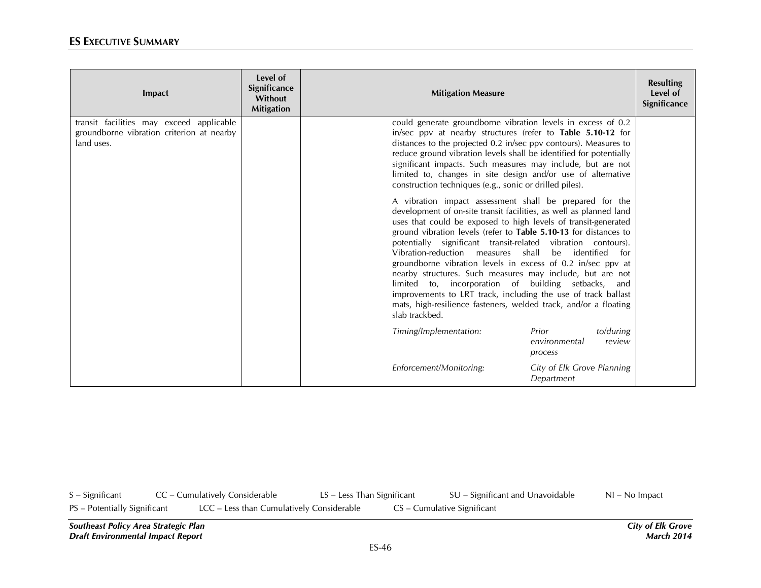| Impact | Level of Significance Without Mitigation | Mitigation Measure | Resulting Level of Significance |
|---|---|---|---|
| transit facilities may exceed applicable groundborne vibration criterion at nearby land uses. | | could generate groundborne vibration levels in excess of 0.2 in/sec ppv at nearby structures (refer to **Table 5.10-12** for distances to the projected 0.2 in/sec ppv contours). Measures to reduce ground vibration levels shall be identified for potentially significant impacts. Such measures may include, but are not limited to, changes in site design and/or use of alternative construction techniques (e.g., sonic or drilled piles).<br><br>A vibration impact assessment shall be prepared for the development of on-site transit facilities, as well as planned land uses that could be exposed to high levels of transit-generated ground vibration levels (refer to **Table 5.10-13** for distances to potentially significant transit-related vibration contours). Vibration-reduction measures shall be identified for groundborne vibration levels in excess of 0.2 in/sec ppv at nearby structures. Such measures may include, but are not limited to, incorporation of building setbacks, and improvements to LRT track, including the use of track ballast mats, high-resilience fasteners, welded track, and/or a floating slab trackbed.<br><br>*Timing/Implementation:* *Prior to/during environmental review process*<br><br>*Enforcement/Monitoring:* *City of Elk Grove Planning Department* | |

S – Significant CC – Cumulatively Considerable LS – Less Than Significant SU – Significant and Unavoidable NI – No Impact
PS – Potentially Significant LCC – Less than Cumulatively Considerable CS – Cumulative Significant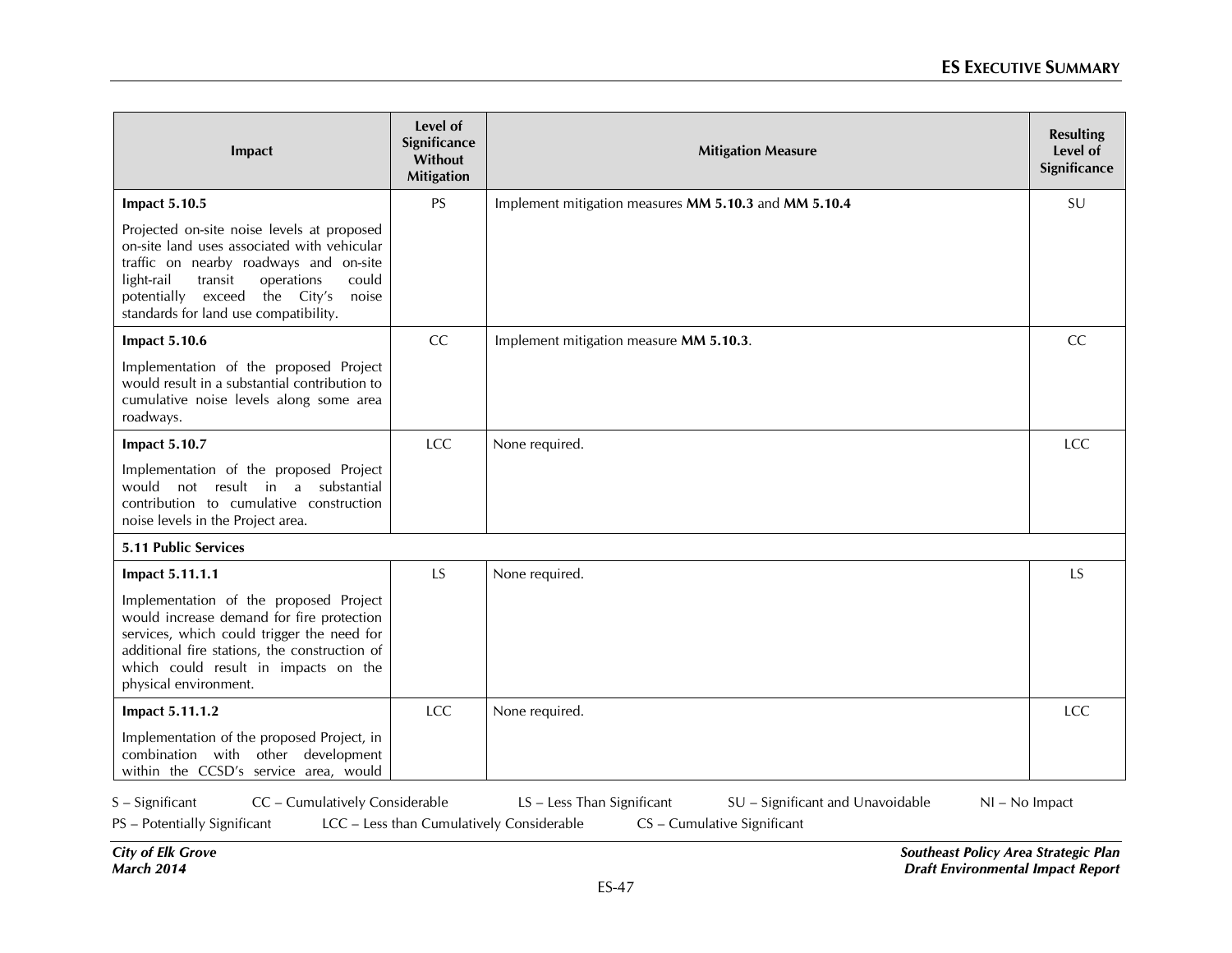| Impact | Level of Significance Without Mitigation | Mitigation Measure | Resulting Level of Significance |
|---|---|---|---|
| **Impact 5.10.5**<br><br>Projected on-site noise levels at proposed on-site land uses associated with vehicular traffic on nearby roadways and on-site light-rail transit operations could potentially exceed the City's noise standards for land use compatibility. | PS | Implement mitigation measures **MM 5.10.3** and **MM 5.10.4** | SU |
| **Impact 5.10.6**<br><br>Implementation of the proposed Project would result in a substantial contribution to cumulative noise levels along some area roadways. | CC | Implement mitigation measure **MM 5.10.3**. | CC |
| **Impact 5.10.7**<br><br>Implementation of the proposed Project would not result in a substantial contribution to cumulative construction noise levels in the Project area. | LCC | None required. | LCC |
| **5.11 Public Services** | | | |
| **Impact 5.11.1.1**<br><br>Implementation of the proposed Project would increase demand for fire protection services, which could trigger the need for additional fire stations, the construction of which could result in impacts on the physical environment. | LS | None required. | LS |
| **Impact 5.11.1.2**<br><br>Implementation of the proposed Project, in combination with other development within the CCSD's service area, would | LCC | None required. | LCC |

S – Significant CC – Cumulatively Considerable LS – Less Than Significant SU – Significant and Unavoidable NI – No Impact
PS – Potentially Significant LCC – Less than Cumulatively Considerable CS – Cumulative Significant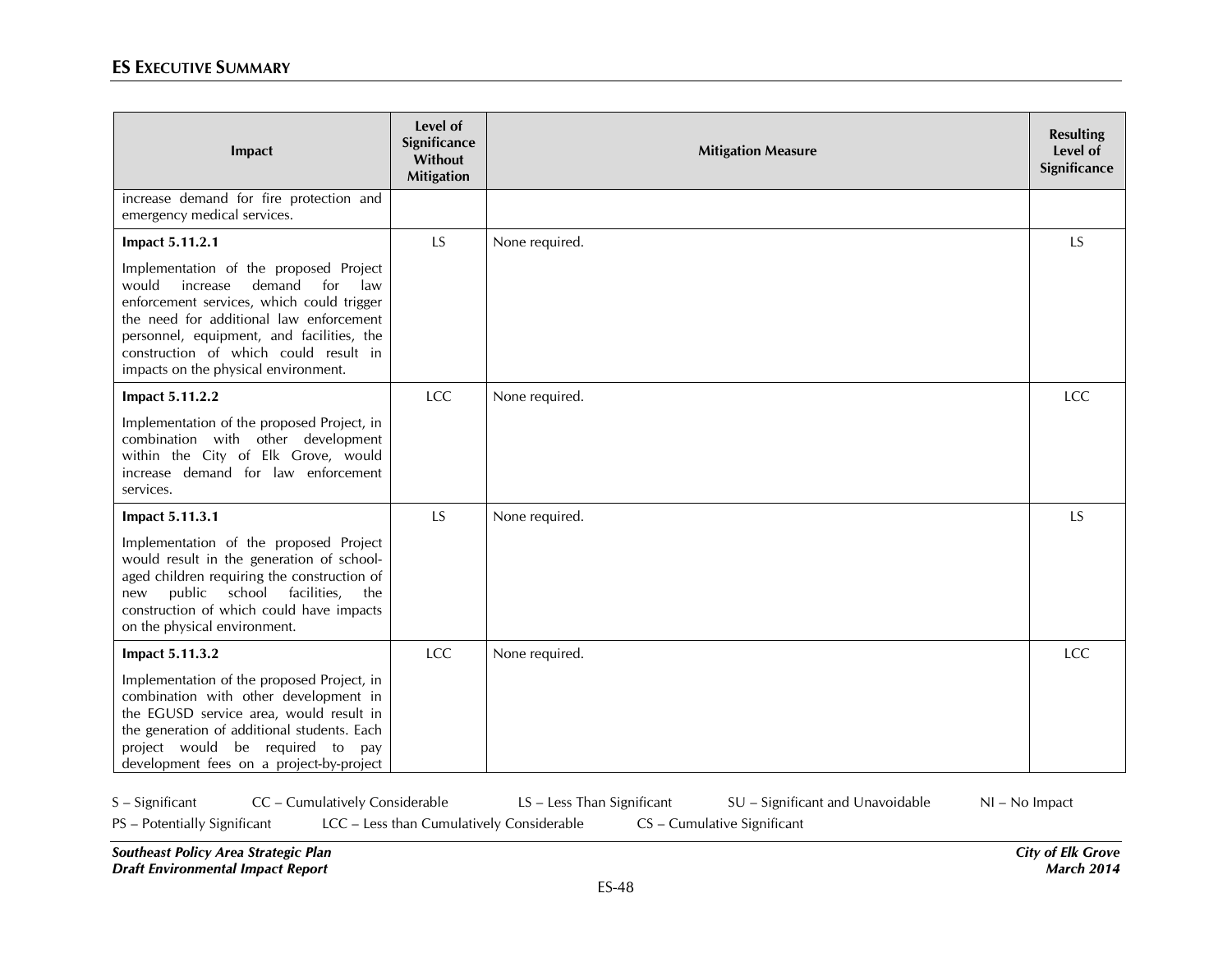| Impact | Level of Significance Without Mitigation | Mitigation Measure | Resulting Level of Significance |
|---|---|---|---|
| increase demand for fire protection and emergency medical services. | | | |
| **Impact 5.11.2.1**<br><br>Implementation of the proposed Project would increase demand for law enforcement services, which could trigger the need for additional law enforcement personnel, equipment, and facilities, the construction of which could result in impacts on the physical environment. | LS | None required. | LS |
| **Impact 5.11.2.2**<br><br>Implementation of the proposed Project, in combination with other development within the City of Elk Grove, would increase demand for law enforcement services. | LCC | None required. | LCC |
| **Impact 5.11.3.1**<br><br>Implementation of the proposed Project would result in the generation of school-aged children requiring the construction of new public school facilities, the construction of which could have impacts on the physical environment. | LS | None required. | LS |
| **Impact 5.11.3.2**<br><br>Implementation of the proposed Project, in combination with other development in the EGUSD service area, would result in the generation of additional students. Each project would be required to pay development fees on a project-by-project | LCC | None required. | LCC |

S – Significant CC – Cumulatively Considerable LS – Less Than Significant SU – Significant and Unavoidable NI – No Impact
PS – Potentially Significant LCC – Less than Cumulatively Considerable CS – Cumulative Significant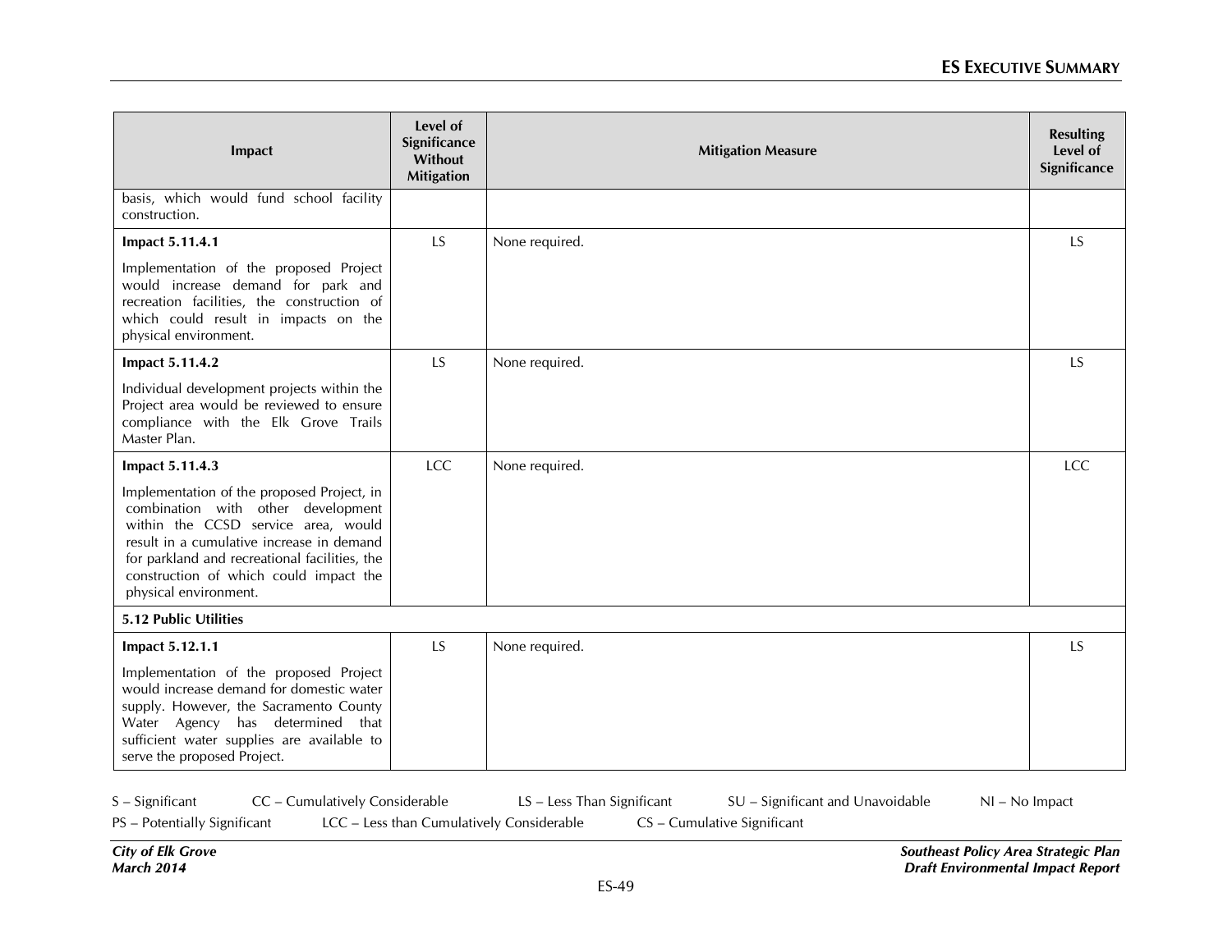| Impact | Level of Significance Without Mitigation | Mitigation Measure | Resulting Level of Significance |
|---|---|---|---|
| basis, which would fund school facility construction. | | | |
| **Impact 5.11.4.1**<br><br>Implementation of the proposed Project would increase demand for park and recreation facilities, the construction of which could result in impacts on the physical environment. | LS | None required. | LS |
| **Impact 5.11.4.2**<br><br>Individual development projects within the Project area would be reviewed to ensure compliance with the Elk Grove Trails Master Plan. | LS | None required. | LS |
| **Impact 5.11.4.3**<br><br>Implementation of the proposed Project, in combination with other development within the CCSD service area, would result in a cumulative increase in demand for parkland and recreational facilities, the construction of which could impact the physical environment. | LCC | None required. | LCC |
| **5.12 Public Utilities** | | | |
| **Impact 5.12.1.1**<br><br>Implementation of the proposed Project would increase demand for domestic water supply. However, the Sacramento County Water Agency has determined that sufficient water supplies are available to serve the proposed Project. | LS | None required. | LS |

S – Significant CC – Cumulatively Considerable LS – Less Than Significant SU – Significant and Unavoidable NI – No Impact
PS – Potentially Significant LCC – Less than Cumulatively Considerable CS – Cumulative Significant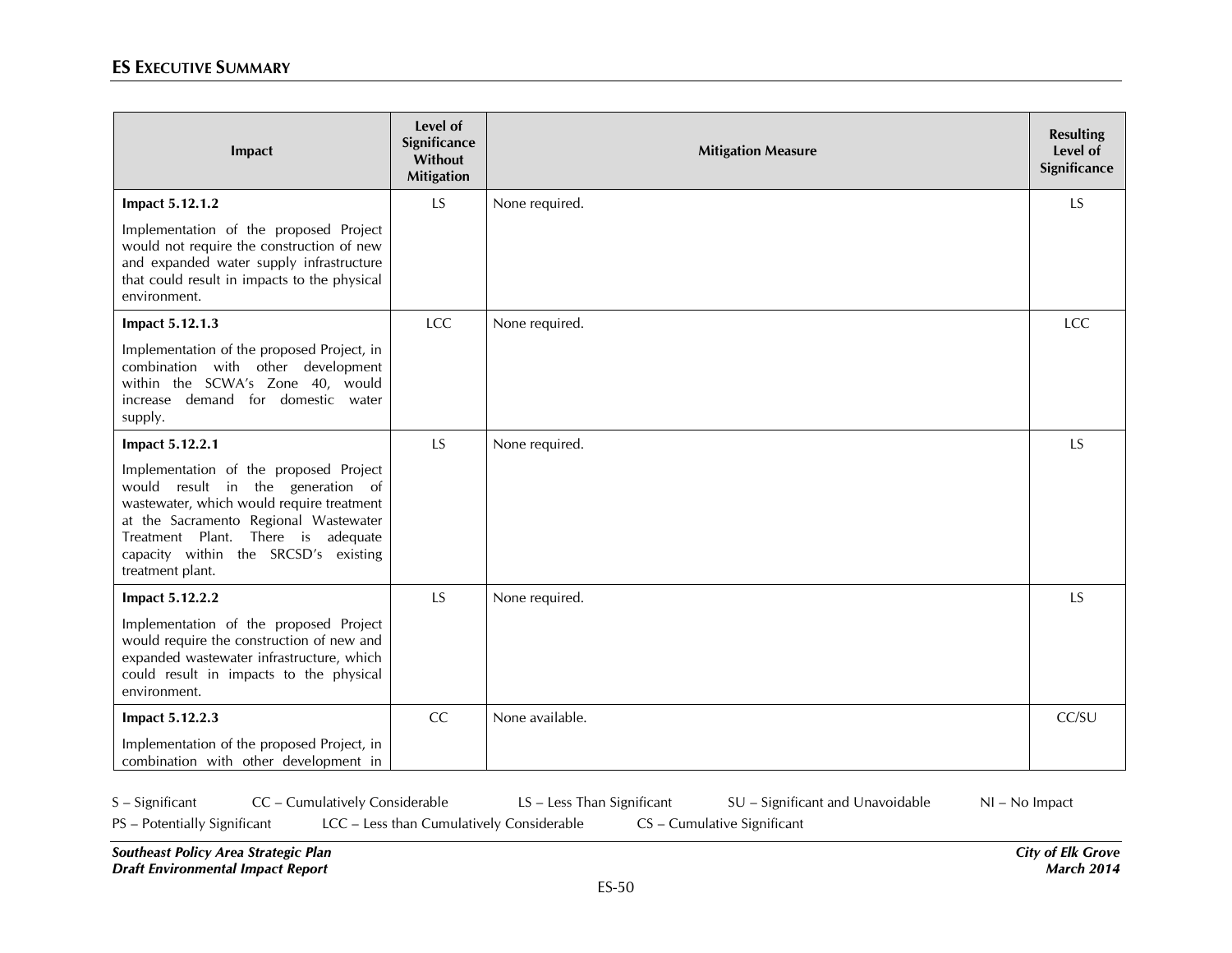| Impact | Level of Significance Without Mitigation | Mitigation Measure | Resulting Level of Significance |
|---|---|---|---|
| **Impact 5.12.1.2**<br><br>Implementation of the proposed Project would not require the construction of new and expanded water supply infrastructure that could result in impacts to the physical environment. | LS | None required. | LS |
| **Impact 5.12.1.3**<br><br>Implementation of the proposed Project, in combination with other development within the SCWA's Zone 40, would increase demand for domestic water supply. | LCC | None required. | LCC |
| **Impact 5.12.2.1**<br><br>Implementation of the proposed Project would result in the generation of wastewater, which would require treatment at the Sacramento Regional Wastewater Treatment Plant. There is adequate capacity within the SRCSD's existing treatment plant. | LS | None required. | LS |
| **Impact 5.12.2.2**<br><br>Implementation of the proposed Project would require the construction of new and expanded wastewater infrastructure, which could result in impacts to the physical environment. | LS | None required. | LS |
| **Impact 5.12.2.3**<br><br>Implementation of the proposed Project, in combination with other development in | CC | None available. | CC/SU |

S – Significant  CC – Cumulatively Considerable  LS – Less Than Significant  SU – Significant and Unavoidable  NI – No Impact
PS – Potentially Significant  LCC – Less than Cumulatively Considerable  CS – Cumulative Significant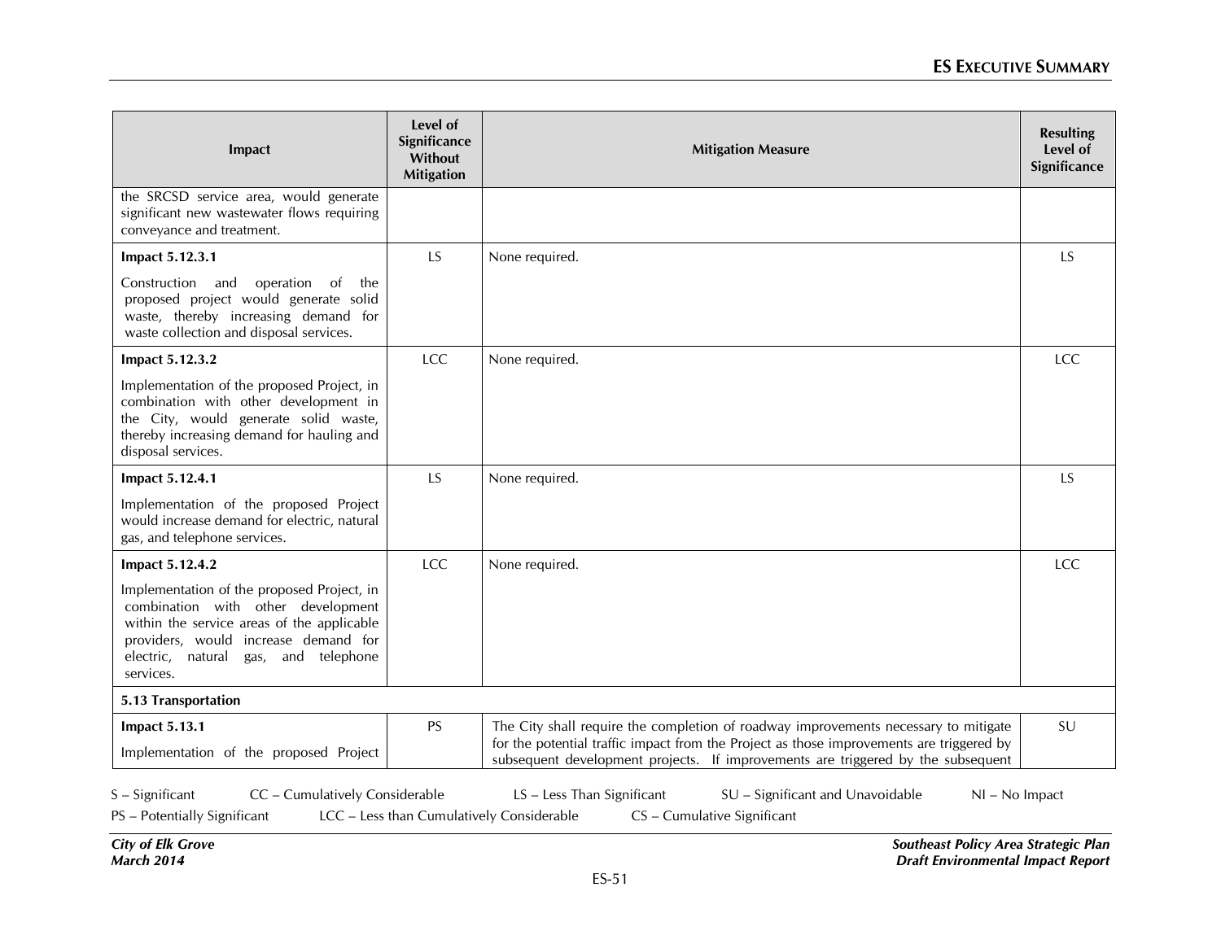| Impact | Level of Significance Without Mitigation | Mitigation Measure | Resulting Level of Significance |
|---|---|---|---|
| the SRCSD service area, would generate significant new wastewater flows requiring conveyance and treatment. | | | |
| **Impact 5.12.3.1**<br><br>Construction and operation of the proposed project would generate solid waste, thereby increasing demand for waste collection and disposal services. | LS | None required. | LS |
| **Impact 5.12.3.2**<br><br>Implementation of the proposed Project, in combination with other development in the City, would generate solid waste, thereby increasing demand for hauling and disposal services. | LCC | None required. | LCC |
| **Impact 5.12.4.1**<br><br>Implementation of the proposed Project would increase demand for electric, natural gas, and telephone services. | LS | None required. | LS |
| **Impact 5.12.4.2**<br><br>Implementation of the proposed Project, in combination with other development within the service areas of the applicable providers, would increase demand for electric, natural gas, and telephone services. | LCC | None required. | LCC |
| **5.13 Transportation** | | | |
| **Impact 5.13.1**<br><br>Implementation of the proposed Project | PS | The City shall require the completion of roadway improvements necessary to mitigate for the potential traffic impact from the Project as those improvements are triggered by subsequent development projects. If improvements are triggered by the subsequent | SU |

S – Significant CC – Cumulatively Considerable LS – Less Than Significant SU – Significant and Unavoidable NI – No Impact
PS – Potentially Significant LCC – Less than Cumulatively Considerable CS – Cumulative Significant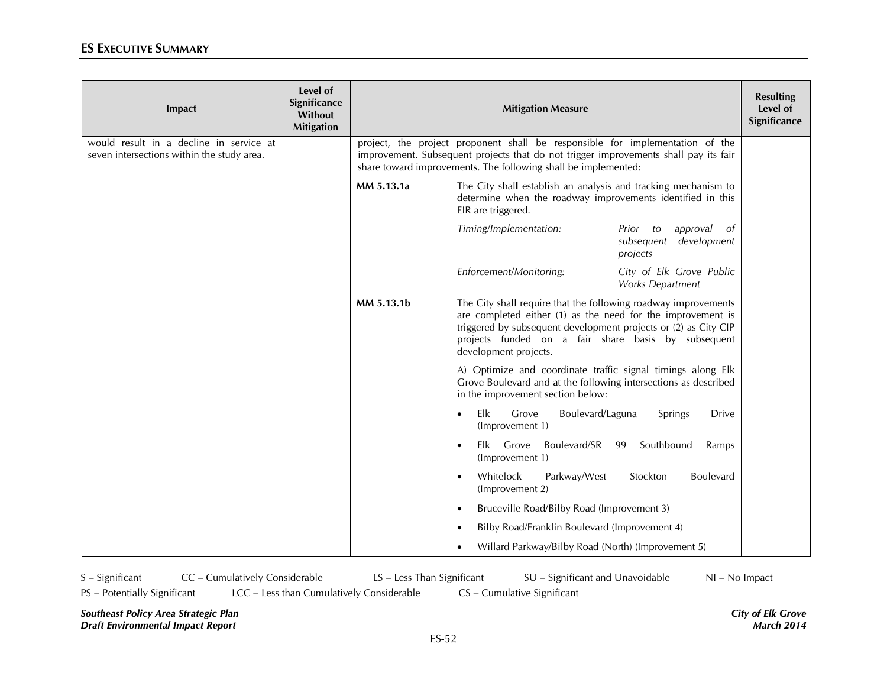| Impact | Level of Significance Without Mitigation | Mitigation Measure | Resulting Level of Significance |
|---|---|---|---|
| would result in a decline in service at seven intersections within the study area. | | project, the project proponent shall be responsible for implementation of the improvement. Subsequent projects that do not trigger improvements shall pay its fair share toward improvements. The following shall be implemented:<br><br>**MM 5.13.1a** The City shall establish an analysis and tracking mechanism to determine when the roadway improvements identified in this EIR are triggered.<br><br>*Timing/Implementation:* *Prior to approval of subsequent development projects*<br><br>*Enforcement/Monitoring:* *City of Elk Grove Public Works Department*<br><br>**MM 5.13.1b** The City shall require that the following roadway improvements are completed either (1) as the need for the improvement is triggered by subsequent development projects or (2) as City CIP projects funded on a fair share basis by subsequent development projects.<br><br>A) Optimize and coordinate traffic signal timings along Elk Grove Boulevard and at the following intersections as described in the improvement section below:<br><br>• Elk Grove Boulevard/Laguna Springs Drive (Improvement 1)<br>• Elk Grove Boulevard/SR 99 Southbound Ramps (Improvement 1)<br>• Whitelock Parkway/West Stockton Boulevard (Improvement 2)<br>• Bruceville Road/Bilby Road (Improvement 3)<br>• Bilby Road/Franklin Boulevard (Improvement 4)<br>• Willard Parkway/Bilby Road (North) (Improvement 5) | |

S – Significant  CC – Cumulatively Considerable  LS – Less Than Significant  SU – Significant and Unavoidable  NI – No Impact
PS – Potentially Significant  LCC – Less than Cumulatively Considerable  CS – Cumulative Significant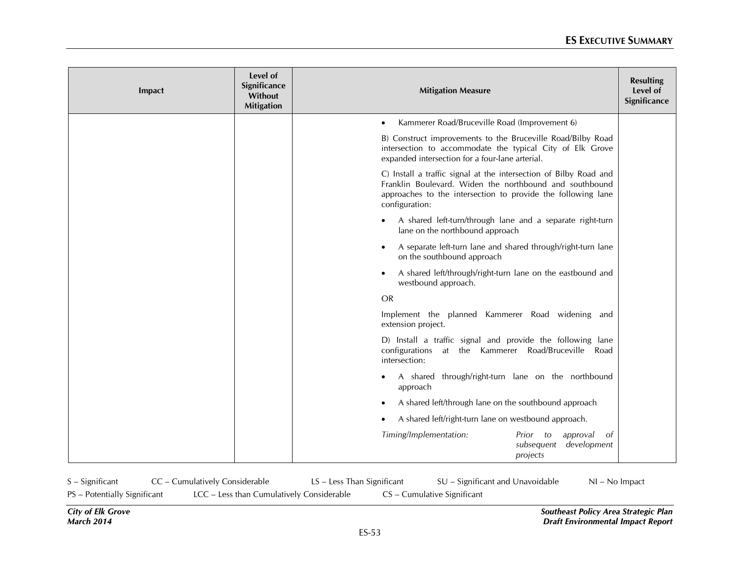| Impact | Level of Significance Without Mitigation | Mitigation Measure | Resulting Level of Significance |
|---|---|---|---|
| | | • Kammerer Road/Bruceville Road (Improvement 6)<br><br>B) Construct improvements to the Bruceville Road/Bilby Road intersection to accommodate the typical City of Elk Grove expanded intersection for a four-lane arterial.<br><br>C) Install a traffic signal at the intersection of Bilby Road and Franklin Boulevard. Widen the northbound and southbound approaches to the intersection to provide the following lane configuration:<br><br>• A shared left-turn/through lane and a separate right-turn lane on the northbound approach<br><br>• A separate left-turn lane and shared through/right-turn lane on the southbound approach<br><br>• A shared left/through/right-turn lane on the eastbound and westbound approach.<br><br>OR<br><br>Implement the planned Kammerer Road widening and extension project.<br><br>D) Install a traffic signal and provide the following lane configurations at the Kammerer Road/Bruceville Road intersection:<br><br>• A shared through/right-turn lane on the northbound approach<br><br>• A shared left/through lane on the southbound approach<br><br>• A shared left/right-turn lane on westbound approach.<br><br>*Timing/Implementation:* *Prior to approval of subsequent development projects* | |

S – Significant    CC – Cumulatively Considerable    LS – Less Than Significant    SU – Significant and Unavoidable    NI – No Impact
PS – Potentially Significant    LCC – Less than Cumulatively Considerable    CS – Cumulative Significant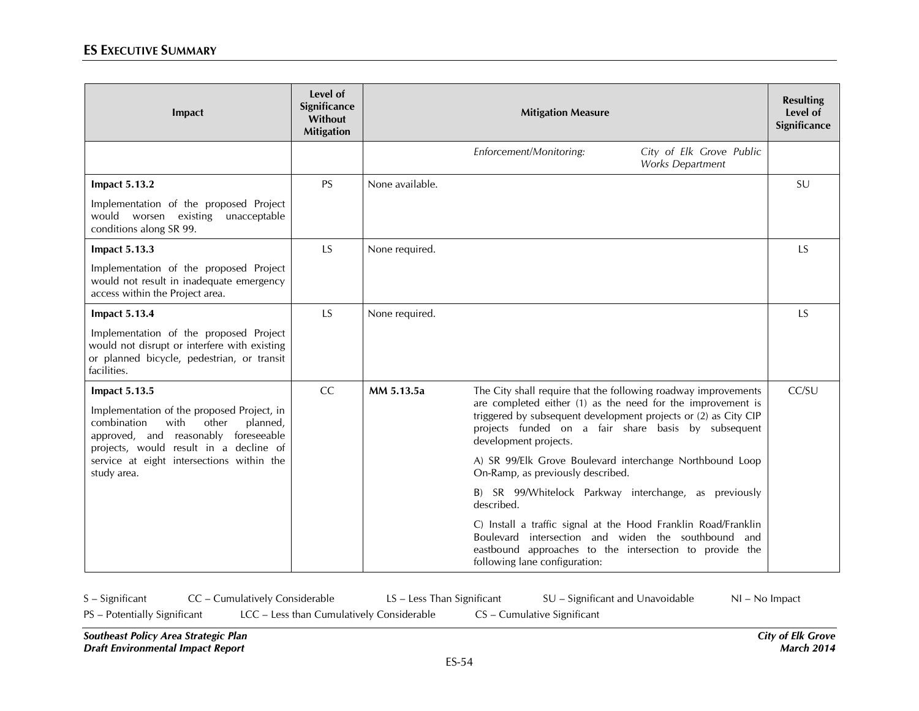| Impact | Level of Significance Without Mitigation | Mitigation Measure | | Resulting Level of Significance |
|---|---|---|---|---|
| | | | *Enforcement/Monitoring:* *City of Elk Grove Public Works Department* | |
| **Impact 5.13.2**<br><br>Implementation of the proposed Project would worsen existing unacceptable conditions along SR 99. | PS | None available. | | SU |
| **Impact 5.13.3**<br><br>Implementation of the proposed Project would not result in inadequate emergency access within the Project area. | LS | None required. | | LS |
| **Impact 5.13.4**<br><br>Implementation of the proposed Project would not disrupt or interfere with existing or planned bicycle, pedestrian, or transit facilities. | LS | None required. | | LS |
| **Impact 5.13.5**<br><br>Implementation of the proposed Project, in combination with other planned, approved, and reasonably foreseeable projects, would result in a decline of service at eight intersections within the study area. | CC | **MM 5.13.5a** | The City shall require that the following roadway improvements are completed either (1) as the need for the improvement is triggered by subsequent development projects or (2) as City CIP projects funded on a fair share basis by subsequent development projects.<br><br>A) SR 99/Elk Grove Boulevard interchange Northbound Loop On-Ramp, as previously described.<br><br>B) SR 99/Whitelock Parkway interchange, as previously described.<br><br>C) Install a traffic signal at the Hood Franklin Road/Franklin Boulevard intersection and widen the southbound and eastbound approaches to the intersection to provide the following lane configuration: | CC/SU |

S – Significant CC – Cumulatively Considerable LS – Less Than Significant SU – Significant and Unavoidable NI – No Impact
PS – Potentially Significant LCC – Less than Cumulatively Considerable CS – Cumulative Significant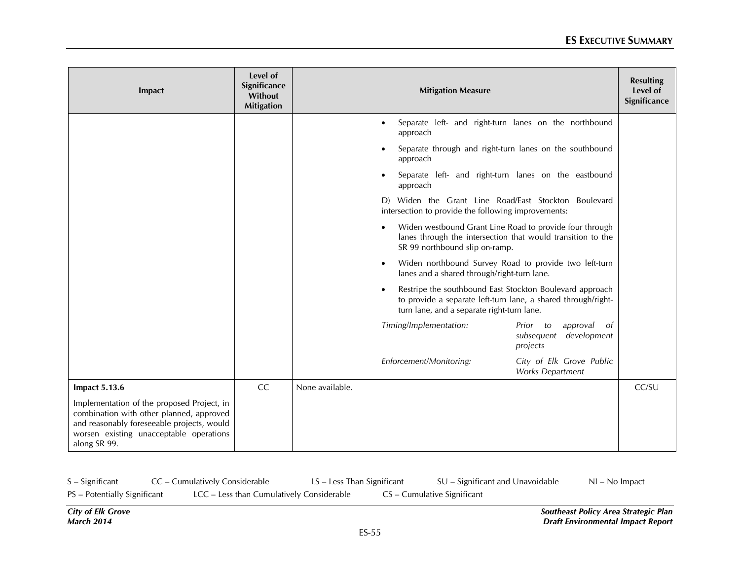| Impact | Level of Significance Without Mitigation | Mitigation Measure | Resulting Level of Significance |
|---|---|---|---|
| | | • Separate left- and right-turn lanes on the northbound approach<br>• Separate through and right-turn lanes on the southbound approach<br>• Separate left- and right-turn lanes on the eastbound approach<br><br>D) Widen the Grant Line Road/East Stockton Boulevard intersection to provide the following improvements:<br>• Widen westbound Grant Line Road to provide four through lanes through the intersection that would transition to the SR 99 northbound slip on-ramp.<br>• Widen northbound Survey Road to provide two left-turn lanes and a shared through/right-turn lane.<br>• Restripe the southbound East Stockton Boulevard approach to provide a separate left-turn lane, a shared through/right-turn lane, and a separate right-turn lane.<br><br>*Timing/Implementation:* *Prior to approval of subsequent development projects*<br><br>*Enforcement/Monitoring:* *City of Elk Grove Public Works Department* | |
| **Impact 5.13.6**<br><br>Implementation of the proposed Project, in combination with other planned, approved and reasonably foreseeable projects, would worsen existing unacceptable operations along SR 99. | CC | None available. | CC/SU |

S – Significant CC – Cumulatively Considerable LS – Less Than Significant SU – Significant and Unavoidable NI – No Impact
PS – Potentially Significant LCC – Less than Cumulatively Considerable CS – Cumulative Significant